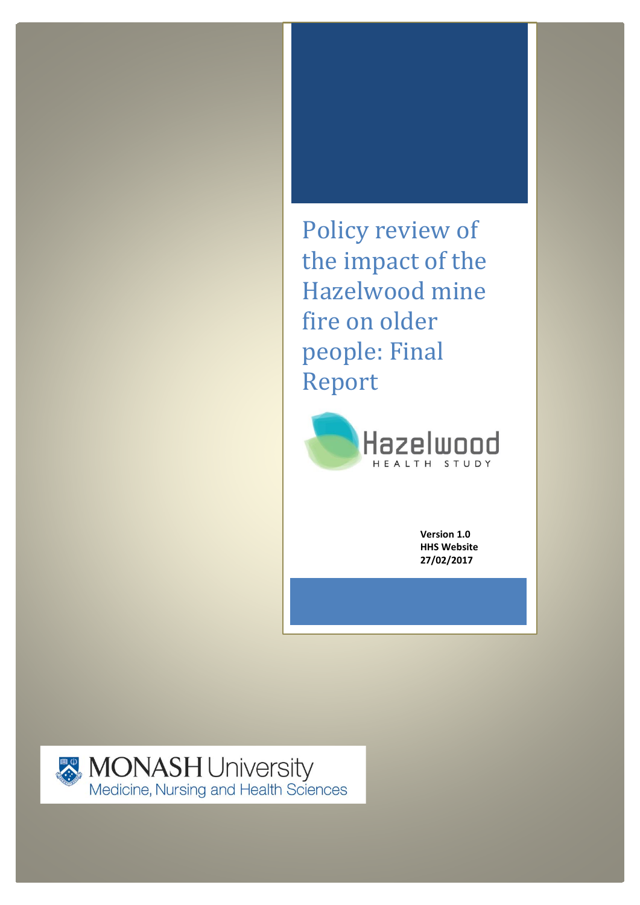# Policy review of the impact of the Hazelwood mine fire on older people: Final Report

Hazelwood HEALTH STUDY

**Version 1.0**
**HHS Website**
**27/02/2017**

MONASH University
Medicine, Nursing and Health Sciences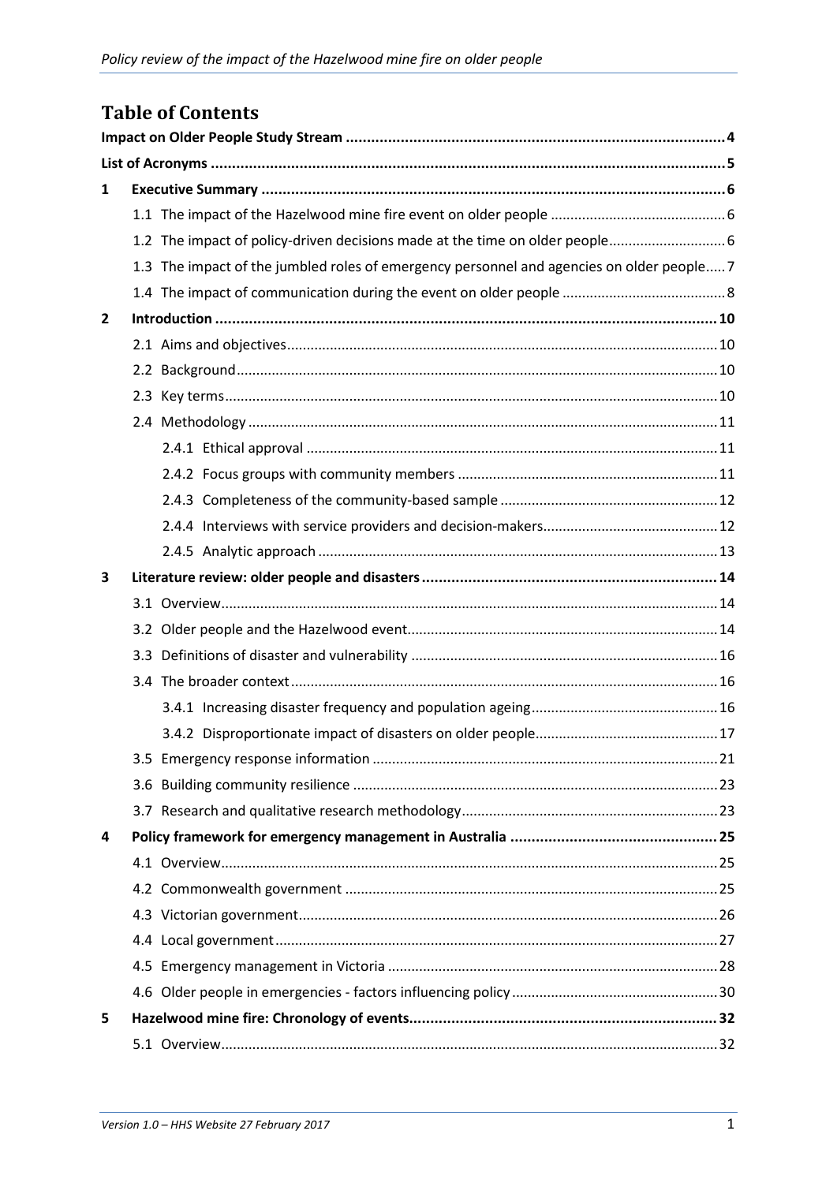# Table of Contents

Impact on Older People Study Stream ..... 4

List of Acronyms ..... 5

1 Executive Summary ..... 6

- 1.1 The impact of the Hazelwood mine fire event on older people ..... 6
- 1.2 The impact of policy-driven decisions made at the time on older people ..... 6
- 1.3 The impact of the jumbled roles of emergency personnel and agencies on older people ..... 7
- 1.4 The impact of communication during the event on older people ..... 8

2 Introduction ..... 10

- 2.1 Aims and objectives ..... 10
- 2.2 Background ..... 10
- 2.3 Key terms ..... 10
- 2.4 Methodology ..... 11
  - 2.4.1 Ethical approval ..... 11
  - 2.4.2 Focus groups with community members ..... 11
  - 2.4.3 Completeness of the community-based sample ..... 12
  - 2.4.4 Interviews with service providers and decision-makers ..... 12
  - 2.4.5 Analytic approach ..... 13

3 Literature review: older people and disasters ..... 14

- 3.1 Overview ..... 14
- 3.2 Older people and the Hazelwood event ..... 14
- 3.3 Definitions of disaster and vulnerability ..... 16
- 3.4 The broader context ..... 16
  - 3.4.1 Increasing disaster frequency and population ageing ..... 16
  - 3.4.2 Disproportionate impact of disasters on older people ..... 17
- 3.5 Emergency response information ..... 21
- 3.6 Building community resilience ..... 23
- 3.7 Research and qualitative research methodology ..... 23

4 Policy framework for emergency management in Australia ..... 25

- 4.1 Overview ..... 25
- 4.2 Commonwealth government ..... 25
- 4.3 Victorian government ..... 26
- 4.4 Local government ..... 27
- 4.5 Emergency management in Victoria ..... 28
- 4.6 Older people in emergencies - factors influencing policy ..... 30

5 Hazelwood mine fire: Chronology of events ..... 32

- 5.1 Overview ..... 32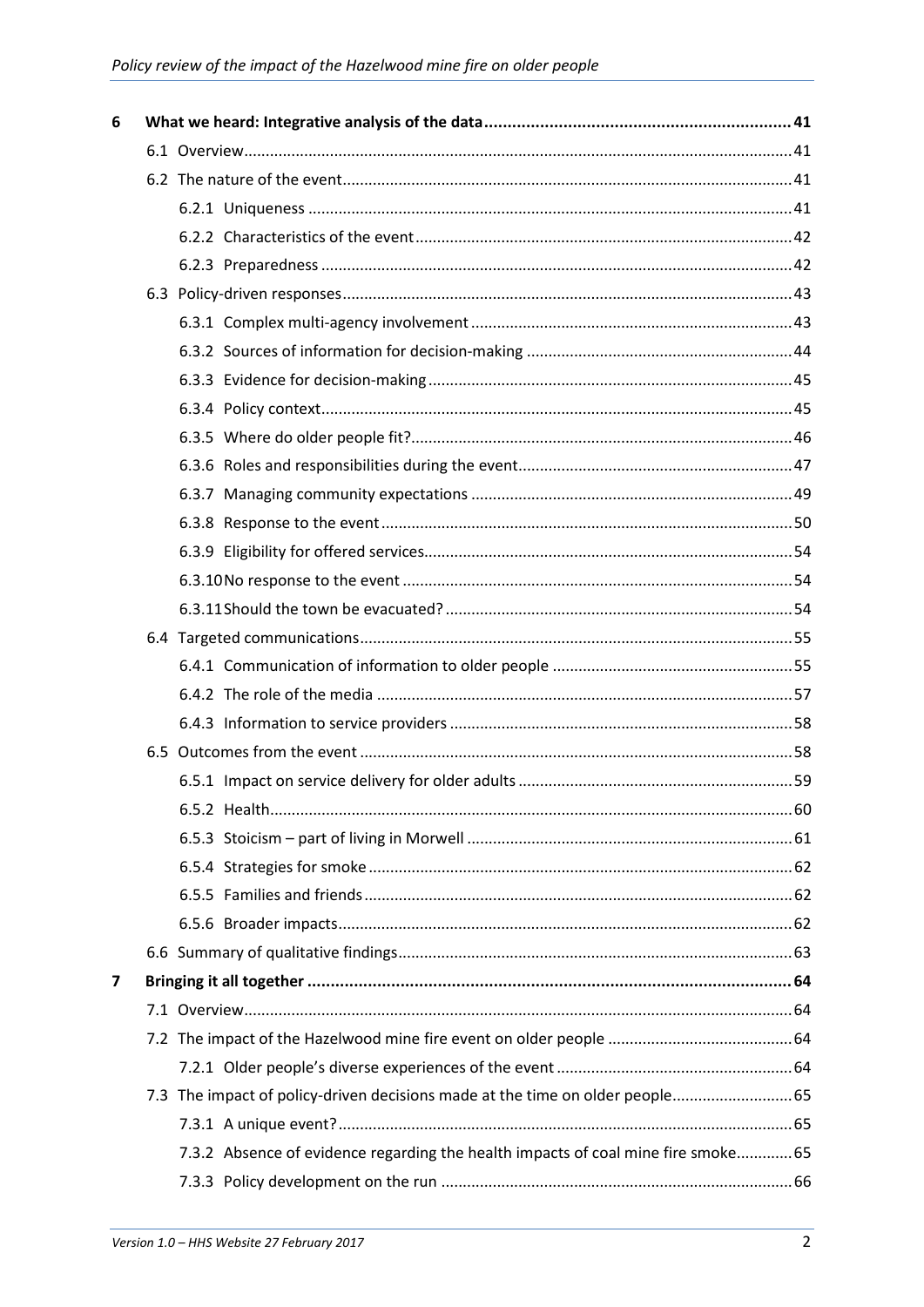| | | |
|---|---|---|
| **6** | **What we heard: Integrative analysis of the data** | **41** |
| | 6.1 Overview | 41 |
| | 6.2 The nature of the event | 41 |
| | 6.2.1 Uniqueness | 41 |
| | 6.2.2 Characteristics of the event | 42 |
| | 6.2.3 Preparedness | 42 |
| | 6.3 Policy-driven responses | 43 |
| | 6.3.1 Complex multi-agency involvement | 43 |
| | 6.3.2 Sources of information for decision-making | 44 |
| | 6.3.3 Evidence for decision-making | 45 |
| | 6.3.4 Policy context | 45 |
| | 6.3.5 Where do older people fit? | 46 |
| | 6.3.6 Roles and responsibilities during the event | 47 |
| | 6.3.7 Managing community expectations | 49 |
| | 6.3.8 Response to the event | 50 |
| | 6.3.9 Eligibility for offered services | 54 |
| | 6.3.10 No response to the event | 54 |
| | 6.3.11 Should the town be evacuated? | 54 |
| | 6.4 Targeted communications | 55 |
| | 6.4.1 Communication of information to older people | 55 |
| | 6.4.2 The role of the media | 57 |
| | 6.4.3 Information to service providers | 58 |
| | 6.5 Outcomes from the event | 58 |
| | 6.5.1 Impact on service delivery for older adults | 59 |
| | 6.5.2 Health | 60 |
| | 6.5.3 Stoicism – part of living in Morwell | 61 |
| | 6.5.4 Strategies for smoke | 62 |
| | 6.5.5 Families and friends | 62 |
| | 6.5.6 Broader impacts | 62 |
| | 6.6 Summary of qualitative findings | 63 |
| **7** | **Bringing it all together** | **64** |
| | 7.1 Overview | 64 |
| | 7.2 The impact of the Hazelwood mine fire event on older people | 64 |
| | 7.2.1 Older people's diverse experiences of the event | 64 |
| | 7.3 The impact of policy-driven decisions made at the time on older people | 65 |
| | 7.3.1 A unique event? | 65 |
| | 7.3.2 Absence of evidence regarding the health impacts of coal mine fire smoke | 65 |
| | 7.3.3 Policy development on the run | 66 |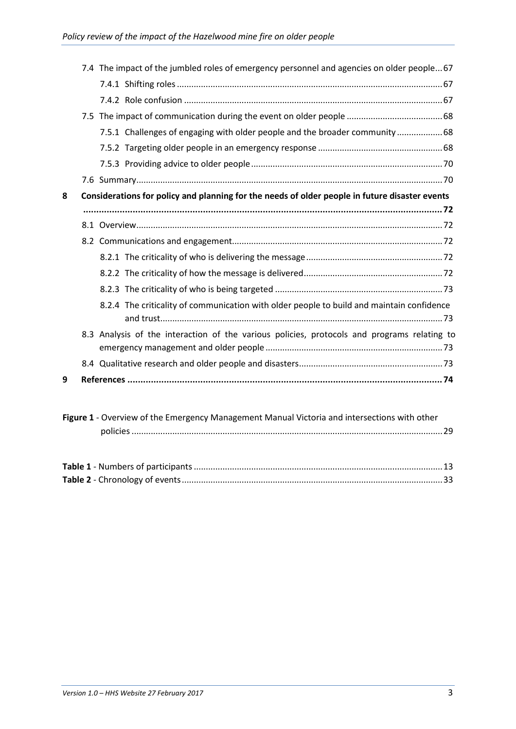7.4 The impact of the jumbled roles of emergency personnel and agencies on older people ... 67

7.4.1 Shifting roles ... 67

7.4.2 Role confusion ... 67

7.5 The impact of communication during the event on older people ... 68

7.5.1 Challenges of engaging with older people and the broader community ... 68

7.5.2 Targeting older people in an emergency response ... 68

7.5.3 Providing advice to older people ... 70

7.6 Summary ... 70

**8 Considerations for policy and planning for the needs of older people in future disaster events ... 72**

8.1 Overview ... 72

8.2 Communications and engagement ... 72

8.2.1 The criticality of who is delivering the message ... 72

8.2.2 The criticality of how the message is delivered ... 72

8.2.3 The criticality of who is being targeted ... 73

8.2.4 The criticality of communication with older people to build and maintain confidence and trust ... 73

8.3 Analysis of the interaction of the various policies, protocols and programs relating to emergency management and older people ... 73

8.4 Qualitative research and older people and disasters ... 73

**9 References ... 74**

**Figure 1** - Overview of the Emergency Management Manual Victoria and intersections with other policies ... 29

**Table 1** - Numbers of participants ... 13

**Table 2** - Chronology of events ... 33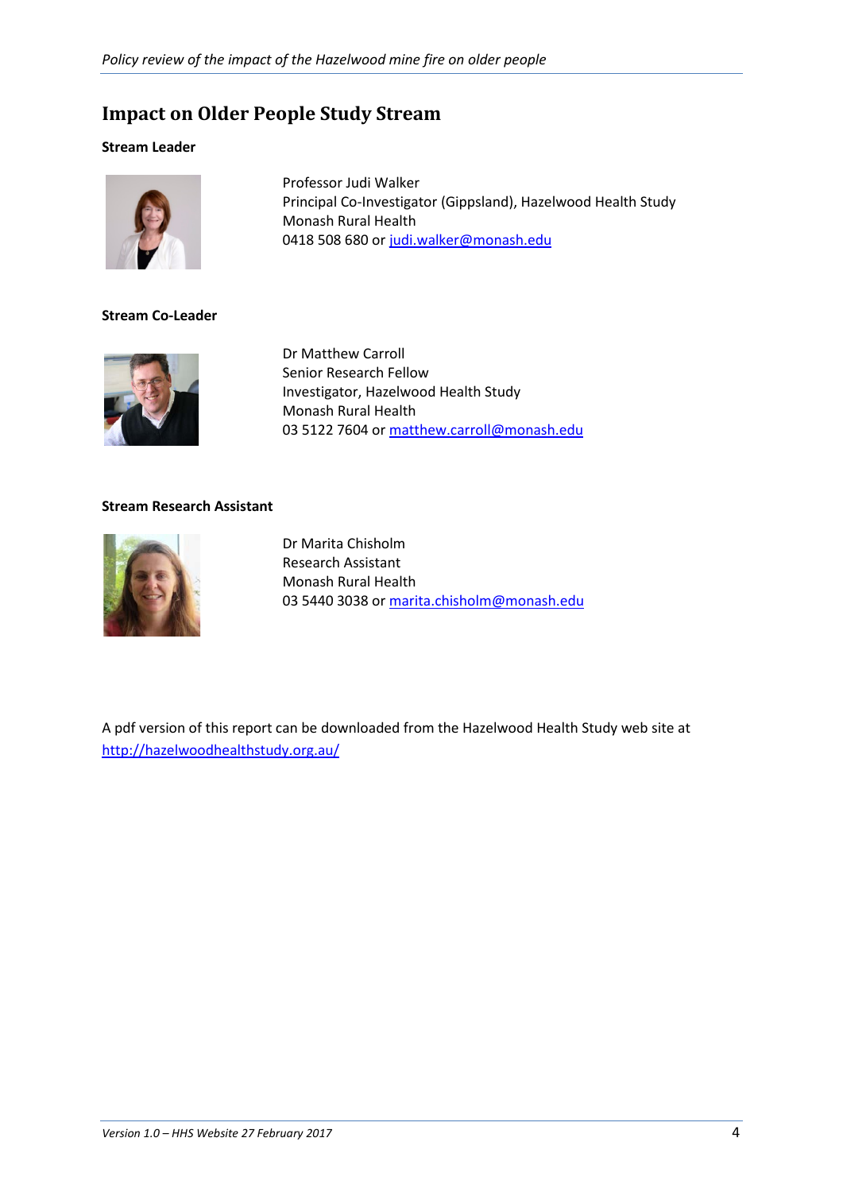## Impact on Older People Study Stream

**Stream Leader**

Professor Judi Walker
Principal Co-Investigator (Gippsland), Hazelwood Health Study
Monash Rural Health
0418 508 680 or judi.walker@monash.edu

**Stream Co-Leader**

Dr Matthew Carroll
Senior Research Fellow
Investigator, Hazelwood Health Study
Monash Rural Health
03 5122 7604 or matthew.carroll@monash.edu

**Stream Research Assistant**

Dr Marita Chisholm
Research Assistant
Monash Rural Health
03 5440 3038 or marita.chisholm@monash.edu

A pdf version of this report can be downloaded from the Hazelwood Health Study web site at http://hazelwoodhealthstudy.org.au/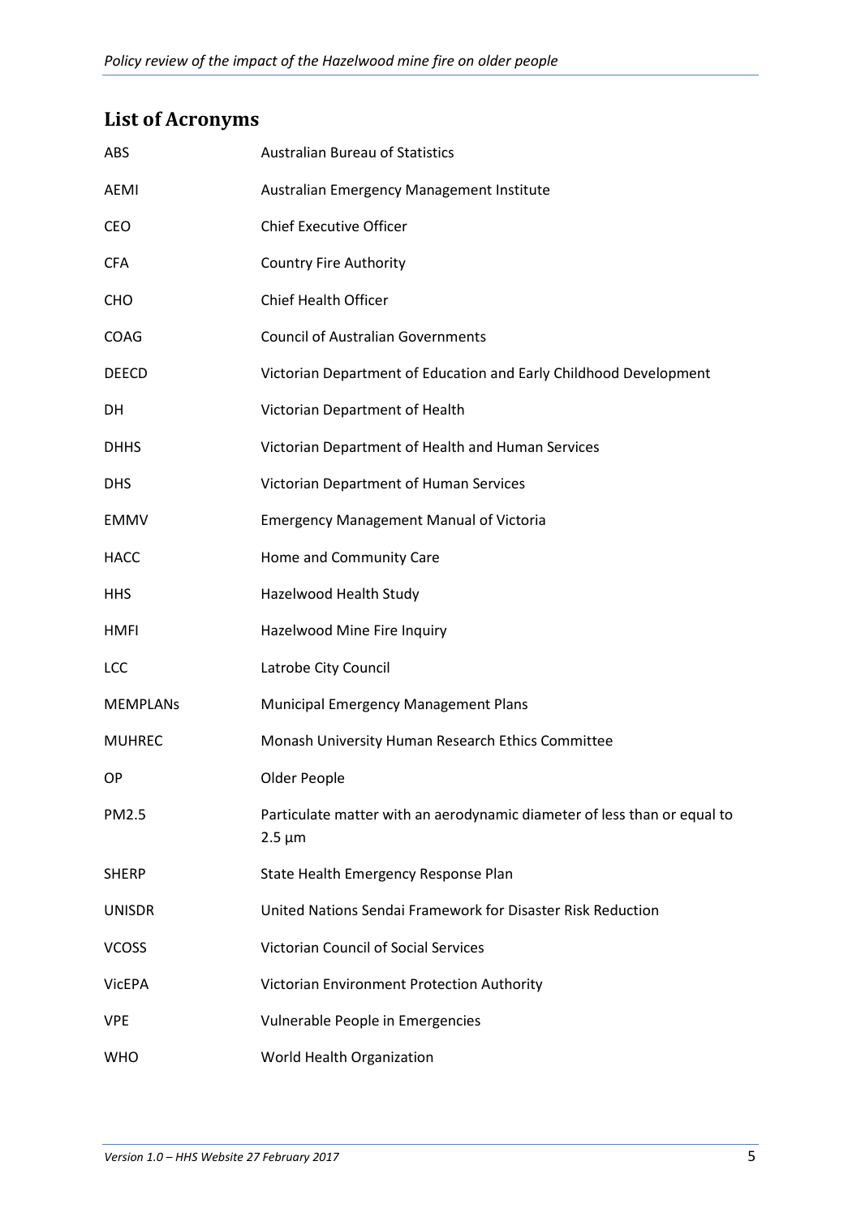## List of Acronyms

| | |
|---|---|
| ABS | Australian Bureau of Statistics |
| AEMI | Australian Emergency Management Institute |
| CEO | Chief Executive Officer |
| CFA | Country Fire Authority |
| CHO | Chief Health Officer |
| COAG | Council of Australian Governments |
| DEECD | Victorian Department of Education and Early Childhood Development |
| DH | Victorian Department of Health |
| DHHS | Victorian Department of Health and Human Services |
| DHS | Victorian Department of Human Services |
| EMMV | Emergency Management Manual of Victoria |
| HACC | Home and Community Care |
| HHS | Hazelwood Health Study |
| HMFI | Hazelwood Mine Fire Inquiry |
| LCC | Latrobe City Council |
| MEMPLANs | Municipal Emergency Management Plans |
| MUHREC | Monash University Human Research Ethics Committee |
| OP | Older People |
| PM2.5 | Particulate matter with an aerodynamic diameter of less than or equal to 2.5 µm |
| SHERP | State Health Emergency Response Plan |
| UNISDR | United Nations Sendai Framework for Disaster Risk Reduction |
| VCOSS | Victorian Council of Social Services |
| VicEPA | Victorian Environment Protection Authority |
| VPE | Vulnerable People in Emergencies |
| WHO | World Health Organization |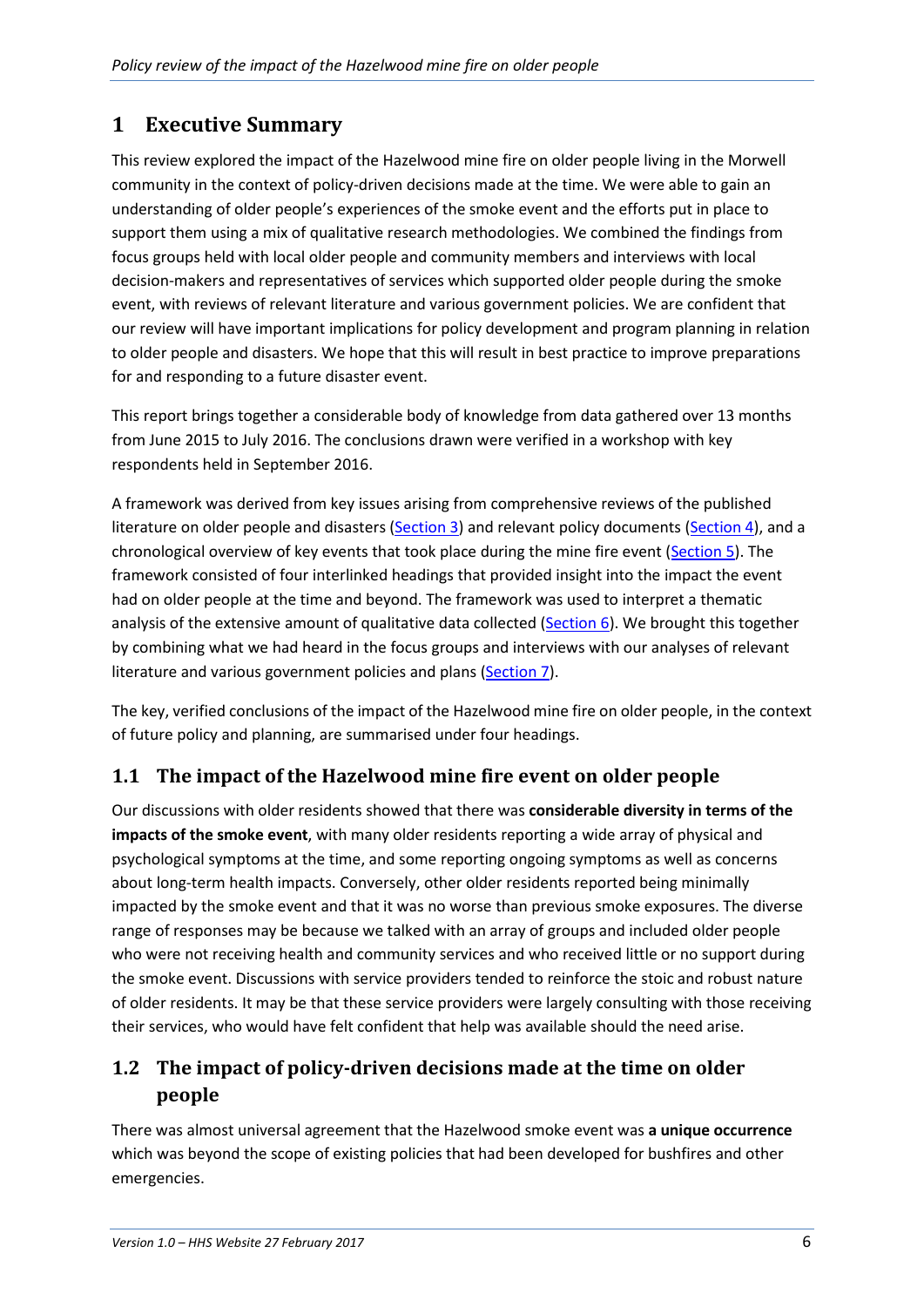# 1 Executive Summary

This review explored the impact of the Hazelwood mine fire on older people living in the Morwell community in the context of policy-driven decisions made at the time. We were able to gain an understanding of older people's experiences of the smoke event and the efforts put in place to support them using a mix of qualitative research methodologies. We combined the findings from focus groups held with local older people and community members and interviews with local decision-makers and representatives of services which supported older people during the smoke event, with reviews of relevant literature and various government policies. We are confident that our review will have important implications for policy development and program planning in relation to older people and disasters. We hope that this will result in best practice to improve preparations for and responding to a future disaster event.

This report brings together a considerable body of knowledge from data gathered over 13 months from June 2015 to July 2016. The conclusions drawn were verified in a workshop with key respondents held in September 2016.

A framework was derived from key issues arising from comprehensive reviews of the published literature on older people and disasters (Section 3) and relevant policy documents (Section 4), and a chronological overview of key events that took place during the mine fire event (Section 5). The framework consisted of four interlinked headings that provided insight into the impact the event had on older people at the time and beyond. The framework was used to interpret a thematic analysis of the extensive amount of qualitative data collected (Section 6). We brought this together by combining what we had heard in the focus groups and interviews with our analyses of relevant literature and various government policies and plans (Section 7).

The key, verified conclusions of the impact of the Hazelwood mine fire on older people, in the context of future policy and planning, are summarised under four headings.

## 1.1 The impact of the Hazelwood mine fire event on older people

Our discussions with older residents showed that there was **considerable diversity in terms of the impacts of the smoke event**, with many older residents reporting a wide array of physical and psychological symptoms at the time, and some reporting ongoing symptoms as well as concerns about long-term health impacts. Conversely, other older residents reported being minimally impacted by the smoke event and that it was no worse than previous smoke exposures. The diverse range of responses may be because we talked with an array of groups and included older people who were not receiving health and community services and who received little or no support during the smoke event. Discussions with service providers tended to reinforce the stoic and robust nature of older residents. It may be that these service providers were largely consulting with those receiving their services, who would have felt confident that help was available should the need arise.

## 1.2 The impact of policy-driven decisions made at the time on older people

There was almost universal agreement that the Hazelwood smoke event was **a unique occurrence** which was beyond the scope of existing policies that had been developed for bushfires and other emergencies.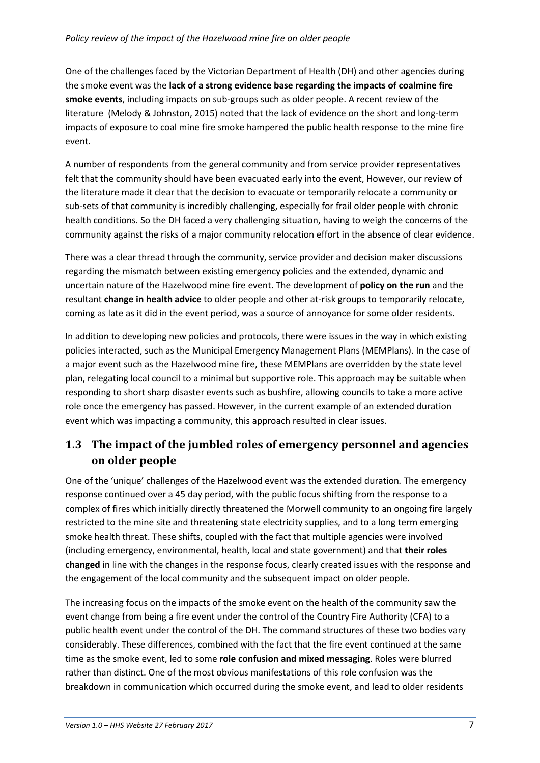One of the challenges faced by the Victorian Department of Health (DH) and other agencies during the smoke event was the **lack of a strong evidence base regarding the impacts of coalmine fire smoke events**, including impacts on sub-groups such as older people. A recent review of the literature (Melody & Johnston, 2015) noted that the lack of evidence on the short and long-term impacts of exposure to coal mine fire smoke hampered the public health response to the mine fire event.

A number of respondents from the general community and from service provider representatives felt that the community should have been evacuated early into the event, However, our review of the literature made it clear that the decision to evacuate or temporarily relocate a community or sub-sets of that community is incredibly challenging, especially for frail older people with chronic health conditions. So the DH faced a very challenging situation, having to weigh the concerns of the community against the risks of a major community relocation effort in the absence of clear evidence.

There was a clear thread through the community, service provider and decision maker discussions regarding the mismatch between existing emergency policies and the extended, dynamic and uncertain nature of the Hazelwood mine fire event. The development of **policy on the run** and the resultant **change in health advice** to older people and other at-risk groups to temporarily relocate, coming as late as it did in the event period, was a source of annoyance for some older residents.

In addition to developing new policies and protocols, there were issues in the way in which existing policies interacted, such as the Municipal Emergency Management Plans (MEMPlans). In the case of a major event such as the Hazelwood mine fire, these MEMPlans are overridden by the state level plan, relegating local council to a minimal but supportive role. This approach may be suitable when responding to short sharp disaster events such as bushfire, allowing councils to take a more active role once the emergency has passed. However, in the current example of an extended duration event which was impacting a community, this approach resulted in clear issues.

## 1.3 The impact of the jumbled roles of emergency personnel and agencies on older people

One of the 'unique' challenges of the Hazelwood event was the extended duration*.* The emergency response continued over a 45 day period, with the public focus shifting from the response to a complex of fires which initially directly threatened the Morwell community to an ongoing fire largely restricted to the mine site and threatening state electricity supplies, and to a long term emerging smoke health threat. These shifts, coupled with the fact that multiple agencies were involved (including emergency, environmental, health, local and state government) and that **their roles changed** in line with the changes in the response focus, clearly created issues with the response and the engagement of the local community and the subsequent impact on older people.

The increasing focus on the impacts of the smoke event on the health of the community saw the event change from being a fire event under the control of the Country Fire Authority (CFA) to a public health event under the control of the DH. The command structures of these two bodies vary considerably. These differences, combined with the fact that the fire event continued at the same time as the smoke event, led to some **role confusion and mixed messaging**. Roles were blurred rather than distinct. One of the most obvious manifestations of this role confusion was the breakdown in communication which occurred during the smoke event, and lead to older residents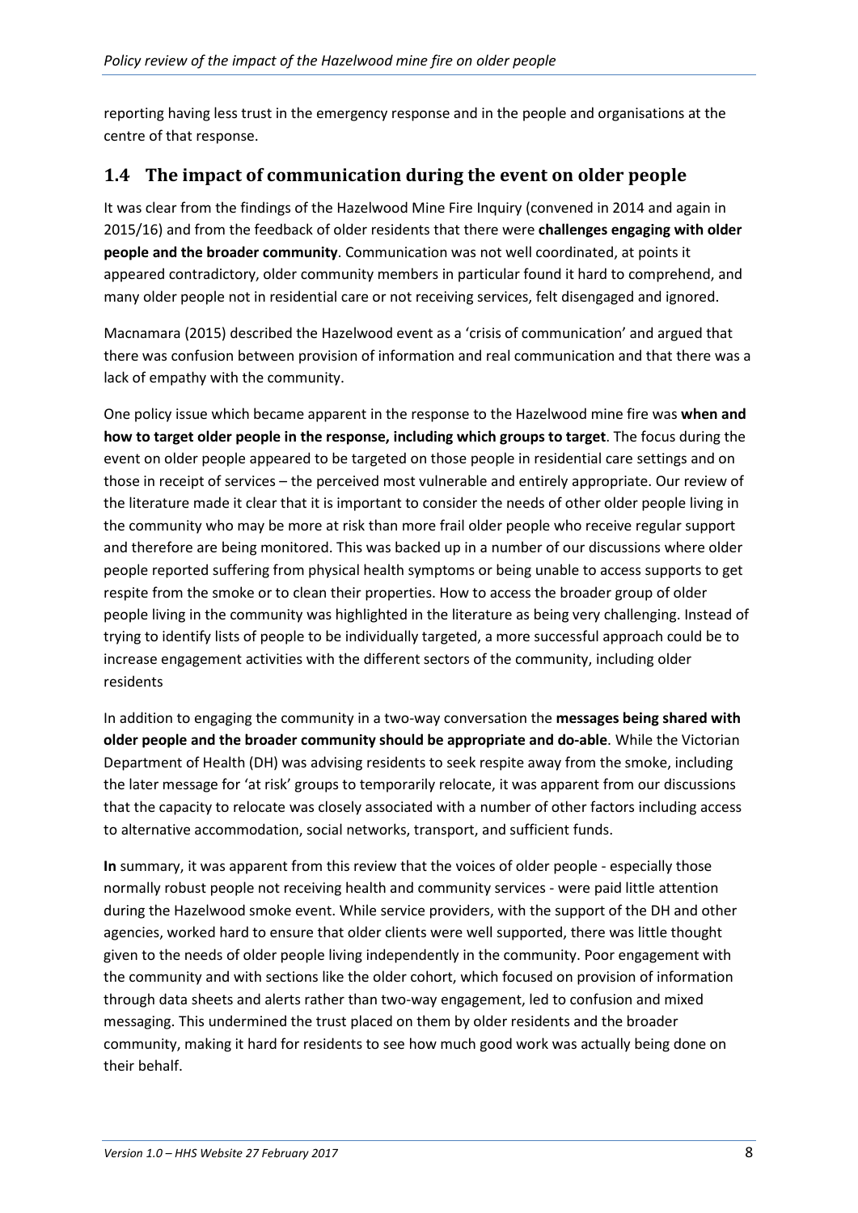reporting having less trust in the emergency response and in the people and organisations at the centre of that response.

## 1.4 The impact of communication during the event on older people

It was clear from the findings of the Hazelwood Mine Fire Inquiry (convened in 2014 and again in 2015/16) and from the feedback of older residents that there were **challenges engaging with older people and the broader community**. Communication was not well coordinated, at points it appeared contradictory, older community members in particular found it hard to comprehend, and many older people not in residential care or not receiving services, felt disengaged and ignored.

Macnamara (2015) described the Hazelwood event as a 'crisis of communication' and argued that there was confusion between provision of information and real communication and that there was a lack of empathy with the community.

One policy issue which became apparent in the response to the Hazelwood mine fire was **when and how to target older people in the response, including which groups to target**. The focus during the event on older people appeared to be targeted on those people in residential care settings and on those in receipt of services – the perceived most vulnerable and entirely appropriate. Our review of the literature made it clear that it is important to consider the needs of other older people living in the community who may be more at risk than more frail older people who receive regular support and therefore are being monitored. This was backed up in a number of our discussions where older people reported suffering from physical health symptoms or being unable to access supports to get respite from the smoke or to clean their properties. How to access the broader group of older people living in the community was highlighted in the literature as being very challenging. Instead of trying to identify lists of people to be individually targeted, a more successful approach could be to increase engagement activities with the different sectors of the community, including older residents

In addition to engaging the community in a two-way conversation the **messages being shared with older people and the broader community should be appropriate and do-able**. While the Victorian Department of Health (DH) was advising residents to seek respite away from the smoke, including the later message for 'at risk' groups to temporarily relocate, it was apparent from our discussions that the capacity to relocate was closely associated with a number of other factors including access to alternative accommodation, social networks, transport, and sufficient funds.

**In** summary, it was apparent from this review that the voices of older people - especially those normally robust people not receiving health and community services - were paid little attention during the Hazelwood smoke event. While service providers, with the support of the DH and other agencies, worked hard to ensure that older clients were well supported, there was little thought given to the needs of older people living independently in the community. Poor engagement with the community and with sections like the older cohort, which focused on provision of information through data sheets and alerts rather than two-way engagement, led to confusion and mixed messaging. This undermined the trust placed on them by older residents and the broader community, making it hard for residents to see how much good work was actually being done on their behalf.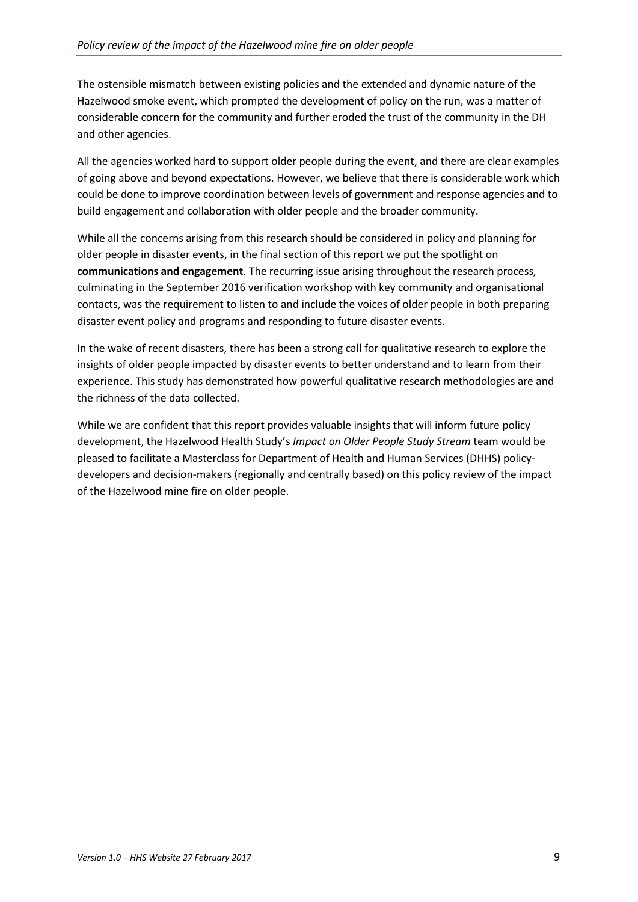The ostensible mismatch between existing policies and the extended and dynamic nature of the Hazelwood smoke event, which prompted the development of policy on the run, was a matter of considerable concern for the community and further eroded the trust of the community in the DH and other agencies.

All the agencies worked hard to support older people during the event, and there are clear examples of going above and beyond expectations. However, we believe that there is considerable work which could be done to improve coordination between levels of government and response agencies and to build engagement and collaboration with older people and the broader community.

While all the concerns arising from this research should be considered in policy and planning for older people in disaster events, in the final section of this report we put the spotlight on **communications and engagement**. The recurring issue arising throughout the research process, culminating in the September 2016 verification workshop with key community and organisational contacts, was the requirement to listen to and include the voices of older people in both preparing disaster event policy and programs and responding to future disaster events.

In the wake of recent disasters, there has been a strong call for qualitative research to explore the insights of older people impacted by disaster events to better understand and to learn from their experience. This study has demonstrated how powerful qualitative research methodologies are and the richness of the data collected.

While we are confident that this report provides valuable insights that will inform future policy development, the Hazelwood Health Study's *Impact on Older People Study Stream* team would be pleased to facilitate a Masterclass for Department of Health and Human Services (DHHS) policy-developers and decision-makers (regionally and centrally based) on this policy review of the impact of the Hazelwood mine fire on older people.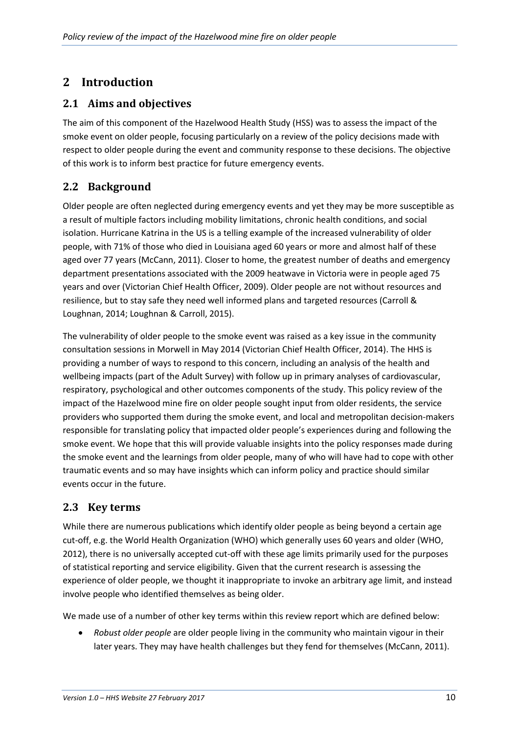# 2 Introduction

## 2.1 Aims and objectives

The aim of this component of the Hazelwood Health Study (HSS) was to assess the impact of the smoke event on older people, focusing particularly on a review of the policy decisions made with respect to older people during the event and community response to these decisions. The objective of this work is to inform best practice for future emergency events.

## 2.2 Background

Older people are often neglected during emergency events and yet they may be more susceptible as a result of multiple factors including mobility limitations, chronic health conditions, and social isolation. Hurricane Katrina in the US is a telling example of the increased vulnerability of older people, with 71% of those who died in Louisiana aged 60 years or more and almost half of these aged over 77 years (McCann, 2011). Closer to home, the greatest number of deaths and emergency department presentations associated with the 2009 heatwave in Victoria were in people aged 75 years and over (Victorian Chief Health Officer, 2009). Older people are not without resources and resilience, but to stay safe they need well informed plans and targeted resources (Carroll & Loughnan, 2014; Loughnan & Carroll, 2015).

The vulnerability of older people to the smoke event was raised as a key issue in the community consultation sessions in Morwell in May 2014 (Victorian Chief Health Officer, 2014). The HHS is providing a number of ways to respond to this concern, including an analysis of the health and wellbeing impacts (part of the Adult Survey) with follow up in primary analyses of cardiovascular, respiratory, psychological and other outcomes components of the study. This policy review of the impact of the Hazelwood mine fire on older people sought input from older residents, the service providers who supported them during the smoke event, and local and metropolitan decision-makers responsible for translating policy that impacted older people's experiences during and following the smoke event. We hope that this will provide valuable insights into the policy responses made during the smoke event and the learnings from older people, many of who will have had to cope with other traumatic events and so may have insights which can inform policy and practice should similar events occur in the future.

## 2.3 Key terms

While there are numerous publications which identify older people as being beyond a certain age cut-off, e.g. the World Health Organization (WHO) which generally uses 60 years and older (WHO, 2012), there is no universally accepted cut-off with these age limits primarily used for the purposes of statistical reporting and service eligibility. Given that the current research is assessing the experience of older people, we thought it inappropriate to invoke an arbitrary age limit, and instead involve people who identified themselves as being older.

We made use of a number of other key terms within this review report which are defined below:

- *Robust older people* are older people living in the community who maintain vigour in their later years. They may have health challenges but they fend for themselves (McCann, 2011).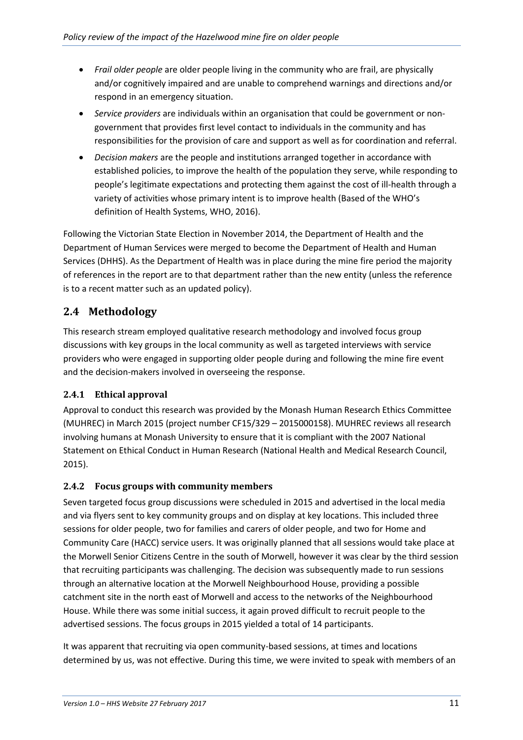- *Frail older people* are older people living in the community who are frail, are physically and/or cognitively impaired and are unable to comprehend warnings and directions and/or respond in an emergency situation.
- *Service providers* are individuals within an organisation that could be government or non-government that provides first level contact to individuals in the community and has responsibilities for the provision of care and support as well as for coordination and referral.
- *Decision makers* are the people and institutions arranged together in accordance with established policies, to improve the health of the population they serve, while responding to people's legitimate expectations and protecting them against the cost of ill-health through a variety of activities whose primary intent is to improve health (Based of the WHO's definition of Health Systems, WHO, 2016).

Following the Victorian State Election in November 2014, the Department of Health and the Department of Human Services were merged to become the Department of Health and Human Services (DHHS). As the Department of Health was in place during the mine fire period the majority of references in the report are to that department rather than the new entity (unless the reference is to a recent matter such as an updated policy).

## 2.4 Methodology

This research stream employed qualitative research methodology and involved focus group discussions with key groups in the local community as well as targeted interviews with service providers who were engaged in supporting older people during and following the mine fire event and the decision-makers involved in overseeing the response.

### 2.4.1 Ethical approval

Approval to conduct this research was provided by the Monash Human Research Ethics Committee (MUHREC) in March 2015 (project number CF15/329 – 2015000158). MUHREC reviews all research involving humans at Monash University to ensure that it is compliant with the 2007 National Statement on Ethical Conduct in Human Research (National Health and Medical Research Council, 2015).

### 2.4.2 Focus groups with community members

Seven targeted focus group discussions were scheduled in 2015 and advertised in the local media and via flyers sent to key community groups and on display at key locations. This included three sessions for older people, two for families and carers of older people, and two for Home and Community Care (HACC) service users. It was originally planned that all sessions would take place at the Morwell Senior Citizens Centre in the south of Morwell, however it was clear by the third session that recruiting participants was challenging. The decision was subsequently made to run sessions through an alternative location at the Morwell Neighbourhood House, providing a possible catchment site in the north east of Morwell and access to the networks of the Neighbourhood House. While there was some initial success, it again proved difficult to recruit people to the advertised sessions. The focus groups in 2015 yielded a total of 14 participants.

It was apparent that recruiting via open community-based sessions, at times and locations determined by us, was not effective. During this time, we were invited to speak with members of an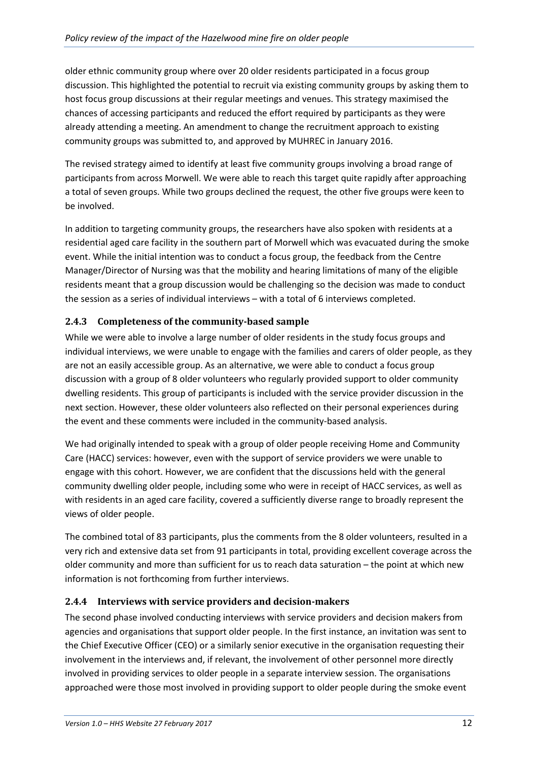older ethnic community group where over 20 older residents participated in a focus group discussion. This highlighted the potential to recruit via existing community groups by asking them to host focus group discussions at their regular meetings and venues. This strategy maximised the chances of accessing participants and reduced the effort required by participants as they were already attending a meeting. An amendment to change the recruitment approach to existing community groups was submitted to, and approved by MUHREC in January 2016.

The revised strategy aimed to identify at least five community groups involving a broad range of participants from across Morwell. We were able to reach this target quite rapidly after approaching a total of seven groups. While two groups declined the request, the other five groups were keen to be involved.

In addition to targeting community groups, the researchers have also spoken with residents at a residential aged care facility in the southern part of Morwell which was evacuated during the smoke event. While the initial intention was to conduct a focus group, the feedback from the Centre Manager/Director of Nursing was that the mobility and hearing limitations of many of the eligible residents meant that a group discussion would be challenging so the decision was made to conduct the session as a series of individual interviews – with a total of 6 interviews completed.

### 2.4.3 Completeness of the community-based sample

While we were able to involve a large number of older residents in the study focus groups and individual interviews, we were unable to engage with the families and carers of older people, as they are not an easily accessible group. As an alternative, we were able to conduct a focus group discussion with a group of 8 older volunteers who regularly provided support to older community dwelling residents. This group of participants is included with the service provider discussion in the next section. However, these older volunteers also reflected on their personal experiences during the event and these comments were included in the community-based analysis.

We had originally intended to speak with a group of older people receiving Home and Community Care (HACC) services: however, even with the support of service providers we were unable to engage with this cohort. However, we are confident that the discussions held with the general community dwelling older people, including some who were in receipt of HACC services, as well as with residents in an aged care facility, covered a sufficiently diverse range to broadly represent the views of older people.

The combined total of 83 participants, plus the comments from the 8 older volunteers, resulted in a very rich and extensive data set from 91 participants in total, providing excellent coverage across the older community and more than sufficient for us to reach data saturation – the point at which new information is not forthcoming from further interviews.

### 2.4.4 Interviews with service providers and decision-makers

The second phase involved conducting interviews with service providers and decision makers from agencies and organisations that support older people. In the first instance, an invitation was sent to the Chief Executive Officer (CEO) or a similarly senior executive in the organisation requesting their involvement in the interviews and, if relevant, the involvement of other personnel more directly involved in providing services to older people in a separate interview session. The organisations approached were those most involved in providing support to older people during the smoke event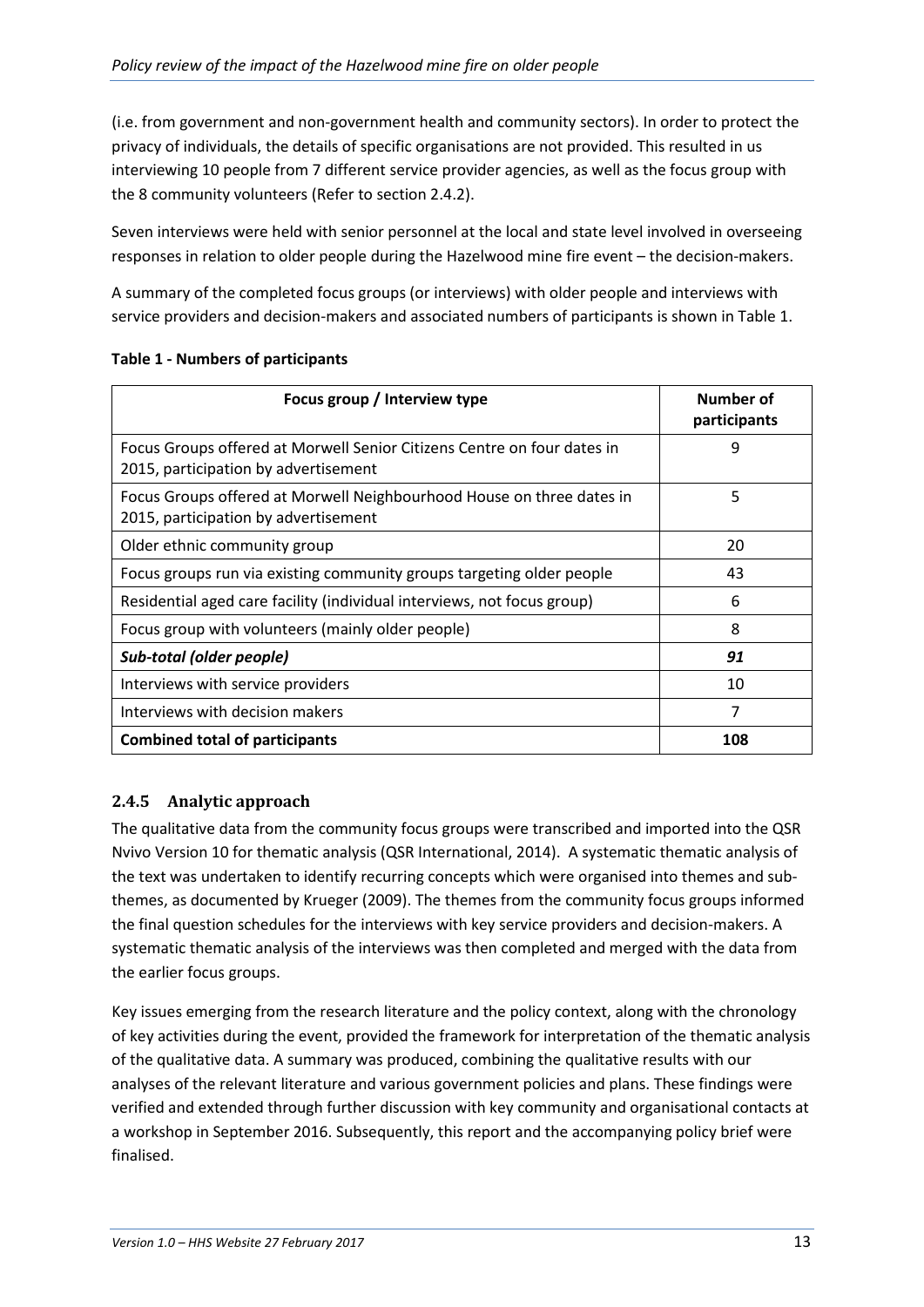(i.e. from government and non-government health and community sectors). In order to protect the privacy of individuals, the details of specific organisations are not provided. This resulted in us interviewing 10 people from 7 different service provider agencies, as well as the focus group with the 8 community volunteers (Refer to section 2.4.2).

Seven interviews were held with senior personnel at the local and state level involved in overseeing responses in relation to older people during the Hazelwood mine fire event – the decision-makers.

A summary of the completed focus groups (or interviews) with older people and interviews with service providers and decision-makers and associated numbers of participants is shown in Table 1.

**Table 1 - Numbers of participants**

| Focus group / Interview type | Number of participants |
|---|---|
| Focus Groups offered at Morwell Senior Citizens Centre on four dates in 2015, participation by advertisement | 9 |
| Focus Groups offered at Morwell Neighbourhood House on three dates in 2015, participation by advertisement | 5 |
| Older ethnic community group | 20 |
| Focus groups run via existing community groups targeting older people | 43 |
| Residential aged care facility (individual interviews, not focus group) | 6 |
| Focus group with volunteers (mainly older people) | 8 |
| ***Sub-total (older people)*** | ***91*** |
| Interviews with service providers | 10 |
| Interviews with decision makers | 7 |
| **Combined total of participants** | **108** |

### 2.4.5 Analytic approach

The qualitative data from the community focus groups were transcribed and imported into the QSR Nvivo Version 10 for thematic analysis (QSR International, 2014). A systematic thematic analysis of the text was undertaken to identify recurring concepts which were organised into themes and sub-themes, as documented by Krueger (2009). The themes from the community focus groups informed the final question schedules for the interviews with key service providers and decision-makers. A systematic thematic analysis of the interviews was then completed and merged with the data from the earlier focus groups.

Key issues emerging from the research literature and the policy context, along with the chronology of key activities during the event, provided the framework for interpretation of the thematic analysis of the qualitative data. A summary was produced, combining the qualitative results with our analyses of the relevant literature and various government policies and plans. These findings were verified and extended through further discussion with key community and organisational contacts at a workshop in September 2016. Subsequently, this report and the accompanying policy brief were finalised.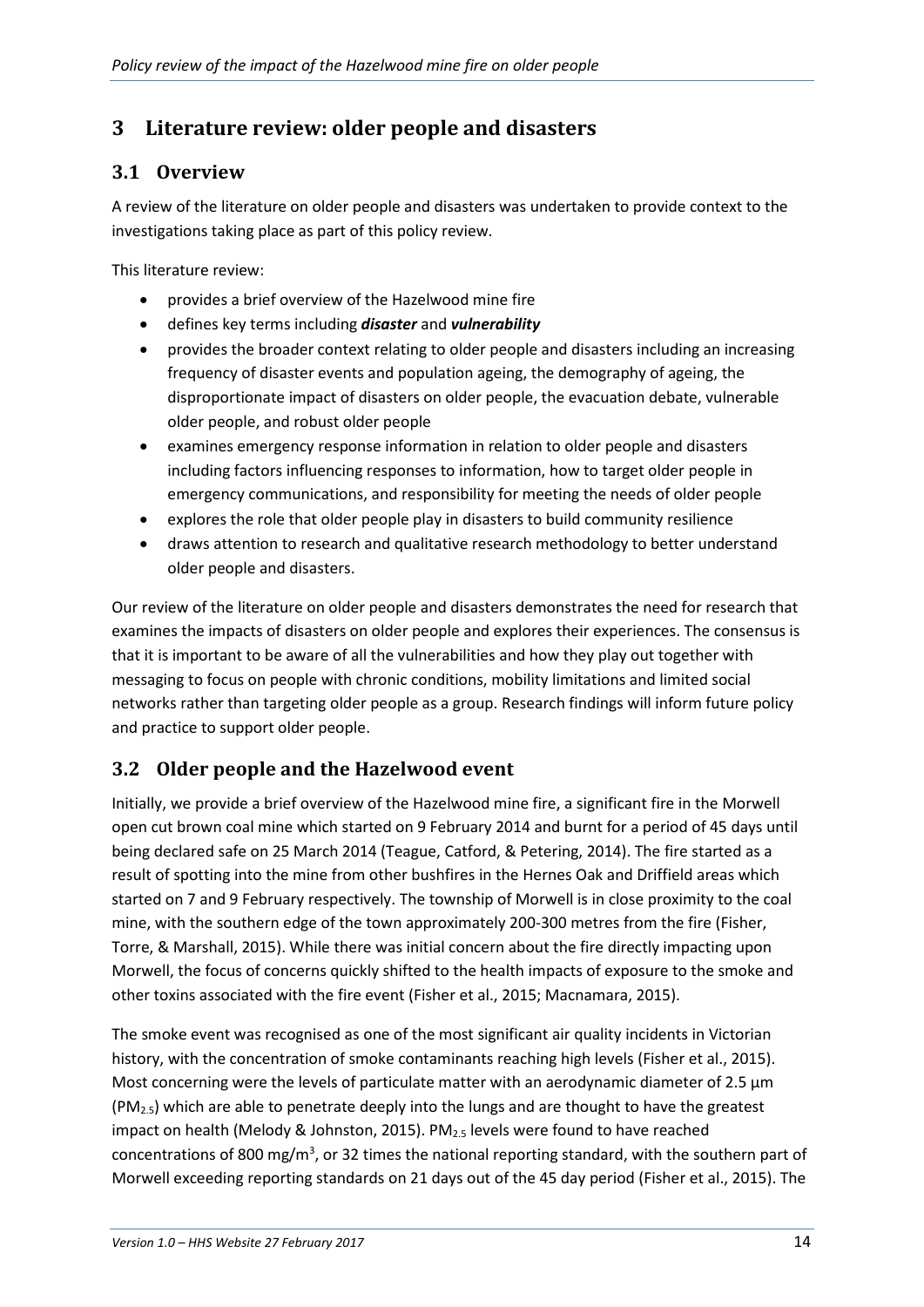## 3 Literature review: older people and disasters

### 3.1 Overview

A review of the literature on older people and disasters was undertaken to provide context to the investigations taking place as part of this policy review.

This literature review:

- provides a brief overview of the Hazelwood mine fire
- defines key terms including ***disaster*** and ***vulnerability***
- provides the broader context relating to older people and disasters including an increasing frequency of disaster events and population ageing, the demography of ageing, the disproportionate impact of disasters on older people, the evacuation debate, vulnerable older people, and robust older people
- examines emergency response information in relation to older people and disasters including factors influencing responses to information, how to target older people in emergency communications, and responsibility for meeting the needs of older people
- explores the role that older people play in disasters to build community resilience
- draws attention to research and qualitative research methodology to better understand older people and disasters.

Our review of the literature on older people and disasters demonstrates the need for research that examines the impacts of disasters on older people and explores their experiences. The consensus is that it is important to be aware of all the vulnerabilities and how they play out together with messaging to focus on people with chronic conditions, mobility limitations and limited social networks rather than targeting older people as a group. Research findings will inform future policy and practice to support older people.

### 3.2 Older people and the Hazelwood event

Initially, we provide a brief overview of the Hazelwood mine fire, a significant fire in the Morwell open cut brown coal mine which started on 9 February 2014 and burnt for a period of 45 days until being declared safe on 25 March 2014 (Teague, Catford, & Petering, 2014). The fire started as a result of spotting into the mine from other bushfires in the Hernes Oak and Driffield areas which started on 7 and 9 February respectively. The township of Morwell is in close proximity to the coal mine, with the southern edge of the town approximately 200-300 metres from the fire (Fisher, Torre, & Marshall, 2015). While there was initial concern about the fire directly impacting upon Morwell, the focus of concerns quickly shifted to the health impacts of exposure to the smoke and other toxins associated with the fire event (Fisher et al., 2015; Macnamara, 2015).

The smoke event was recognised as one of the most significant air quality incidents in Victorian history, with the concentration of smoke contaminants reaching high levels (Fisher et al., 2015). Most concerning were the levels of particulate matter with an aerodynamic diameter of 2.5 µm ($PM_{2.5}$) which are able to penetrate deeply into the lungs and are thought to have the greatest impact on health (Melody & Johnston, 2015). $PM_{2.5}$ levels were found to have reached concentrations of 800 mg/m$^3$, or 32 times the national reporting standard, with the southern part of Morwell exceeding reporting standards on 21 days out of the 45 day period (Fisher et al., 2015). The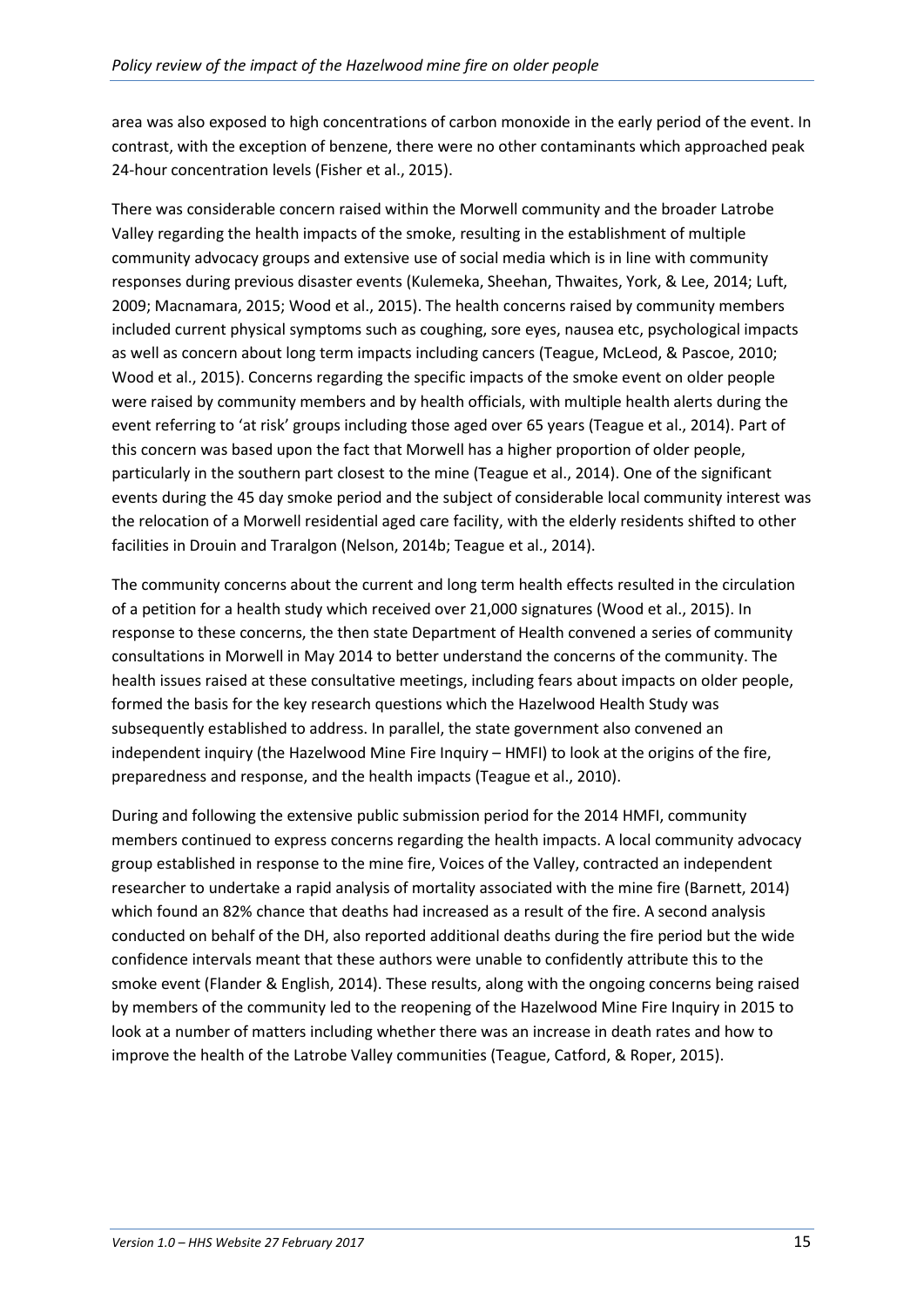area was also exposed to high concentrations of carbon monoxide in the early period of the event. In contrast, with the exception of benzene, there were no other contaminants which approached peak 24-hour concentration levels (Fisher et al., 2015).

There was considerable concern raised within the Morwell community and the broader Latrobe Valley regarding the health impacts of the smoke, resulting in the establishment of multiple community advocacy groups and extensive use of social media which is in line with community responses during previous disaster events (Kulemeka, Sheehan, Thwaites, York, & Lee, 2014; Luft, 2009; Macnamara, 2015; Wood et al., 2015). The health concerns raised by community members included current physical symptoms such as coughing, sore eyes, nausea etc, psychological impacts as well as concern about long term impacts including cancers (Teague, McLeod, & Pascoe, 2010; Wood et al., 2015). Concerns regarding the specific impacts of the smoke event on older people were raised by community members and by health officials, with multiple health alerts during the event referring to 'at risk' groups including those aged over 65 years (Teague et al., 2014). Part of this concern was based upon the fact that Morwell has a higher proportion of older people, particularly in the southern part closest to the mine (Teague et al., 2014). One of the significant events during the 45 day smoke period and the subject of considerable local community interest was the relocation of a Morwell residential aged care facility, with the elderly residents shifted to other facilities in Drouin and Traralgon (Nelson, 2014b; Teague et al., 2014).

The community concerns about the current and long term health effects resulted in the circulation of a petition for a health study which received over 21,000 signatures (Wood et al., 2015). In response to these concerns, the then state Department of Health convened a series of community consultations in Morwell in May 2014 to better understand the concerns of the community. The health issues raised at these consultative meetings, including fears about impacts on older people, formed the basis for the key research questions which the Hazelwood Health Study was subsequently established to address. In parallel, the state government also convened an independent inquiry (the Hazelwood Mine Fire Inquiry – HMFI) to look at the origins of the fire, preparedness and response, and the health impacts (Teague et al., 2010).

During and following the extensive public submission period for the 2014 HMFI, community members continued to express concerns regarding the health impacts. A local community advocacy group established in response to the mine fire, Voices of the Valley, contracted an independent researcher to undertake a rapid analysis of mortality associated with the mine fire (Barnett, 2014) which found an 82% chance that deaths had increased as a result of the fire. A second analysis conducted on behalf of the DH, also reported additional deaths during the fire period but the wide confidence intervals meant that these authors were unable to confidently attribute this to the smoke event (Flander & English, 2014). These results, along with the ongoing concerns being raised by members of the community led to the reopening of the Hazelwood Mine Fire Inquiry in 2015 to look at a number of matters including whether there was an increase in death rates and how to improve the health of the Latrobe Valley communities (Teague, Catford, & Roper, 2015).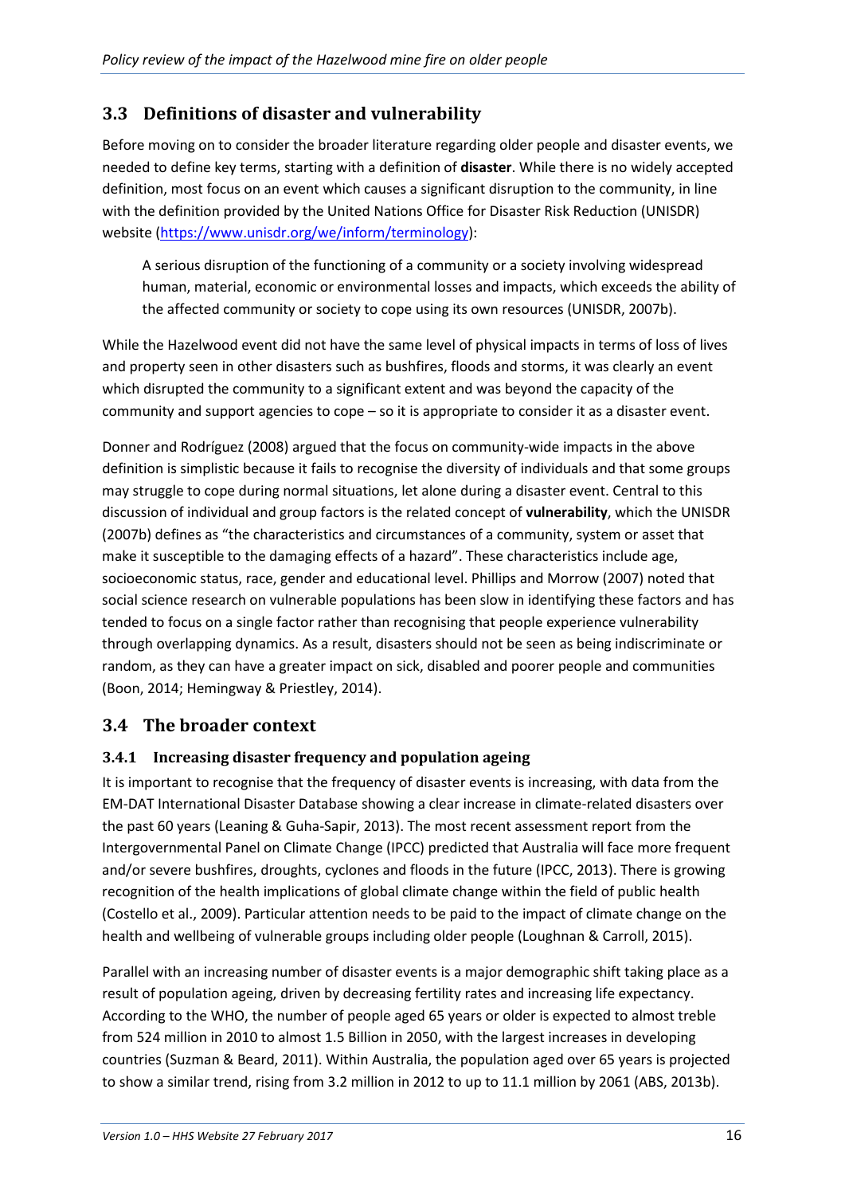## 3.3 Definitions of disaster and vulnerability

Before moving on to consider the broader literature regarding older people and disaster events, we needed to define key terms, starting with a definition of **disaster**. While there is no widely accepted definition, most focus on an event which causes a significant disruption to the community, in line with the definition provided by the United Nations Office for Disaster Risk Reduction (UNISDR) website (https://www.unisdr.org/we/inform/terminology):

> A serious disruption of the functioning of a community or a society involving widespread human, material, economic or environmental losses and impacts, which exceeds the ability of the affected community or society to cope using its own resources (UNISDR, 2007b).

While the Hazelwood event did not have the same level of physical impacts in terms of loss of lives and property seen in other disasters such as bushfires, floods and storms, it was clearly an event which disrupted the community to a significant extent and was beyond the capacity of the community and support agencies to cope – so it is appropriate to consider it as a disaster event.

Donner and Rodríguez (2008) argued that the focus on community-wide impacts in the above definition is simplistic because it fails to recognise the diversity of individuals and that some groups may struggle to cope during normal situations, let alone during a disaster event. Central to this discussion of individual and group factors is the related concept of **vulnerability**, which the UNISDR (2007b) defines as "the characteristics and circumstances of a community, system or asset that make it susceptible to the damaging effects of a hazard". These characteristics include age, socioeconomic status, race, gender and educational level. Phillips and Morrow (2007) noted that social science research on vulnerable populations has been slow in identifying these factors and has tended to focus on a single factor rather than recognising that people experience vulnerability through overlapping dynamics. As a result, disasters should not be seen as being indiscriminate or random, as they can have a greater impact on sick, disabled and poorer people and communities (Boon, 2014; Hemingway & Priestley, 2014).

## 3.4 The broader context

### 3.4.1 Increasing disaster frequency and population ageing

It is important to recognise that the frequency of disaster events is increasing, with data from the EM-DAT International Disaster Database showing a clear increase in climate-related disasters over the past 60 years (Leaning & Guha-Sapir, 2013). The most recent assessment report from the Intergovernmental Panel on Climate Change (IPCC) predicted that Australia will face more frequent and/or severe bushfires, droughts, cyclones and floods in the future (IPCC, 2013). There is growing recognition of the health implications of global climate change within the field of public health (Costello et al., 2009). Particular attention needs to be paid to the impact of climate change on the health and wellbeing of vulnerable groups including older people (Loughnan & Carroll, 2015).

Parallel with an increasing number of disaster events is a major demographic shift taking place as a result of population ageing, driven by decreasing fertility rates and increasing life expectancy. According to the WHO, the number of people aged 65 years or older is expected to almost treble from 524 million in 2010 to almost 1.5 Billion in 2050, with the largest increases in developing countries (Suzman & Beard, 2011). Within Australia, the population aged over 65 years is projected to show a similar trend, rising from 3.2 million in 2012 to up to 11.1 million by 2061 (ABS, 2013b).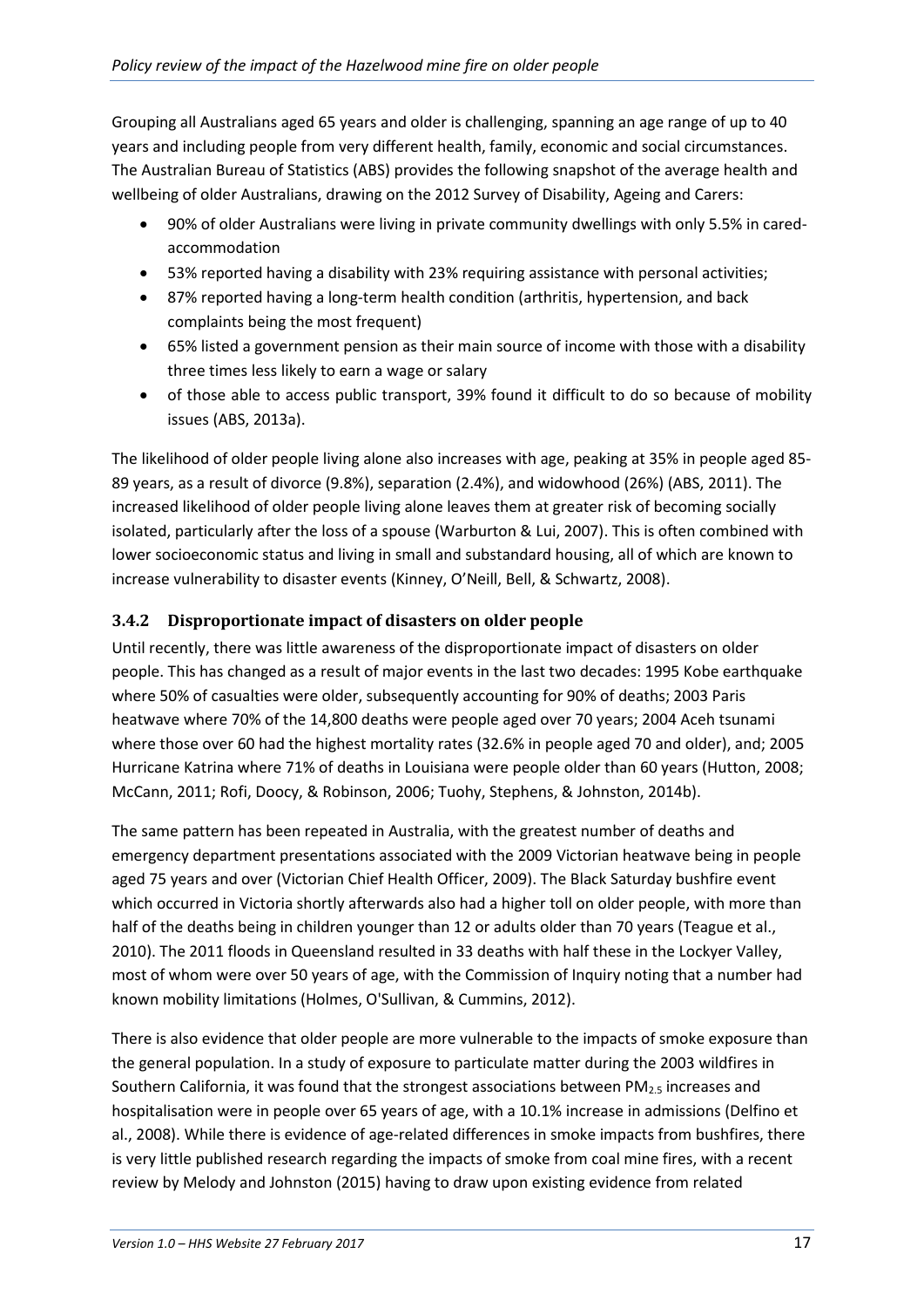Grouping all Australians aged 65 years and older is challenging, spanning an age range of up to 40 years and including people from very different health, family, economic and social circumstances. The Australian Bureau of Statistics (ABS) provides the following snapshot of the average health and wellbeing of older Australians, drawing on the 2012 Survey of Disability, Ageing and Carers:

- 90% of older Australians were living in private community dwellings with only 5.5% in cared-accommodation
- 53% reported having a disability with 23% requiring assistance with personal activities;
- 87% reported having a long-term health condition (arthritis, hypertension, and back complaints being the most frequent)
- 65% listed a government pension as their main source of income with those with a disability three times less likely to earn a wage or salary
- of those able to access public transport, 39% found it difficult to do so because of mobility issues (ABS, 2013a).

The likelihood of older people living alone also increases with age, peaking at 35% in people aged 85-89 years, as a result of divorce (9.8%), separation (2.4%), and widowhood (26%) (ABS, 2011). The increased likelihood of older people living alone leaves them at greater risk of becoming socially isolated, particularly after the loss of a spouse (Warburton & Lui, 2007). This is often combined with lower socioeconomic status and living in small and substandard housing, all of which are known to increase vulnerability to disaster events (Kinney, O'Neill, Bell, & Schwartz, 2008).

### 3.4.2 Disproportionate impact of disasters on older people

Until recently, there was little awareness of the disproportionate impact of disasters on older people. This has changed as a result of major events in the last two decades: 1995 Kobe earthquake where 50% of casualties were older, subsequently accounting for 90% of deaths; 2003 Paris heatwave where 70% of the 14,800 deaths were people aged over 70 years; 2004 Aceh tsunami where those over 60 had the highest mortality rates (32.6% in people aged 70 and older), and; 2005 Hurricane Katrina where 71% of deaths in Louisiana were people older than 60 years (Hutton, 2008; McCann, 2011; Rofi, Doocy, & Robinson, 2006; Tuohy, Stephens, & Johnston, 2014b).

The same pattern has been repeated in Australia, with the greatest number of deaths and emergency department presentations associated with the 2009 Victorian heatwave being in people aged 75 years and over (Victorian Chief Health Officer, 2009). The Black Saturday bushfire event which occurred in Victoria shortly afterwards also had a higher toll on older people, with more than half of the deaths being in children younger than 12 or adults older than 70 years (Teague et al., 2010). The 2011 floods in Queensland resulted in 33 deaths with half these in the Lockyer Valley, most of whom were over 50 years of age, with the Commission of Inquiry noting that a number had known mobility limitations (Holmes, O'Sullivan, & Cummins, 2012).

There is also evidence that older people are more vulnerable to the impacts of smoke exposure than the general population. In a study of exposure to particulate matter during the 2003 wildfires in Southern California, it was found that the strongest associations between $PM_{2.5}$ increases and hospitalisation were in people over 65 years of age, with a 10.1% increase in admissions (Delfino et al., 2008). While there is evidence of age-related differences in smoke impacts from bushfires, there is very little published research regarding the impacts of smoke from coal mine fires, with a recent review by Melody and Johnston (2015) having to draw upon existing evidence from related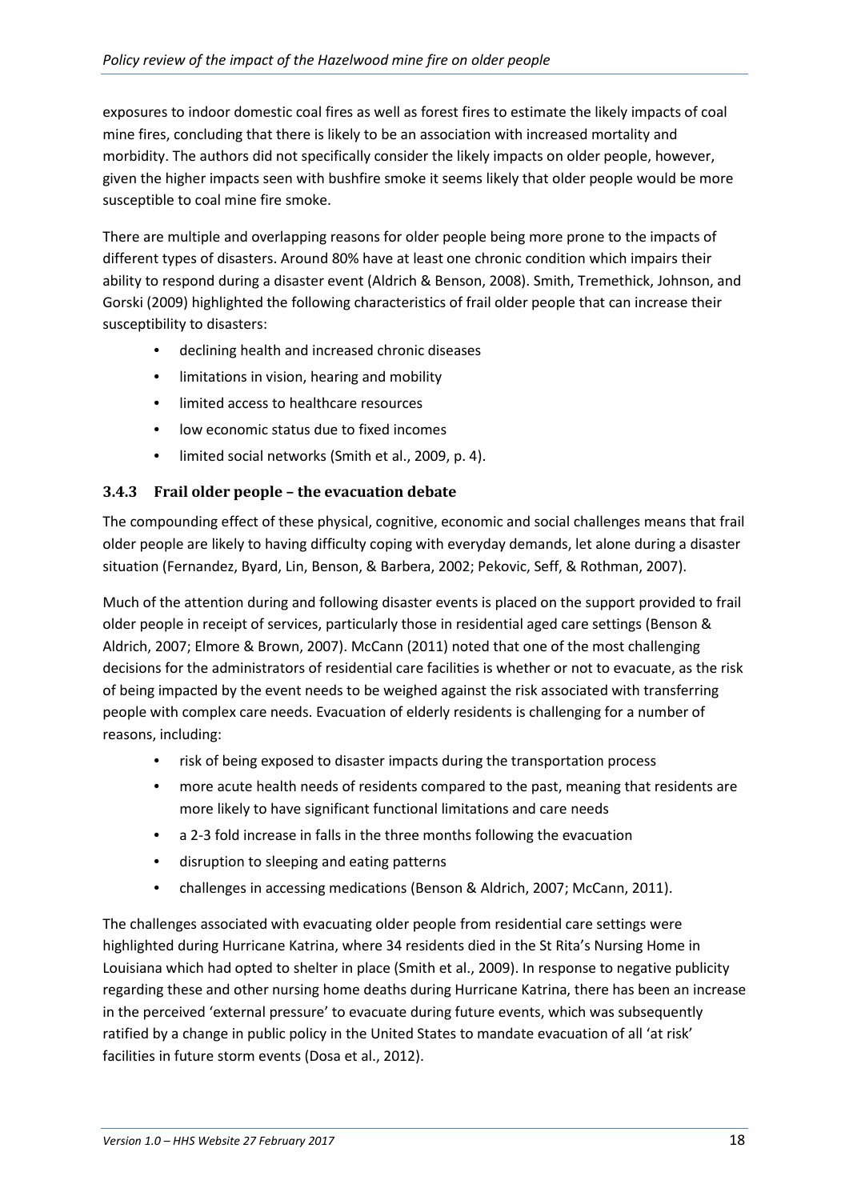exposures to indoor domestic coal fires as well as forest fires to estimate the likely impacts of coal mine fires, concluding that there is likely to be an association with increased mortality and morbidity. The authors did not specifically consider the likely impacts on older people, however, given the higher impacts seen with bushfire smoke it seems likely that older people would be more susceptible to coal mine fire smoke.

There are multiple and overlapping reasons for older people being more prone to the impacts of different types of disasters. Around 80% have at least one chronic condition which impairs their ability to respond during a disaster event (Aldrich & Benson, 2008). Smith, Tremethick, Johnson, and Gorski (2009) highlighted the following characteristics of frail older people that can increase their susceptibility to disasters:

- declining health and increased chronic diseases
- limitations in vision, hearing and mobility
- limited access to healthcare resources
- low economic status due to fixed incomes
- limited social networks (Smith et al., 2009, p. 4).

### 3.4.3 Frail older people – the evacuation debate

The compounding effect of these physical, cognitive, economic and social challenges means that frail older people are likely to having difficulty coping with everyday demands, let alone during a disaster situation (Fernandez, Byard, Lin, Benson, & Barbera, 2002; Pekovic, Seff, & Rothman, 2007).

Much of the attention during and following disaster events is placed on the support provided to frail older people in receipt of services, particularly those in residential aged care settings (Benson & Aldrich, 2007; Elmore & Brown, 2007). McCann (2011) noted that one of the most challenging decisions for the administrators of residential care facilities is whether or not to evacuate, as the risk of being impacted by the event needs to be weighed against the risk associated with transferring people with complex care needs. Evacuation of elderly residents is challenging for a number of reasons, including:

- risk of being exposed to disaster impacts during the transportation process
- more acute health needs of residents compared to the past, meaning that residents are more likely to have significant functional limitations and care needs
- a 2-3 fold increase in falls in the three months following the evacuation
- disruption to sleeping and eating patterns
- challenges in accessing medications (Benson & Aldrich, 2007; McCann, 2011).

The challenges associated with evacuating older people from residential care settings were highlighted during Hurricane Katrina, where 34 residents died in the St Rita's Nursing Home in Louisiana which had opted to shelter in place (Smith et al., 2009). In response to negative publicity regarding these and other nursing home deaths during Hurricane Katrina, there has been an increase in the perceived 'external pressure' to evacuate during future events, which was subsequently ratified by a change in public policy in the United States to mandate evacuation of all 'at risk' facilities in future storm events (Dosa et al., 2012).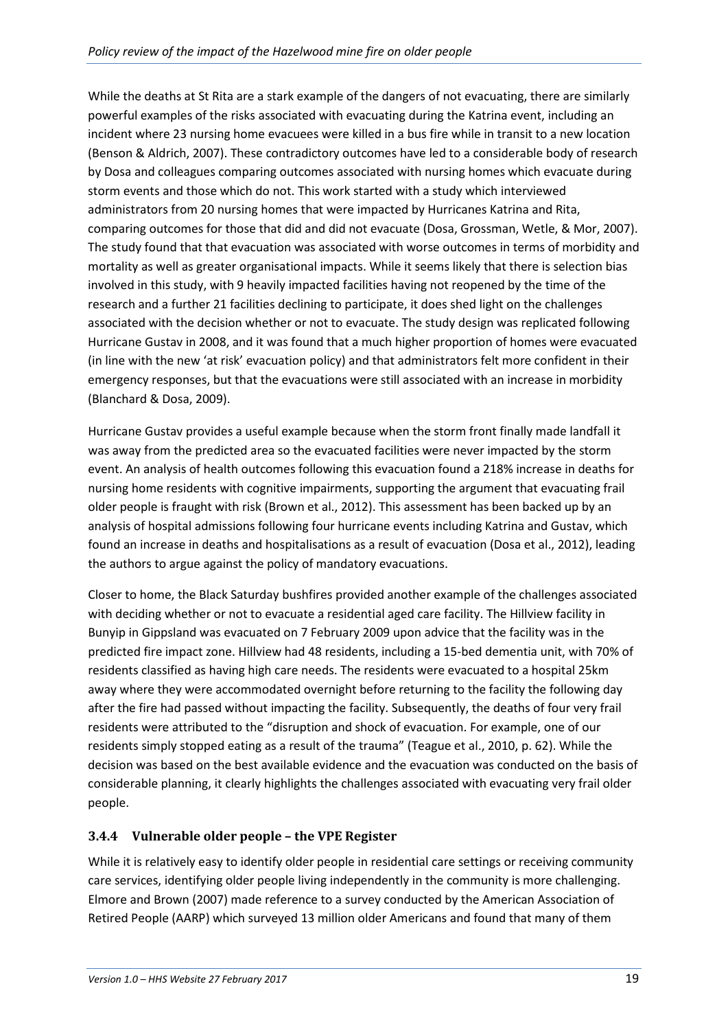While the deaths at St Rita are a stark example of the dangers of not evacuating, there are similarly powerful examples of the risks associated with evacuating during the Katrina event, including an incident where 23 nursing home evacuees were killed in a bus fire while in transit to a new location (Benson & Aldrich, 2007). These contradictory outcomes have led to a considerable body of research by Dosa and colleagues comparing outcomes associated with nursing homes which evacuate during storm events and those which do not. This work started with a study which interviewed administrators from 20 nursing homes that were impacted by Hurricanes Katrina and Rita, comparing outcomes for those that did and did not evacuate (Dosa, Grossman, Wetle, & Mor, 2007). The study found that that evacuation was associated with worse outcomes in terms of morbidity and mortality as well as greater organisational impacts. While it seems likely that there is selection bias involved in this study, with 9 heavily impacted facilities having not reopened by the time of the research and a further 21 facilities declining to participate, it does shed light on the challenges associated with the decision whether or not to evacuate. The study design was replicated following Hurricane Gustav in 2008, and it was found that a much higher proportion of homes were evacuated (in line with the new 'at risk' evacuation policy) and that administrators felt more confident in their emergency responses, but that the evacuations were still associated with an increase in morbidity (Blanchard & Dosa, 2009).

Hurricane Gustav provides a useful example because when the storm front finally made landfall it was away from the predicted area so the evacuated facilities were never impacted by the storm event. An analysis of health outcomes following this evacuation found a 218% increase in deaths for nursing home residents with cognitive impairments, supporting the argument that evacuating frail older people is fraught with risk (Brown et al., 2012). This assessment has been backed up by an analysis of hospital admissions following four hurricane events including Katrina and Gustav, which found an increase in deaths and hospitalisations as a result of evacuation (Dosa et al., 2012), leading the authors to argue against the policy of mandatory evacuations.

Closer to home, the Black Saturday bushfires provided another example of the challenges associated with deciding whether or not to evacuate a residential aged care facility. The Hillview facility in Bunyip in Gippsland was evacuated on 7 February 2009 upon advice that the facility was in the predicted fire impact zone. Hillview had 48 residents, including a 15-bed dementia unit, with 70% of residents classified as having high care needs. The residents were evacuated to a hospital 25km away where they were accommodated overnight before returning to the facility the following day after the fire had passed without impacting the facility. Subsequently, the deaths of four very frail residents were attributed to the "disruption and shock of evacuation. For example, one of our residents simply stopped eating as a result of the trauma" (Teague et al., 2010, p. 62). While the decision was based on the best available evidence and the evacuation was conducted on the basis of considerable planning, it clearly highlights the challenges associated with evacuating very frail older people.

### 3.4.4 Vulnerable older people – the VPE Register

While it is relatively easy to identify older people in residential care settings or receiving community care services, identifying older people living independently in the community is more challenging. Elmore and Brown (2007) made reference to a survey conducted by the American Association of Retired People (AARP) which surveyed 13 million older Americans and found that many of them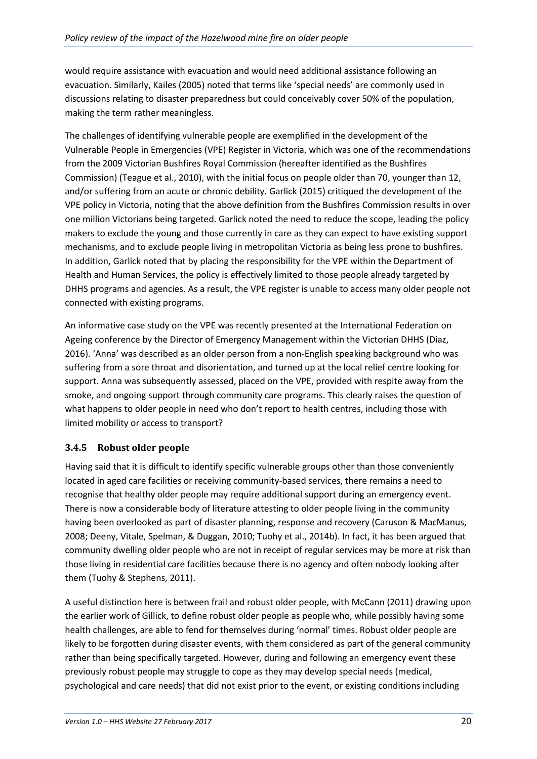would require assistance with evacuation and would need additional assistance following an evacuation. Similarly, Kailes (2005) noted that terms like 'special needs' are commonly used in discussions relating to disaster preparedness but could conceivably cover 50% of the population, making the term rather meaningless.

The challenges of identifying vulnerable people are exemplified in the development of the Vulnerable People in Emergencies (VPE) Register in Victoria, which was one of the recommendations from the 2009 Victorian Bushfires Royal Commission (hereafter identified as the Bushfires Commission) (Teague et al., 2010), with the initial focus on people older than 70, younger than 12, and/or suffering from an acute or chronic debility. Garlick (2015) critiqued the development of the VPE policy in Victoria, noting that the above definition from the Bushfires Commission results in over one million Victorians being targeted. Garlick noted the need to reduce the scope, leading the policy makers to exclude the young and those currently in care as they can expect to have existing support mechanisms, and to exclude people living in metropolitan Victoria as being less prone to bushfires. In addition, Garlick noted that by placing the responsibility for the VPE within the Department of Health and Human Services, the policy is effectively limited to those people already targeted by DHHS programs and agencies. As a result, the VPE register is unable to access many older people not connected with existing programs.

An informative case study on the VPE was recently presented at the International Federation on Ageing conference by the Director of Emergency Management within the Victorian DHHS (Diaz, 2016). 'Anna' was described as an older person from a non-English speaking background who was suffering from a sore throat and disorientation, and turned up at the local relief centre looking for support. Anna was subsequently assessed, placed on the VPE, provided with respite away from the smoke, and ongoing support through community care programs. This clearly raises the question of what happens to older people in need who don't report to health centres, including those with limited mobility or access to transport?

### 3.4.5 Robust older people

Having said that it is difficult to identify specific vulnerable groups other than those conveniently located in aged care facilities or receiving community-based services, there remains a need to recognise that healthy older people may require additional support during an emergency event. There is now a considerable body of literature attesting to older people living in the community having been overlooked as part of disaster planning, response and recovery (Caruson & MacManus, 2008; Deeny, Vitale, Spelman, & Duggan, 2010; Tuohy et al., 2014b). In fact, it has been argued that community dwelling older people who are not in receipt of regular services may be more at risk than those living in residential care facilities because there is no agency and often nobody looking after them (Tuohy & Stephens, 2011).

A useful distinction here is between frail and robust older people, with McCann (2011) drawing upon the earlier work of Gillick, to define robust older people as people who, while possibly having some health challenges, are able to fend for themselves during 'normal' times. Robust older people are likely to be forgotten during disaster events, with them considered as part of the general community rather than being specifically targeted. However, during and following an emergency event these previously robust people may struggle to cope as they may develop special needs (medical, psychological and care needs) that did not exist prior to the event, or existing conditions including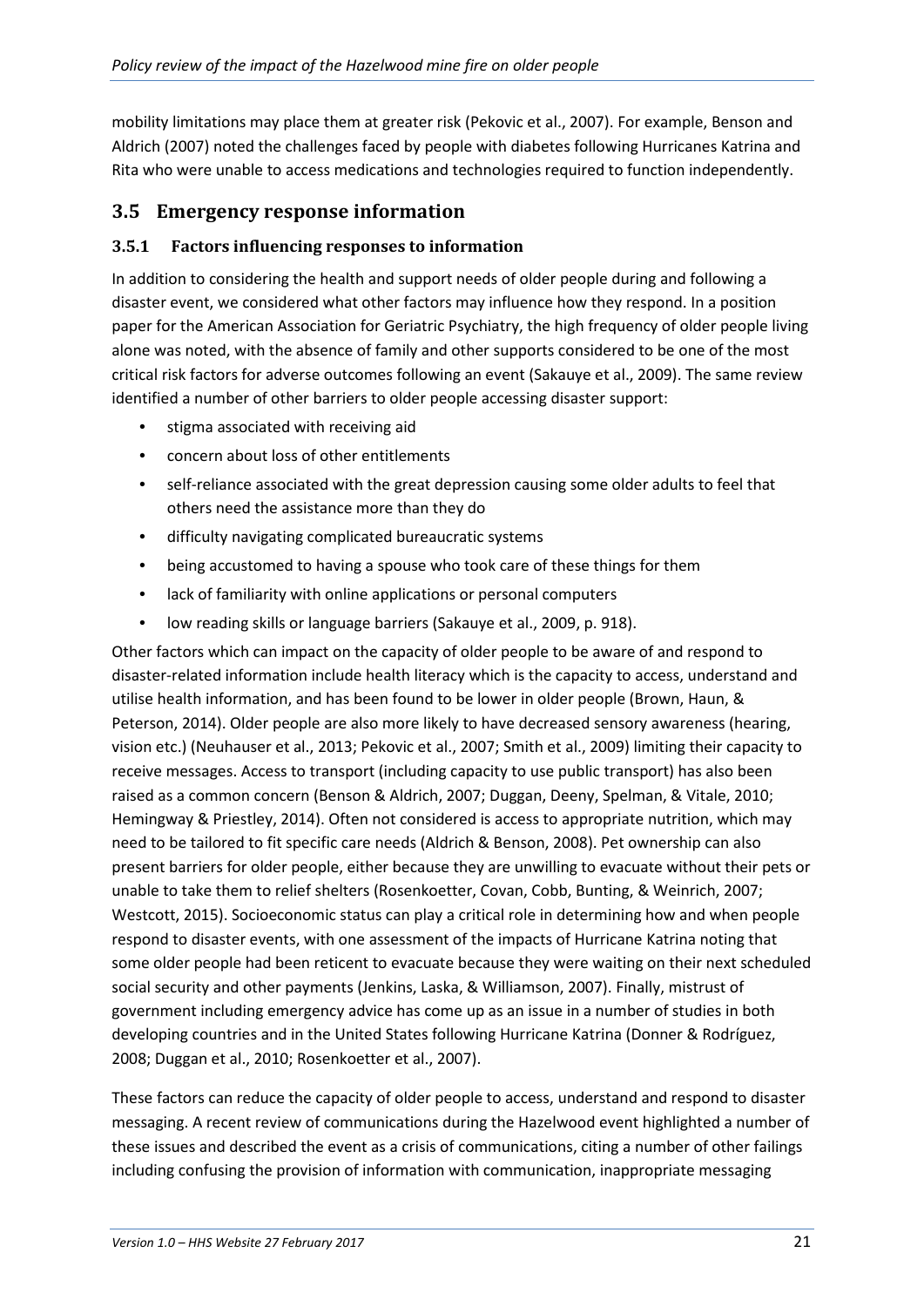mobility limitations may place them at greater risk (Pekovic et al., 2007). For example, Benson and Aldrich (2007) noted the challenges faced by people with diabetes following Hurricanes Katrina and Rita who were unable to access medications and technologies required to function independently.

## 3.5 Emergency response information

### 3.5.1 Factors influencing responses to information

In addition to considering the health and support needs of older people during and following a disaster event, we considered what other factors may influence how they respond. In a position paper for the American Association for Geriatric Psychiatry, the high frequency of older people living alone was noted, with the absence of family and other supports considered to be one of the most critical risk factors for adverse outcomes following an event (Sakauye et al., 2009). The same review identified a number of other barriers to older people accessing disaster support:

- stigma associated with receiving aid
- concern about loss of other entitlements
- self-reliance associated with the great depression causing some older adults to feel that others need the assistance more than they do
- difficulty navigating complicated bureaucratic systems
- being accustomed to having a spouse who took care of these things for them
- lack of familiarity with online applications or personal computers
- low reading skills or language barriers (Sakauye et al., 2009, p. 918).

Other factors which can impact on the capacity of older people to be aware of and respond to disaster-related information include health literacy which is the capacity to access, understand and utilise health information, and has been found to be lower in older people (Brown, Haun, & Peterson, 2014). Older people are also more likely to have decreased sensory awareness (hearing, vision etc.) (Neuhauser et al., 2013; Pekovic et al., 2007; Smith et al., 2009) limiting their capacity to receive messages. Access to transport (including capacity to use public transport) has also been raised as a common concern (Benson & Aldrich, 2007; Duggan, Deeny, Spelman, & Vitale, 2010; Hemingway & Priestley, 2014). Often not considered is access to appropriate nutrition, which may need to be tailored to fit specific care needs (Aldrich & Benson, 2008). Pet ownership can also present barriers for older people, either because they are unwilling to evacuate without their pets or unable to take them to relief shelters (Rosenkoetter, Covan, Cobb, Bunting, & Weinrich, 2007; Westcott, 2015). Socioeconomic status can play a critical role in determining how and when people respond to disaster events, with one assessment of the impacts of Hurricane Katrina noting that some older people had been reticent to evacuate because they were waiting on their next scheduled social security and other payments (Jenkins, Laska, & Williamson, 2007). Finally, mistrust of government including emergency advice has come up as an issue in a number of studies in both developing countries and in the United States following Hurricane Katrina (Donner & Rodríguez, 2008; Duggan et al., 2010; Rosenkoetter et al., 2007).

These factors can reduce the capacity of older people to access, understand and respond to disaster messaging. A recent review of communications during the Hazelwood event highlighted a number of these issues and described the event as a crisis of communications, citing a number of other failings including confusing the provision of information with communication, inappropriate messaging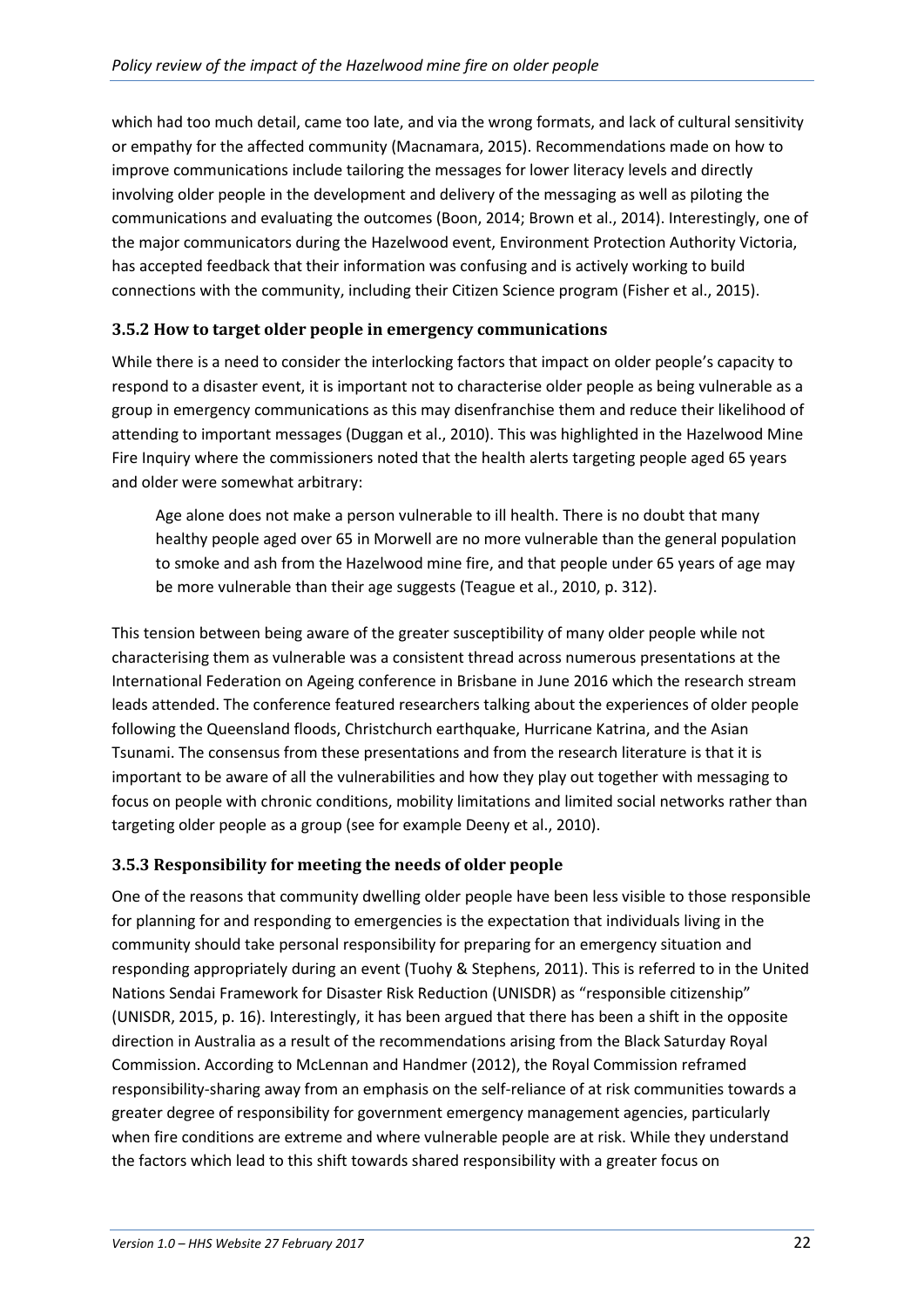which had too much detail, came too late, and via the wrong formats, and lack of cultural sensitivity or empathy for the affected community (Macnamara, 2015). Recommendations made on how to improve communications include tailoring the messages for lower literacy levels and directly involving older people in the development and delivery of the messaging as well as piloting the communications and evaluating the outcomes (Boon, 2014; Brown et al., 2014). Interestingly, one of the major communicators during the Hazelwood event, Environment Protection Authority Victoria, has accepted feedback that their information was confusing and is actively working to build connections with the community, including their Citizen Science program (Fisher et al., 2015).

### 3.5.2 How to target older people in emergency communications

While there is a need to consider the interlocking factors that impact on older people's capacity to respond to a disaster event, it is important not to characterise older people as being vulnerable as a group in emergency communications as this may disenfranchise them and reduce their likelihood of attending to important messages (Duggan et al., 2010). This was highlighted in the Hazelwood Mine Fire Inquiry where the commissioners noted that the health alerts targeting people aged 65 years and older were somewhat arbitrary:

> Age alone does not make a person vulnerable to ill health. There is no doubt that many healthy people aged over 65 in Morwell are no more vulnerable than the general population to smoke and ash from the Hazelwood mine fire, and that people under 65 years of age may be more vulnerable than their age suggests (Teague et al., 2010, p. 312).

This tension between being aware of the greater susceptibility of many older people while not characterising them as vulnerable was a consistent thread across numerous presentations at the International Federation on Ageing conference in Brisbane in June 2016 which the research stream leads attended. The conference featured researchers talking about the experiences of older people following the Queensland floods, Christchurch earthquake, Hurricane Katrina, and the Asian Tsunami. The consensus from these presentations and from the research literature is that it is important to be aware of all the vulnerabilities and how they play out together with messaging to focus on people with chronic conditions, mobility limitations and limited social networks rather than targeting older people as a group (see for example Deeny et al., 2010).

### 3.5.3 Responsibility for meeting the needs of older people

One of the reasons that community dwelling older people have been less visible to those responsible for planning for and responding to emergencies is the expectation that individuals living in the community should take personal responsibility for preparing for an emergency situation and responding appropriately during an event (Tuohy & Stephens, 2011). This is referred to in the United Nations Sendai Framework for Disaster Risk Reduction (UNISDR) as "responsible citizenship" (UNISDR, 2015, p. 16). Interestingly, it has been argued that there has been a shift in the opposite direction in Australia as a result of the recommendations arising from the Black Saturday Royal Commission. According to McLennan and Handmer (2012), the Royal Commission reframed responsibility-sharing away from an emphasis on the self-reliance of at risk communities towards a greater degree of responsibility for government emergency management agencies, particularly when fire conditions are extreme and where vulnerable people are at risk. While they understand the factors which lead to this shift towards shared responsibility with a greater focus on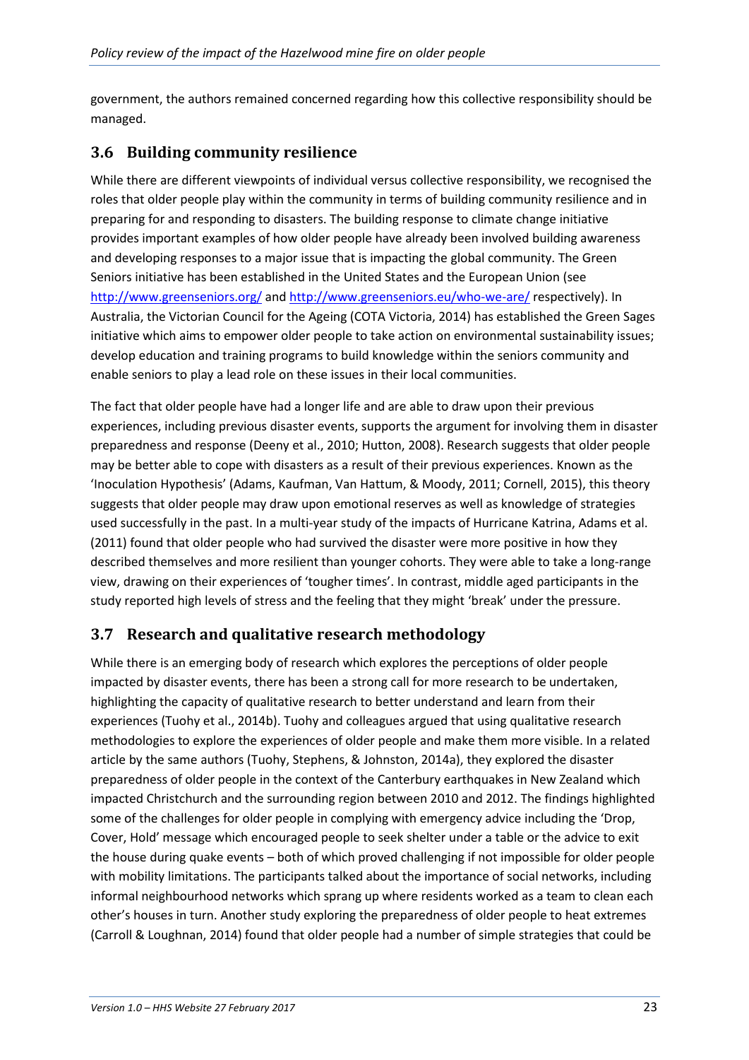government, the authors remained concerned regarding how this collective responsibility should be managed.

## 3.6 Building community resilience

While there are different viewpoints of individual versus collective responsibility, we recognised the roles that older people play within the community in terms of building community resilience and in preparing for and responding to disasters. The building response to climate change initiative provides important examples of how older people have already been involved building awareness and developing responses to a major issue that is impacting the global community. The Green Seniors initiative has been established in the United States and the European Union (see http://www.greenseniors.org/ and http://www.greenseniors.eu/who-we-are/ respectively). In Australia, the Victorian Council for the Ageing (COTA Victoria, 2014) has established the Green Sages initiative which aims to empower older people to take action on environmental sustainability issues; develop education and training programs to build knowledge within the seniors community and enable seniors to play a lead role on these issues in their local communities.

The fact that older people have had a longer life and are able to draw upon their previous experiences, including previous disaster events, supports the argument for involving them in disaster preparedness and response (Deeny et al., 2010; Hutton, 2008). Research suggests that older people may be better able to cope with disasters as a result of their previous experiences. Known as the 'Inoculation Hypothesis' (Adams, Kaufman, Van Hattum, & Moody, 2011; Cornell, 2015), this theory suggests that older people may draw upon emotional reserves as well as knowledge of strategies used successfully in the past. In a multi-year study of the impacts of Hurricane Katrina, Adams et al. (2011) found that older people who had survived the disaster were more positive in how they described themselves and more resilient than younger cohorts. They were able to take a long-range view, drawing on their experiences of 'tougher times'. In contrast, middle aged participants in the study reported high levels of stress and the feeling that they might 'break' under the pressure.

## 3.7 Research and qualitative research methodology

While there is an emerging body of research which explores the perceptions of older people impacted by disaster events, there has been a strong call for more research to be undertaken, highlighting the capacity of qualitative research to better understand and learn from their experiences (Tuohy et al., 2014b). Tuohy and colleagues argued that using qualitative research methodologies to explore the experiences of older people and make them more visible. In a related article by the same authors (Tuohy, Stephens, & Johnston, 2014a), they explored the disaster preparedness of older people in the context of the Canterbury earthquakes in New Zealand which impacted Christchurch and the surrounding region between 2010 and 2012. The findings highlighted some of the challenges for older people in complying with emergency advice including the 'Drop, Cover, Hold' message which encouraged people to seek shelter under a table or the advice to exit the house during quake events – both of which proved challenging if not impossible for older people with mobility limitations. The participants talked about the importance of social networks, including informal neighbourhood networks which sprang up where residents worked as a team to clean each other's houses in turn. Another study exploring the preparedness of older people to heat extremes (Carroll & Loughnan, 2014) found that older people had a number of simple strategies that could be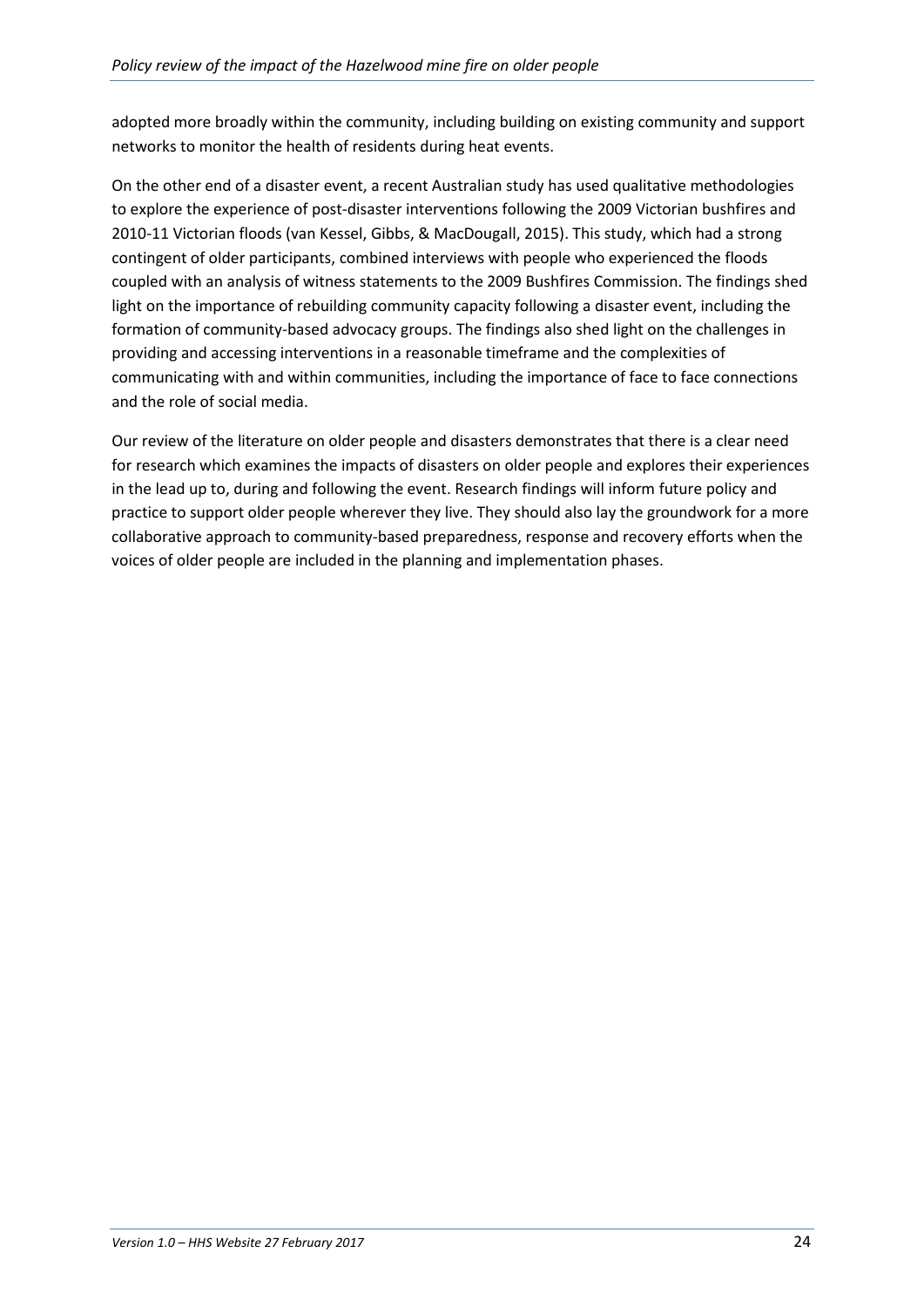adopted more broadly within the community, including building on existing community and support networks to monitor the health of residents during heat events.

On the other end of a disaster event, a recent Australian study has used qualitative methodologies to explore the experience of post-disaster interventions following the 2009 Victorian bushfires and 2010-11 Victorian floods (van Kessel, Gibbs, & MacDougall, 2015). This study, which had a strong contingent of older participants, combined interviews with people who experienced the floods coupled with an analysis of witness statements to the 2009 Bushfires Commission. The findings shed light on the importance of rebuilding community capacity following a disaster event, including the formation of community-based advocacy groups. The findings also shed light on the challenges in providing and accessing interventions in a reasonable timeframe and the complexities of communicating with and within communities, including the importance of face to face connections and the role of social media.

Our review of the literature on older people and disasters demonstrates that there is a clear need for research which examines the impacts of disasters on older people and explores their experiences in the lead up to, during and following the event. Research findings will inform future policy and practice to support older people wherever they live. They should also lay the groundwork for a more collaborative approach to community-based preparedness, response and recovery efforts when the voices of older people are included in the planning and implementation phases.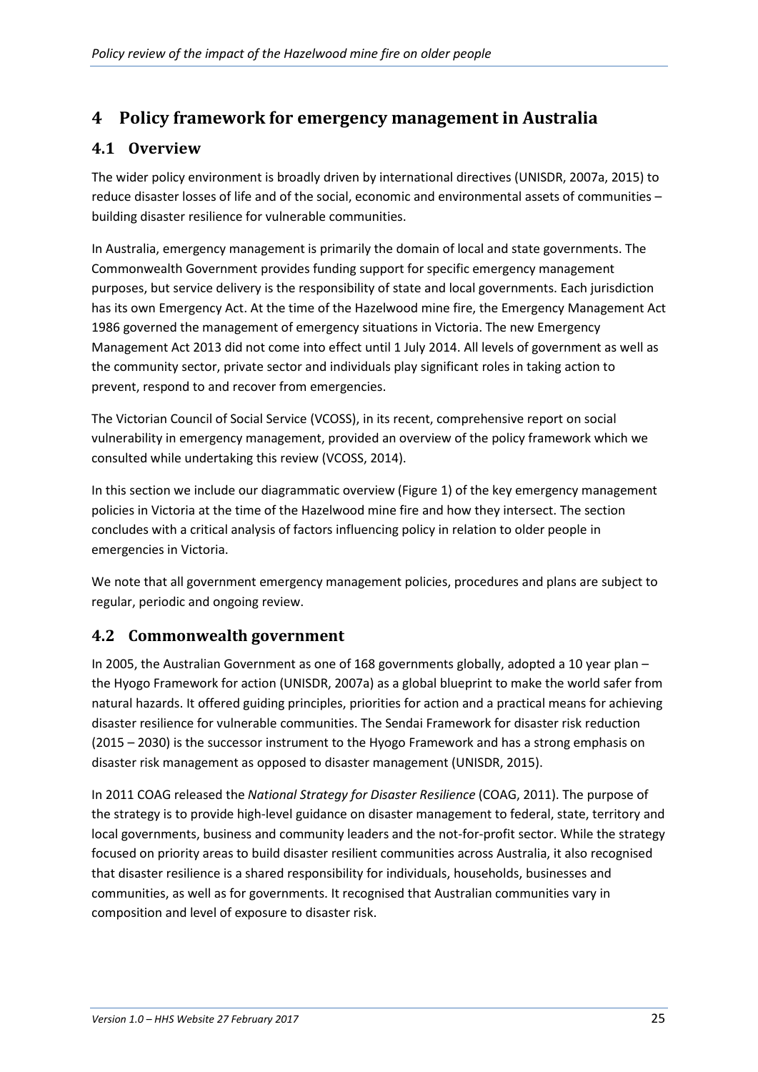# 4 Policy framework for emergency management in Australia

## 4.1 Overview

The wider policy environment is broadly driven by international directives (UNISDR, 2007a, 2015) to reduce disaster losses of life and of the social, economic and environmental assets of communities – building disaster resilience for vulnerable communities.

In Australia, emergency management is primarily the domain of local and state governments. The Commonwealth Government provides funding support for specific emergency management purposes, but service delivery is the responsibility of state and local governments. Each jurisdiction has its own Emergency Act. At the time of the Hazelwood mine fire, the Emergency Management Act 1986 governed the management of emergency situations in Victoria. The new Emergency Management Act 2013 did not come into effect until 1 July 2014. All levels of government as well as the community sector, private sector and individuals play significant roles in taking action to prevent, respond to and recover from emergencies.

The Victorian Council of Social Service (VCOSS), in its recent, comprehensive report on social vulnerability in emergency management, provided an overview of the policy framework which we consulted while undertaking this review (VCOSS, 2014).

In this section we include our diagrammatic overview (Figure 1) of the key emergency management policies in Victoria at the time of the Hazelwood mine fire and how they intersect. The section concludes with a critical analysis of factors influencing policy in relation to older people in emergencies in Victoria.

We note that all government emergency management policies, procedures and plans are subject to regular, periodic and ongoing review.

## 4.2 Commonwealth government

In 2005, the Australian Government as one of 168 governments globally, adopted a 10 year plan – the Hyogo Framework for action (UNISDR, 2007a) as a global blueprint to make the world safer from natural hazards. It offered guiding principles, priorities for action and a practical means for achieving disaster resilience for vulnerable communities. The Sendai Framework for disaster risk reduction (2015 – 2030) is the successor instrument to the Hyogo Framework and has a strong emphasis on disaster risk management as opposed to disaster management (UNISDR, 2015).

In 2011 COAG released the *National Strategy for Disaster Resilience* (COAG, 2011). The purpose of the strategy is to provide high-level guidance on disaster management to federal, state, territory and local governments, business and community leaders and the not-for-profit sector. While the strategy focused on priority areas to build disaster resilient communities across Australia, it also recognised that disaster resilience is a shared responsibility for individuals, households, businesses and communities, as well as for governments. It recognised that Australian communities vary in composition and level of exposure to disaster risk.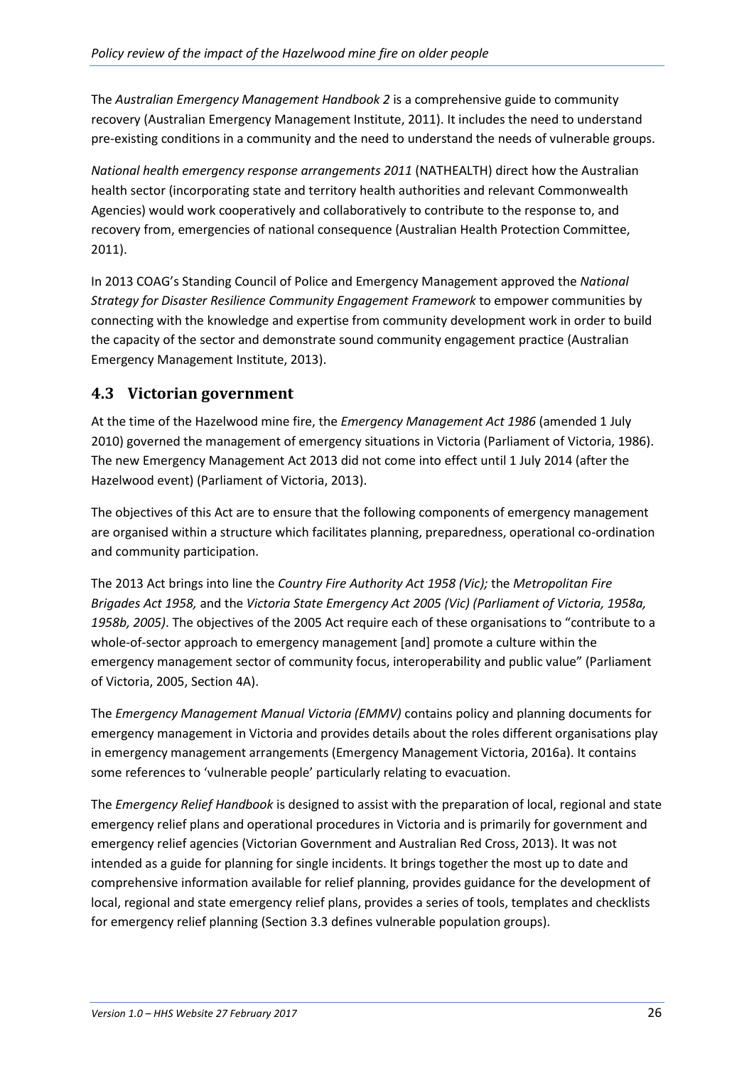The *Australian Emergency Management Handbook 2* is a comprehensive guide to community recovery (Australian Emergency Management Institute, 2011). It includes the need to understand pre-existing conditions in a community and the need to understand the needs of vulnerable groups.

*National health emergency response arrangements 2011* (NATHEALTH) direct how the Australian health sector (incorporating state and territory health authorities and relevant Commonwealth Agencies) would work cooperatively and collaboratively to contribute to the response to, and recovery from, emergencies of national consequence (Australian Health Protection Committee, 2011).

In 2013 COAG's Standing Council of Police and Emergency Management approved the *National Strategy for Disaster Resilience Community Engagement Framework* to empower communities by connecting with the knowledge and expertise from community development work in order to build the capacity of the sector and demonstrate sound community engagement practice (Australian Emergency Management Institute, 2013).

## 4.3 Victorian government

At the time of the Hazelwood mine fire, the *Emergency Management Act 1986* (amended 1 July 2010) governed the management of emergency situations in Victoria (Parliament of Victoria, 1986). The new Emergency Management Act 2013 did not come into effect until 1 July 2014 (after the Hazelwood event) (Parliament of Victoria, 2013).

The objectives of this Act are to ensure that the following components of emergency management are organised within a structure which facilitates planning, preparedness, operational co-ordination and community participation.

The 2013 Act brings into line the *Country Fire Authority Act 1958 (Vic);* the *Metropolitan Fire Brigades Act 1958,* and the *Victoria State Emergency Act 2005 (Vic) (Parliament of Victoria, 1958a, 1958b, 2005)*. The objectives of the 2005 Act require each of these organisations to "contribute to a whole-of-sector approach to emergency management [and] promote a culture within the emergency management sector of community focus, interoperability and public value" (Parliament of Victoria, 2005, Section 4A).

The *Emergency Management Manual Victoria (EMMV)* contains policy and planning documents for emergency management in Victoria and provides details about the roles different organisations play in emergency management arrangements (Emergency Management Victoria, 2016a). It contains some references to 'vulnerable people' particularly relating to evacuation.

The *Emergency Relief Handbook* is designed to assist with the preparation of local, regional and state emergency relief plans and operational procedures in Victoria and is primarily for government and emergency relief agencies (Victorian Government and Australian Red Cross, 2013). It was not intended as a guide for planning for single incidents. It brings together the most up to date and comprehensive information available for relief planning, provides guidance for the development of local, regional and state emergency relief plans, provides a series of tools, templates and checklists for emergency relief planning (Section 3.3 defines vulnerable population groups).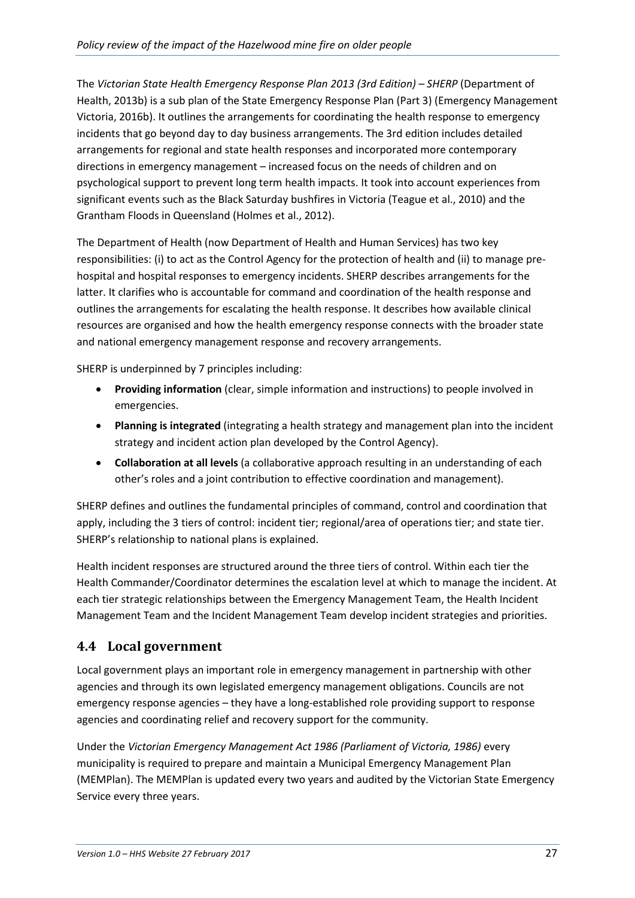The *Victorian State Health Emergency Response Plan 2013 (3rd Edition) – SHERP* (Department of Health, 2013b) is a sub plan of the State Emergency Response Plan (Part 3) (Emergency Management Victoria, 2016b). It outlines the arrangements for coordinating the health response to emergency incidents that go beyond day to day business arrangements. The 3rd edition includes detailed arrangements for regional and state health responses and incorporated more contemporary directions in emergency management – increased focus on the needs of children and on psychological support to prevent long term health impacts. It took into account experiences from significant events such as the Black Saturday bushfires in Victoria (Teague et al., 2010) and the Grantham Floods in Queensland (Holmes et al., 2012).

The Department of Health (now Department of Health and Human Services) has two key responsibilities: (i) to act as the Control Agency for the protection of health and (ii) to manage pre-hospital and hospital responses to emergency incidents. SHERP describes arrangements for the latter. It clarifies who is accountable for command and coordination of the health response and outlines the arrangements for escalating the health response. It describes how available clinical resources are organised and how the health emergency response connects with the broader state and national emergency management response and recovery arrangements.

SHERP is underpinned by 7 principles including:

- **Providing information** (clear, simple information and instructions) to people involved in emergencies.
- **Planning is integrated** (integrating a health strategy and management plan into the incident strategy and incident action plan developed by the Control Agency).
- **Collaboration at all levels** (a collaborative approach resulting in an understanding of each other's roles and a joint contribution to effective coordination and management).

SHERP defines and outlines the fundamental principles of command, control and coordination that apply, including the 3 tiers of control: incident tier; regional/area of operations tier; and state tier. SHERP's relationship to national plans is explained.

Health incident responses are structured around the three tiers of control. Within each tier the Health Commander/Coordinator determines the escalation level at which to manage the incident. At each tier strategic relationships between the Emergency Management Team, the Health Incident Management Team and the Incident Management Team develop incident strategies and priorities.

## 4.4 Local government

Local government plays an important role in emergency management in partnership with other agencies and through its own legislated emergency management obligations. Councils are not emergency response agencies – they have a long-established role providing support to response agencies and coordinating relief and recovery support for the community.

Under the *Victorian Emergency Management Act 1986 (Parliament of Victoria, 1986)* every municipality is required to prepare and maintain a Municipal Emergency Management Plan (MEMPlan). The MEMPlan is updated every two years and audited by the Victorian State Emergency Service every three years.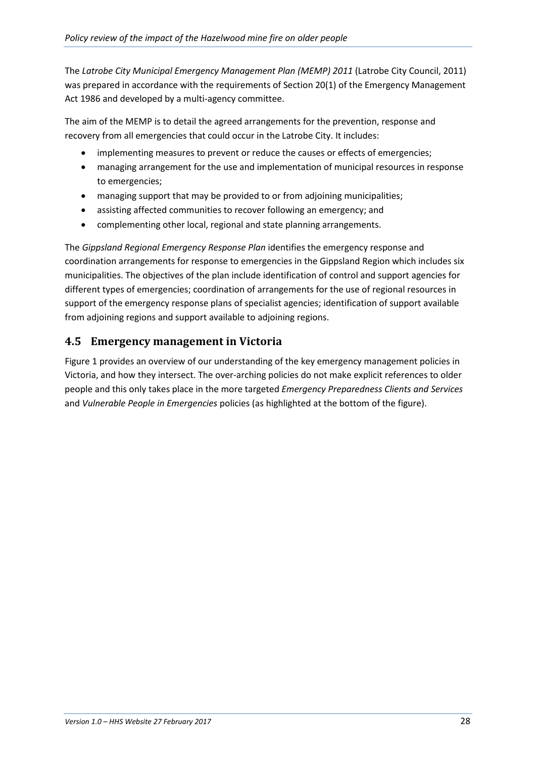The *Latrobe City Municipal Emergency Management Plan (MEMP) 2011* (Latrobe City Council, 2011) was prepared in accordance with the requirements of Section 20(1) of the Emergency Management Act 1986 and developed by a multi-agency committee.

The aim of the MEMP is to detail the agreed arrangements for the prevention, response and recovery from all emergencies that could occur in the Latrobe City. It includes:

- implementing measures to prevent or reduce the causes or effects of emergencies;
- managing arrangement for the use and implementation of municipal resources in response to emergencies;
- managing support that may be provided to or from adjoining municipalities;
- assisting affected communities to recover following an emergency; and
- complementing other local, regional and state planning arrangements.

The *Gippsland Regional Emergency Response Plan* identifies the emergency response and coordination arrangements for response to emergencies in the Gippsland Region which includes six municipalities. The objectives of the plan include identification of control and support agencies for different types of emergencies; coordination of arrangements for the use of regional resources in support of the emergency response plans of specialist agencies; identification of support available from adjoining regions and support available to adjoining regions.

## 4.5 Emergency management in Victoria

Figure 1 provides an overview of our understanding of the key emergency management policies in Victoria, and how they intersect. The over-arching policies do not make explicit references to older people and this only takes place in the more targeted *Emergency Preparedness Clients and Services* and *Vulnerable People in Emergencies* policies (as highlighted at the bottom of the figure).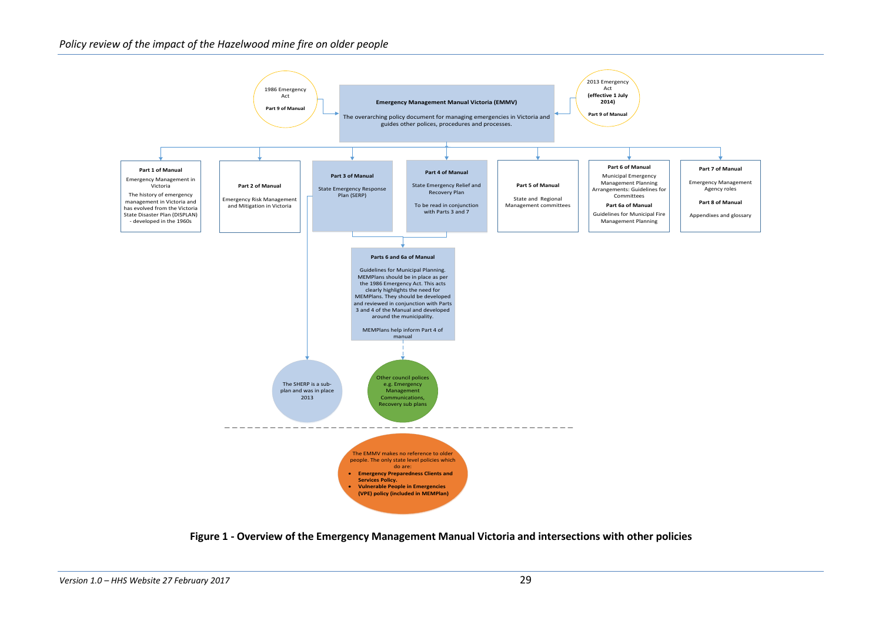1986 Emergency Act

Part 9 of Manual

**Emergency Management Manual Victoria (EMMV)**

The overarching policy document for managing emergencies in Victoria and guides other polices, procedures and processes.

2013 Emergency Act **(effective 1 July 2014)**

**Part 9 of Manual**

**Part 1 of Manual**

Emergency Management in Victoria

The history of emergency management in Victoria and has evolved from the Victoria State Disaster Plan (DISPLAN) - developed in the 1960s

**Part 2 of Manual**

Emergency Risk Management and Mitigation in Victoria

**Part 3 of Manual**

State Emergency Response Plan (SERP)

**Part 4 of Manual**

State Emergency Relief and Recovery Plan

To be read in conjunction with Parts 3 and 7

**Part 5 of Manual**

State and Regional Management committees

**Part 6 of Manual**

Municipal Emergency Management Planning Arrangements: Guidelines for Committees

**Part 6a of Manual**

Guidelines for Municipal Fire Management Planning

**Part 7 of Manual**

Emergency Management Agency roles

**Part 8 of Manual**

Appendixes and glossary

**Parts 6 and 6a of Manual**

Guidelines for Municipal Planning. MEMPlans should be in place as per the 1986 Emergency Act. This acts clearly highlights the need for MEMPlans. They should be developed and reviewed in conjunction with Parts 3 and 4 of the Manual and developed around the municipality.

MEMPlans help inform Part 4 of manual

The SHERP is a sub-plan and was in place 2013

Other council polices e.g. Emergency Management Communications, Recovery sub plans

The EMMV makes no reference to older people. The only state level policies which do are:

- **Emergency Preparedness Clients and Services Policy.**
- **Vulnerable People in Emergencies (VPE) policy (included in MEMPlan)**

**Figure 1 - Overview of the Emergency Management Manual Victoria and intersections with other policies**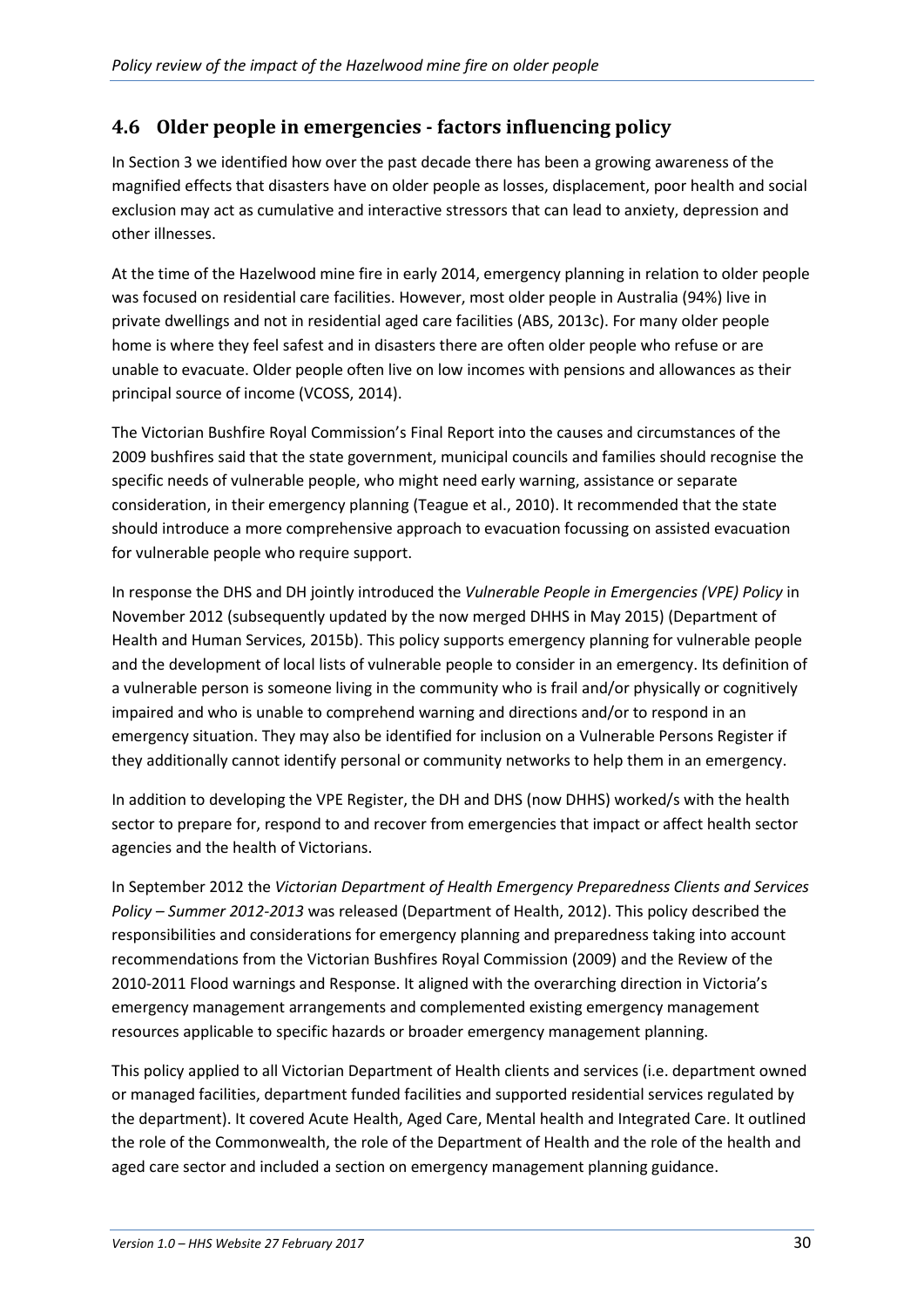## 4.6 Older people in emergencies - factors influencing policy

In Section 3 we identified how over the past decade there has been a growing awareness of the magnified effects that disasters have on older people as losses, displacement, poor health and social exclusion may act as cumulative and interactive stressors that can lead to anxiety, depression and other illnesses.

At the time of the Hazelwood mine fire in early 2014, emergency planning in relation to older people was focused on residential care facilities. However, most older people in Australia (94%) live in private dwellings and not in residential aged care facilities (ABS, 2013c). For many older people home is where they feel safest and in disasters there are often older people who refuse or are unable to evacuate. Older people often live on low incomes with pensions and allowances as their principal source of income (VCOSS, 2014).

The Victorian Bushfire Royal Commission's Final Report into the causes and circumstances of the 2009 bushfires said that the state government, municipal councils and families should recognise the specific needs of vulnerable people, who might need early warning, assistance or separate consideration, in their emergency planning (Teague et al., 2010). It recommended that the state should introduce a more comprehensive approach to evacuation focussing on assisted evacuation for vulnerable people who require support.

In response the DHS and DH jointly introduced the *Vulnerable People in Emergencies (VPE) Policy* in November 2012 (subsequently updated by the now merged DHHS in May 2015) (Department of Health and Human Services, 2015b). This policy supports emergency planning for vulnerable people and the development of local lists of vulnerable people to consider in an emergency. Its definition of a vulnerable person is someone living in the community who is frail and/or physically or cognitively impaired and who is unable to comprehend warning and directions and/or to respond in an emergency situation. They may also be identified for inclusion on a Vulnerable Persons Register if they additionally cannot identify personal or community networks to help them in an emergency.

In addition to developing the VPE Register, the DH and DHS (now DHHS) worked/s with the health sector to prepare for, respond to and recover from emergencies that impact or affect health sector agencies and the health of Victorians.

In September 2012 the *Victorian Department of Health Emergency Preparedness Clients and Services Policy – Summer 2012-2013* was released (Department of Health, 2012). This policy described the responsibilities and considerations for emergency planning and preparedness taking into account recommendations from the Victorian Bushfires Royal Commission (2009) and the Review of the 2010-2011 Flood warnings and Response. It aligned with the overarching direction in Victoria's emergency management arrangements and complemented existing emergency management resources applicable to specific hazards or broader emergency management planning.

This policy applied to all Victorian Department of Health clients and services (i.e. department owned or managed facilities, department funded facilities and supported residential services regulated by the department). It covered Acute Health, Aged Care, Mental health and Integrated Care. It outlined the role of the Commonwealth, the role of the Department of Health and the role of the health and aged care sector and included a section on emergency management planning guidance.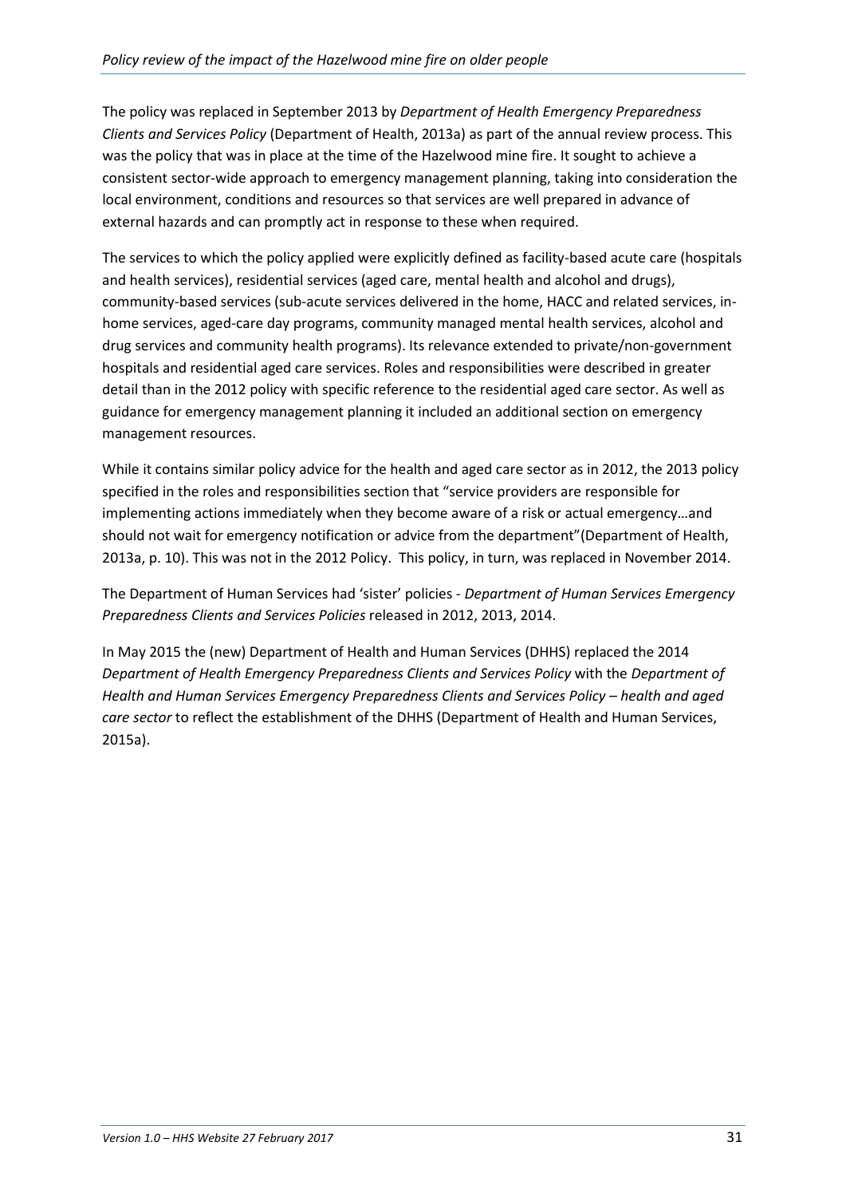The policy was replaced in September 2013 by *Department of Health Emergency Preparedness Clients and Services Policy* (Department of Health, 2013a) as part of the annual review process. This was the policy that was in place at the time of the Hazelwood mine fire. It sought to achieve a consistent sector-wide approach to emergency management planning, taking into consideration the local environment, conditions and resources so that services are well prepared in advance of external hazards and can promptly act in response to these when required.

The services to which the policy applied were explicitly defined as facility-based acute care (hospitals and health services), residential services (aged care, mental health and alcohol and drugs), community-based services (sub-acute services delivered in the home, HACC and related services, in-home services, aged-care day programs, community managed mental health services, alcohol and drug services and community health programs). Its relevance extended to private/non-government hospitals and residential aged care services. Roles and responsibilities were described in greater detail than in the 2012 policy with specific reference to the residential aged care sector. As well as guidance for emergency management planning it included an additional section on emergency management resources.

While it contains similar policy advice for the health and aged care sector as in 2012, the 2013 policy specified in the roles and responsibilities section that "service providers are responsible for implementing actions immediately when they become aware of a risk or actual emergency…and should not wait for emergency notification or advice from the department"(Department of Health, 2013a, p. 10). This was not in the 2012 Policy. This policy, in turn, was replaced in November 2014.

The Department of Human Services had 'sister' policies - *Department of Human Services Emergency Preparedness Clients and Services Policies* released in 2012, 2013, 2014.

In May 2015 the (new) Department of Health and Human Services (DHHS) replaced the 2014 *Department of Health Emergency Preparedness Clients and Services Policy* with the *Department of Health and Human Services Emergency Preparedness Clients and Services Policy – health and aged care sector* to reflect the establishment of the DHHS (Department of Health and Human Services, 2015a).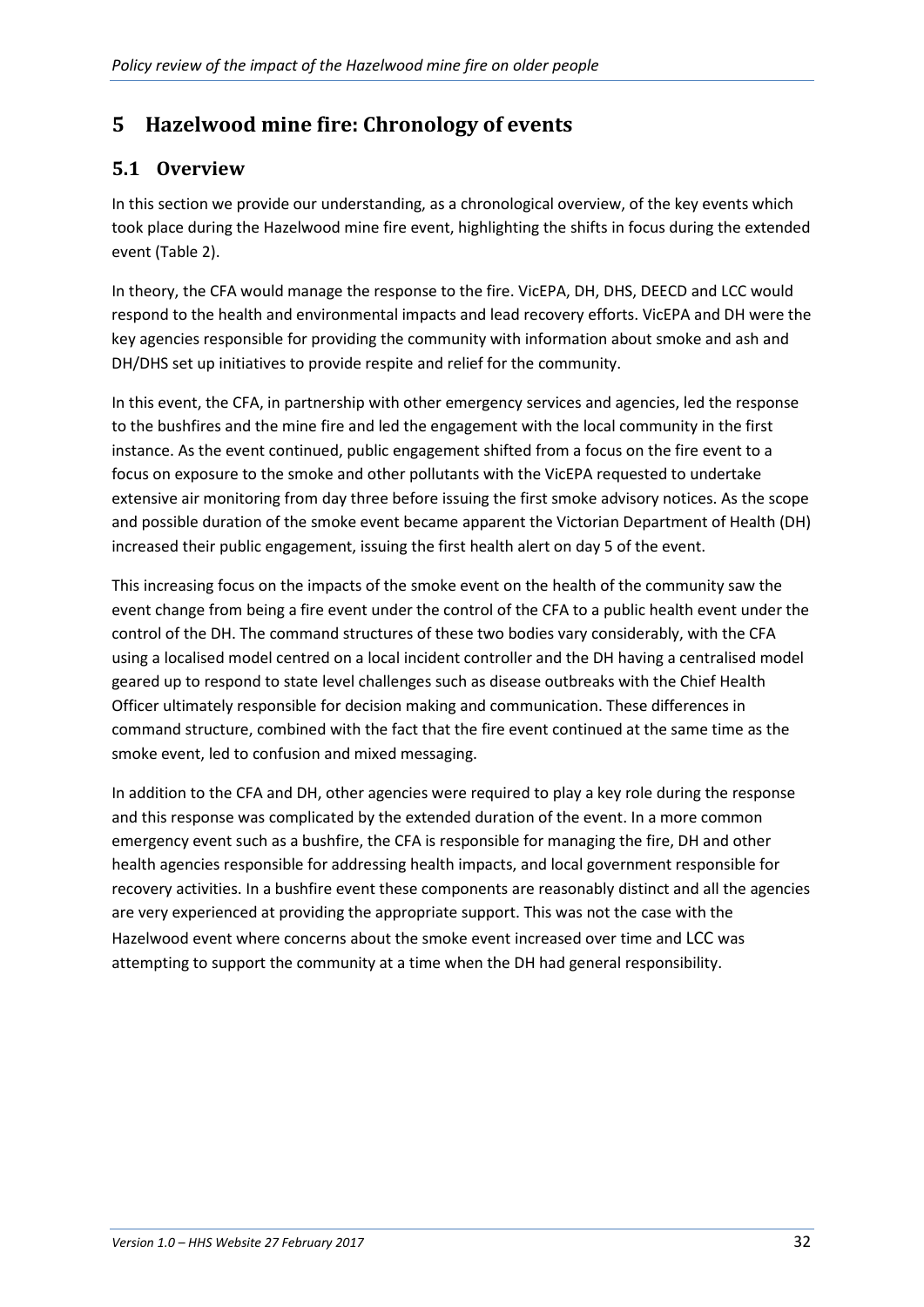# 5 Hazelwood mine fire: Chronology of events

## 5.1 Overview

In this section we provide our understanding, as a chronological overview, of the key events which took place during the Hazelwood mine fire event, highlighting the shifts in focus during the extended event (Table 2).

In theory, the CFA would manage the response to the fire. VicEPA, DH, DHS, DEECD and LCC would respond to the health and environmental impacts and lead recovery efforts. VicEPA and DH were the key agencies responsible for providing the community with information about smoke and ash and DH/DHS set up initiatives to provide respite and relief for the community.

In this event, the CFA, in partnership with other emergency services and agencies, led the response to the bushfires and the mine fire and led the engagement with the local community in the first instance. As the event continued, public engagement shifted from a focus on the fire event to a focus on exposure to the smoke and other pollutants with the VicEPA requested to undertake extensive air monitoring from day three before issuing the first smoke advisory notices. As the scope and possible duration of the smoke event became apparent the Victorian Department of Health (DH) increased their public engagement, issuing the first health alert on day 5 of the event.

This increasing focus on the impacts of the smoke event on the health of the community saw the event change from being a fire event under the control of the CFA to a public health event under the control of the DH. The command structures of these two bodies vary considerably, with the CFA using a localised model centred on a local incident controller and the DH having a centralised model geared up to respond to state level challenges such as disease outbreaks with the Chief Health Officer ultimately responsible for decision making and communication. These differences in command structure, combined with the fact that the fire event continued at the same time as the smoke event, led to confusion and mixed messaging.

In addition to the CFA and DH, other agencies were required to play a key role during the response and this response was complicated by the extended duration of the event. In a more common emergency event such as a bushfire, the CFA is responsible for managing the fire, DH and other health agencies responsible for addressing health impacts, and local government responsible for recovery activities. In a bushfire event these components are reasonably distinct and all the agencies are very experienced at providing the appropriate support. This was not the case with the Hazelwood event where concerns about the smoke event increased over time and LCC was attempting to support the community at a time when the DH had general responsibility.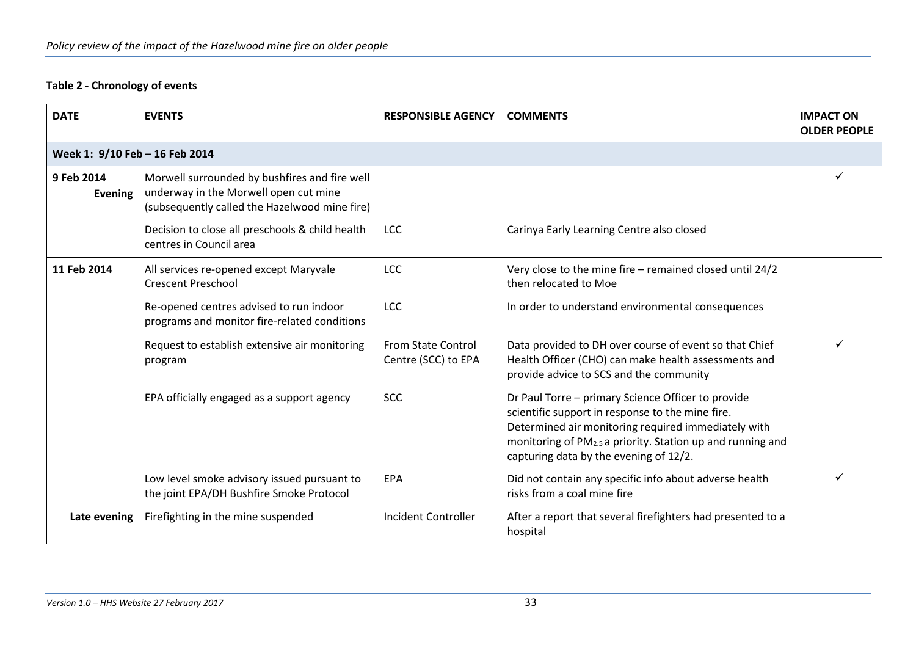**Table 2 - Chronology of events**

| DATE | EVENTS | RESPONSIBLE AGENCY | COMMENTS | IMPACT ON OLDER PEOPLE |
|---|---|---|---|---|
| **Week 1: 9/10 Feb – 16 Feb 2014** | | | | |
| **9 Feb 2014 Evening** | Morwell surrounded by bushfires and fire well underway in the Morwell open cut mine (subsequently called the Hazelwood mine fire) | | | ✓ |
| | Decision to close all preschools & child health centres in Council area | LCC | Carinya Early Learning Centre also closed | |
| **11 Feb 2014** | All services re-opened except Maryvale Crescent Preschool | LCC | Very close to the mine fire – remained closed until 24/2 then relocated to Moe | |
| | Re-opened centres advised to run indoor programs and monitor fire-related conditions | LCC | In order to understand environmental consequences | |
| | Request to establish extensive air monitoring program | From State Control Centre (SCC) to EPA | Data provided to DH over course of event so that Chief Health Officer (CHO) can make health assessments and provide advice to SCS and the community | ✓ |
| | EPA officially engaged as a support agency | SCC | Dr Paul Torre – primary Science Officer to provide scientific support in response to the mine fire. Determined air monitoring required immediately with monitoring of $PM_{2.5}$ a priority. Station up and running and capturing data by the evening of 12/2. | |
| | Low level smoke advisory issued pursuant to the joint EPA/DH Bushfire Smoke Protocol | EPA | Did not contain any specific info about adverse health risks from a coal mine fire | ✓ |
| **Late evening** | Firefighting in the mine suspended | Incident Controller | After a report that several firefighters had presented to a hospital | |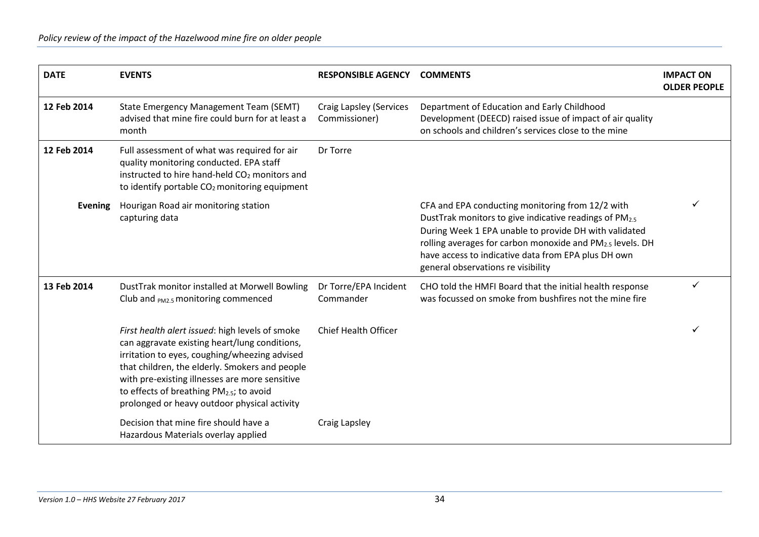| DATE | EVENTS | RESPONSIBLE AGENCY | COMMENTS | IMPACT ON OLDER PEOPLE |
| --- | --- | --- | --- | --- |
| **12 Feb 2014** | State Emergency Management Team (SEMT) advised that mine fire could burn for at least a month | Craig Lapsley (Services Commissioner) | Department of Education and Early Childhood Development (DEECD) raised issue of impact of air quality on schools and children's services close to the mine | |
| **12 Feb 2014** | Full assessment of what was required for air quality monitoring conducted. EPA staff instructed to hire hand-held $CO_2$ monitors and to identify portable $CO_2$ monitoring equipment | Dr Torre | | |
| **Evening** | Hourigan Road air monitoring station capturing data | | CFA and EPA conducting monitoring from 12/2 with DustTrak monitors to give indicative readings of $PM_{2.5}$ During Week 1 EPA unable to provide DH with validated rolling averages for carbon monoxide and $PM_{2.5}$ levels. DH have access to indicative data from EPA plus DH own general observations re visibility | ✓ |
| **13 Feb 2014** | DustTrak monitor installed at Morwell Bowling Club and $_{PM2.5}$ monitoring commenced | Dr Torre/EPA Incident Commander | CHO told the HMFI Board that the initial health response was focussed on smoke from bushfires not the mine fire | ✓ |
| | *First health alert issued*: high levels of smoke can aggravate existing heart/lung conditions, irritation to eyes, coughing/wheezing advised that children, the elderly. Smokers and people with pre-existing illnesses are more sensitive to effects of breathing $PM_{2.5}$; to avoid prolonged or heavy outdoor physical activity | Chief Health Officer | | ✓ |
| | Decision that mine fire should have a Hazardous Materials overlay applied | Craig Lapsley | | |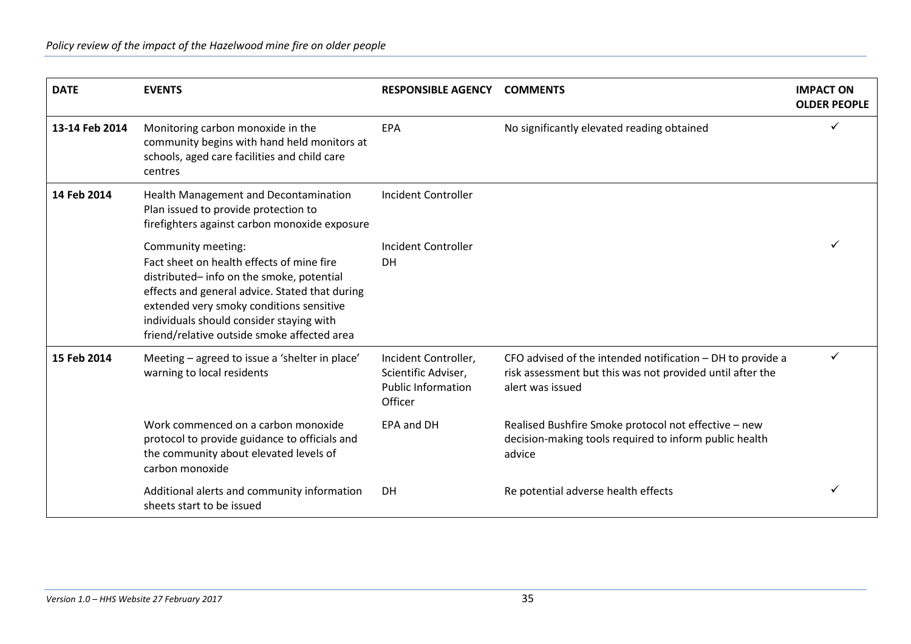| DATE | EVENTS | RESPONSIBLE AGENCY | COMMENTS | IMPACT ON OLDER PEOPLE |
|---|---|---|---|---|
| 13-14 Feb 2014 | Monitoring carbon monoxide in the community begins with hand held monitors at schools, aged care facilities and child care centres | EPA | No significantly elevated reading obtained | ✓ |
| 14 Feb 2014 | Health Management and Decontamination Plan issued to provide protection to firefighters against carbon monoxide exposure | Incident Controller | | |
| | Community meeting: Fact sheet on health effects of mine fire distributed– info on the smoke, potential effects and general advice. Stated that during extended very smoky conditions sensitive individuals should consider staying with friend/relative outside smoke affected area | Incident Controller DH | | ✓ |
| 15 Feb 2014 | Meeting – agreed to issue a 'shelter in place' warning to local residents | Incident Controller, Scientific Adviser, Public Information Officer | CFO advised of the intended notification – DH to provide a risk assessment but this was not provided until after the alert was issued | ✓ |
| | Work commenced on a carbon monoxide protocol to provide guidance to officials and the community about elevated levels of carbon monoxide | EPA and DH | Realised Bushfire Smoke protocol not effective – new decision-making tools required to inform public health advice | |
| | Additional alerts and community information sheets start to be issued | DH | Re potential adverse health effects | ✓ |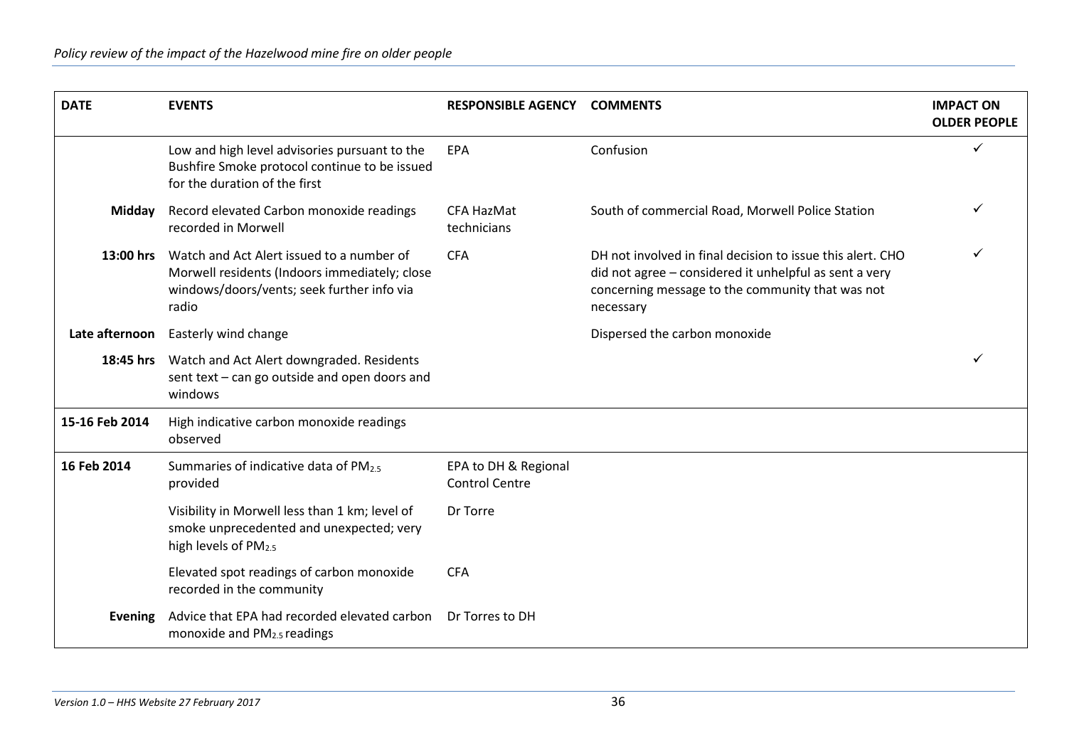| DATE | EVENTS | RESPONSIBLE AGENCY | COMMENTS | IMPACT ON OLDER PEOPLE |
|---|---|---|---|---|
| | Low and high level advisories pursuant to the Bushfire Smoke protocol continue to be issued for the duration of the first | EPA | Confusion | ✓ |
| **Midday** | Record elevated Carbon monoxide readings recorded in Morwell | CFA HazMat technicians | South of commercial Road, Morwell Police Station | ✓ |
| **13:00 hrs** | Watch and Act Alert issued to a number of Morwell residents (Indoors immediately; close windows/doors/vents; seek further info via radio | CFA | DH not involved in final decision to issue this alert. CHO did not agree – considered it unhelpful as sent a very concerning message to the community that was not necessary | ✓ |
| **Late afternoon** | Easterly wind change | | Dispersed the carbon monoxide | |
| **18:45 hrs** | Watch and Act Alert downgraded. Residents sent text – can go outside and open doors and windows | | | ✓ |
| **15-16 Feb 2014** | High indicative carbon monoxide readings observed | | | |
| **16 Feb 2014** | Summaries of indicative data of $PM_{2.5}$ provided | EPA to DH & Regional Control Centre | | |
| | Visibility in Morwell less than 1 km; level of smoke unprecedented and unexpected; very high levels of $PM_{2.5}$ | Dr Torre | | |
| | Elevated spot readings of carbon monoxide recorded in the community | CFA | | |
| **Evening** | Advice that EPA had recorded elevated carbon monoxide and $PM_{2.5}$ readings | Dr Torres to DH | | |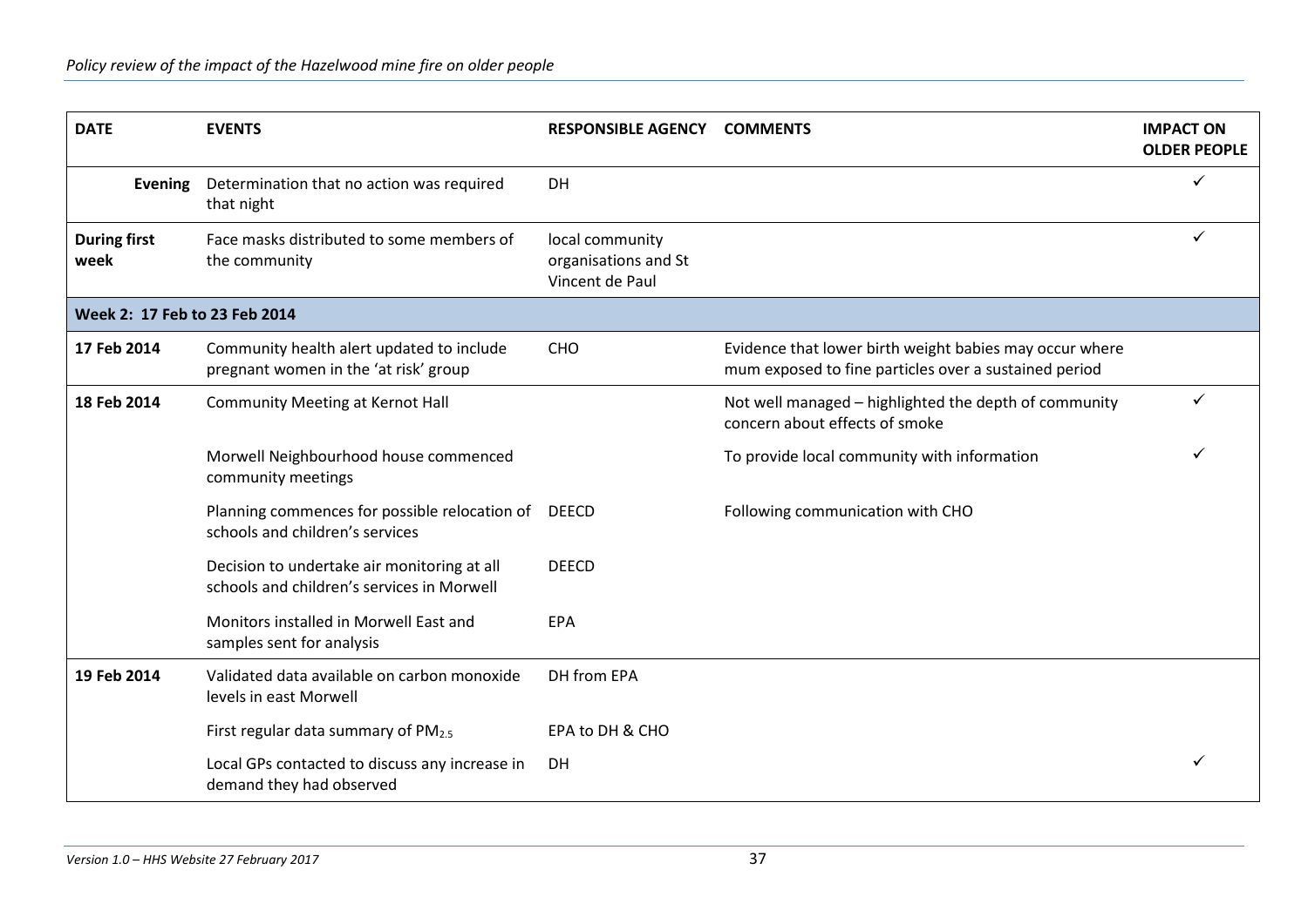| DATE | EVENTS | RESPONSIBLE AGENCY | COMMENTS | IMPACT ON OLDER PEOPLE |
|---|---|---|---|---|
| **Evening** | Determination that no action was required that night | DH | | ✓ |
| **During first week** | Face masks distributed to some members of the community | local community organisations and St Vincent de Paul | | ✓ |
| **Week 2: 17 Feb to 23 Feb 2014** | | | | |
| **17 Feb 2014** | Community health alert updated to include pregnant women in the 'at risk' group | CHO | Evidence that lower birth weight babies may occur where mum exposed to fine particles over a sustained period | |
| **18 Feb 2014** | Community Meeting at Kernot Hall | | Not well managed – highlighted the depth of community concern about effects of smoke | ✓ |
| | Morwell Neighbourhood house commenced community meetings | | To provide local community with information | ✓ |
| | Planning commences for possible relocation of schools and children's services | DEECD | Following communication with CHO | |
| | Decision to undertake air monitoring at all schools and children's services in Morwell | DEECD | | |
| | Monitors installed in Morwell East and samples sent for analysis | EPA | | |
| **19 Feb 2014** | Validated data available on carbon monoxide levels in east Morwell | DH from EPA | | |
| | First regular data summary of $PM_{2.5}$ | EPA to DH & CHO | | |
| | Local GPs contacted to discuss any increase in demand they had observed | DH | | ✓ |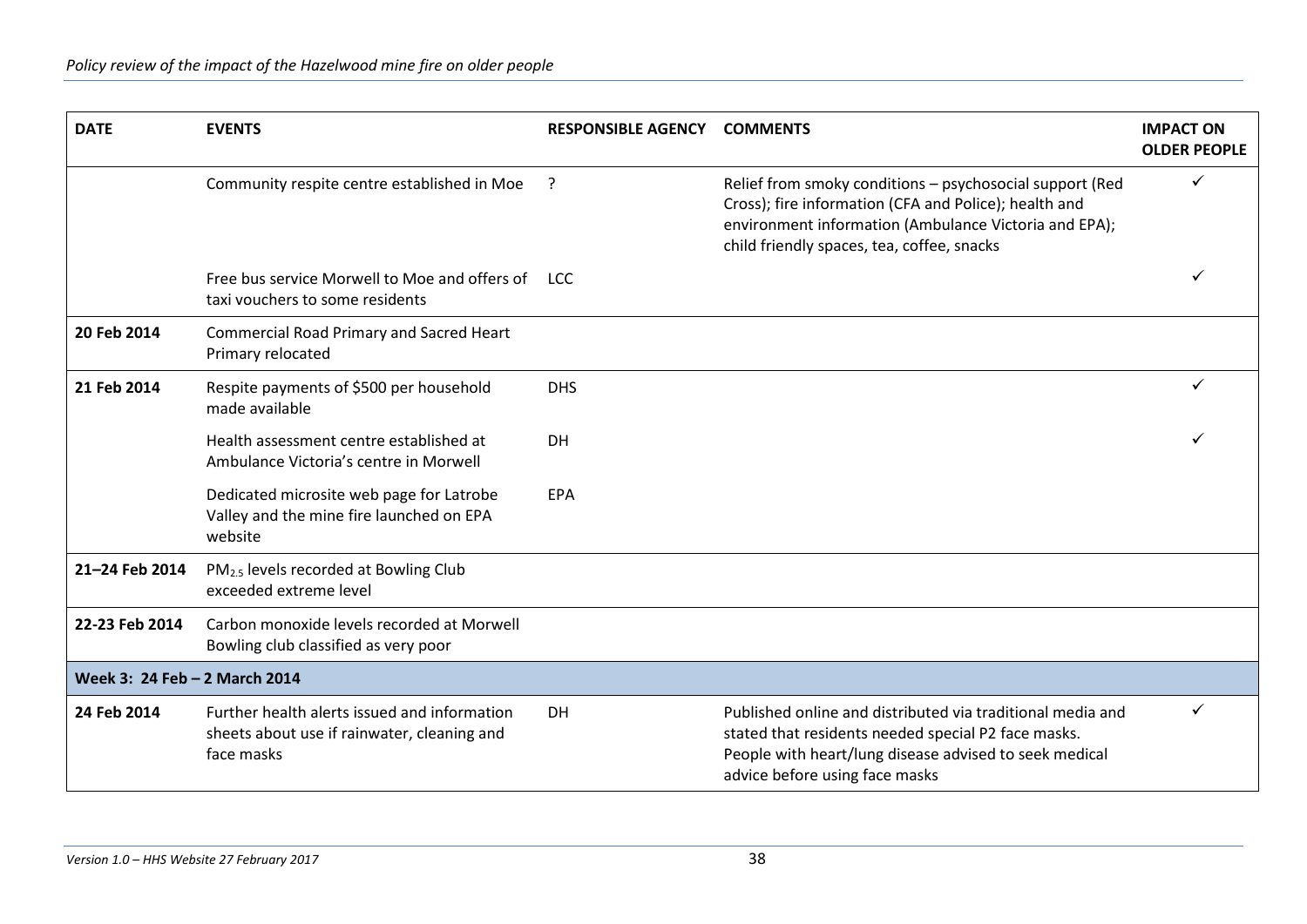| DATE | EVENTS | RESPONSIBLE AGENCY | COMMENTS | IMPACT ON OLDER PEOPLE |
|---|---|---|---|---|
| | Community respite centre established in Moe | ? | Relief from smoky conditions – psychosocial support (Red Cross); fire information (CFA and Police); health and environment information (Ambulance Victoria and EPA); child friendly spaces, tea, coffee, snacks | ✓ |
| | Free bus service Morwell to Moe and offers of taxi vouchers to some residents | LCC | | ✓ |
| **20 Feb 2014** | Commercial Road Primary and Sacred Heart Primary relocated | | | |
| **21 Feb 2014** | Respite payments of $500 per household made available | DHS | | ✓ |
| | Health assessment centre established at Ambulance Victoria's centre in Morwell | DH | | ✓ |
| | Dedicated microsite web page for Latrobe Valley and the mine fire launched on EPA website | EPA | | |
| **21–24 Feb 2014** | $PM_{2.5}$ levels recorded at Bowling Club exceeded extreme level | | | |
| **22-23 Feb 2014** | Carbon monoxide levels recorded at Morwell Bowling club classified as very poor | | | |
| **Week 3: 24 Feb – 2 March 2014** | | | | |
| **24 Feb 2014** | Further health alerts issued and information sheets about use if rainwater, cleaning and face masks | DH | Published online and distributed via traditional media and stated that residents needed special P2 face masks. People with heart/lung disease advised to seek medical advice before using face masks | ✓ |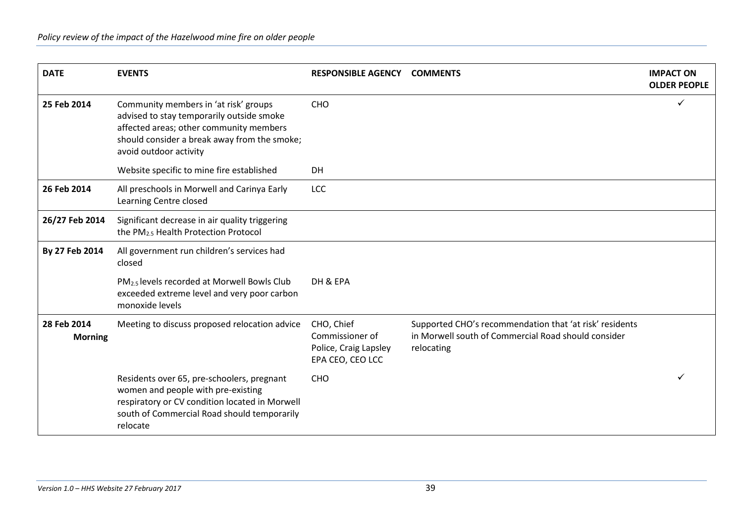| DATE | EVENTS | RESPONSIBLE AGENCY | COMMENTS | IMPACT ON OLDER PEOPLE |
|---|---|---|---|---|
| **25 Feb 2014** | Community members in 'at risk' groups advised to stay temporarily outside smoke affected areas; other community members should consider a break away from the smoke; avoid outdoor activity | CHO | | ✓ |
| | Website specific to mine fire established | DH | | |
| **26 Feb 2014** | All preschools in Morwell and Carinya Early Learning Centre closed | LCC | | |
| **26/27 Feb 2014** | Significant decrease in air quality triggering the $PM_{2.5}$ Health Protection Protocol | | | |
| **By 27 Feb 2014** | All government run children's services had closed | | | |
| | $PM_{2.5}$ levels recorded at Morwell Bowls Club exceeded extreme level and very poor carbon monoxide levels | DH & EPA | | |
| **28 Feb 2014 Morning** | Meeting to discuss proposed relocation advice | CHO, Chief Commissioner of Police, Craig Lapsley EPA CEO, CEO LCC | Supported CHO's recommendation that 'at risk' residents in Morwell south of Commercial Road should consider relocating | |
| | Residents over 65, pre-schoolers, pregnant women and people with pre-existing respiratory or CV condition located in Morwell south of Commercial Road should temporarily relocate | CHO | | ✓ |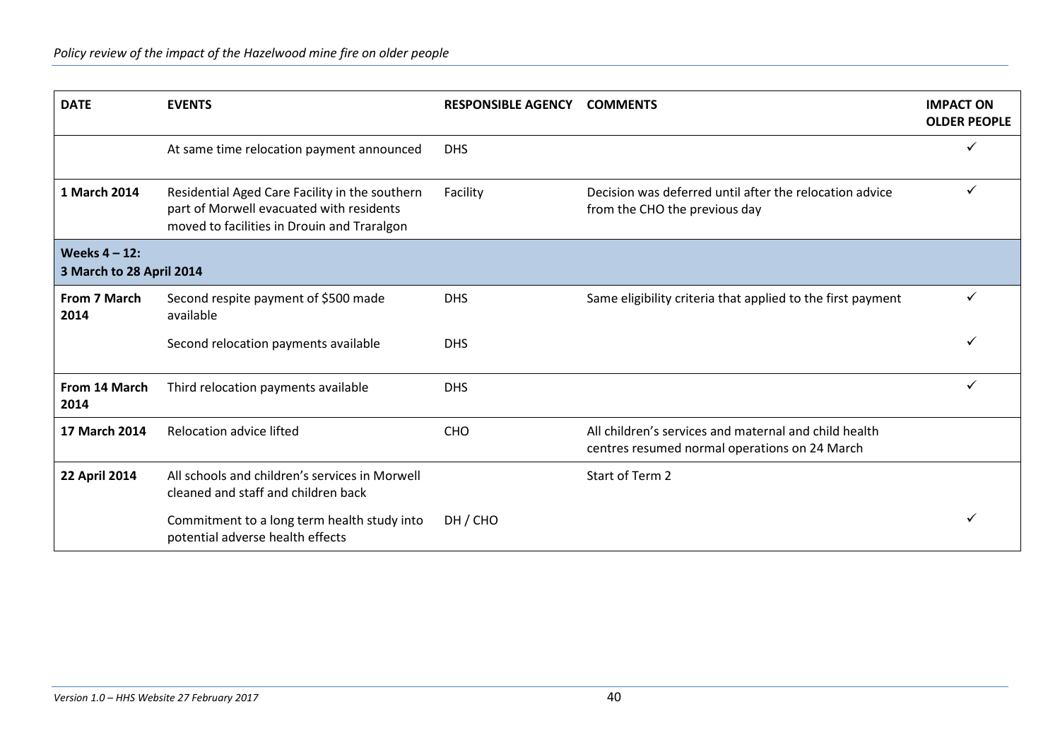| DATE | EVENTS | RESPONSIBLE AGENCY | COMMENTS | IMPACT ON OLDER PEOPLE |
|---|---|---|---|---|
| | At same time relocation payment announced | DHS | | ✓ |
| **1 March 2014** | Residential Aged Care Facility in the southern part of Morwell evacuated with residents moved to facilities in Drouin and Traralgon | Facility | Decision was deferred until after the relocation advice from the CHO the previous day | ✓ |
| **Weeks 4 – 12: 3 March to 28 April 2014** | | | | |
| **From 7 March 2014** | Second respite payment of $500 made available | DHS | Same eligibility criteria that applied to the first payment | ✓ |
| | Second relocation payments available | DHS | | ✓ |
| **From 14 March 2014** | Third relocation payments available | DHS | | ✓ |
| **17 March 2014** | Relocation advice lifted | CHO | All children's services and maternal and child health centres resumed normal operations on 24 March | |
| **22 April 2014** | All schools and children's services in Morwell cleaned and staff and children back | | Start of Term 2 | |
| | Commitment to a long term health study into potential adverse health effects | DH / CHO | | ✓ |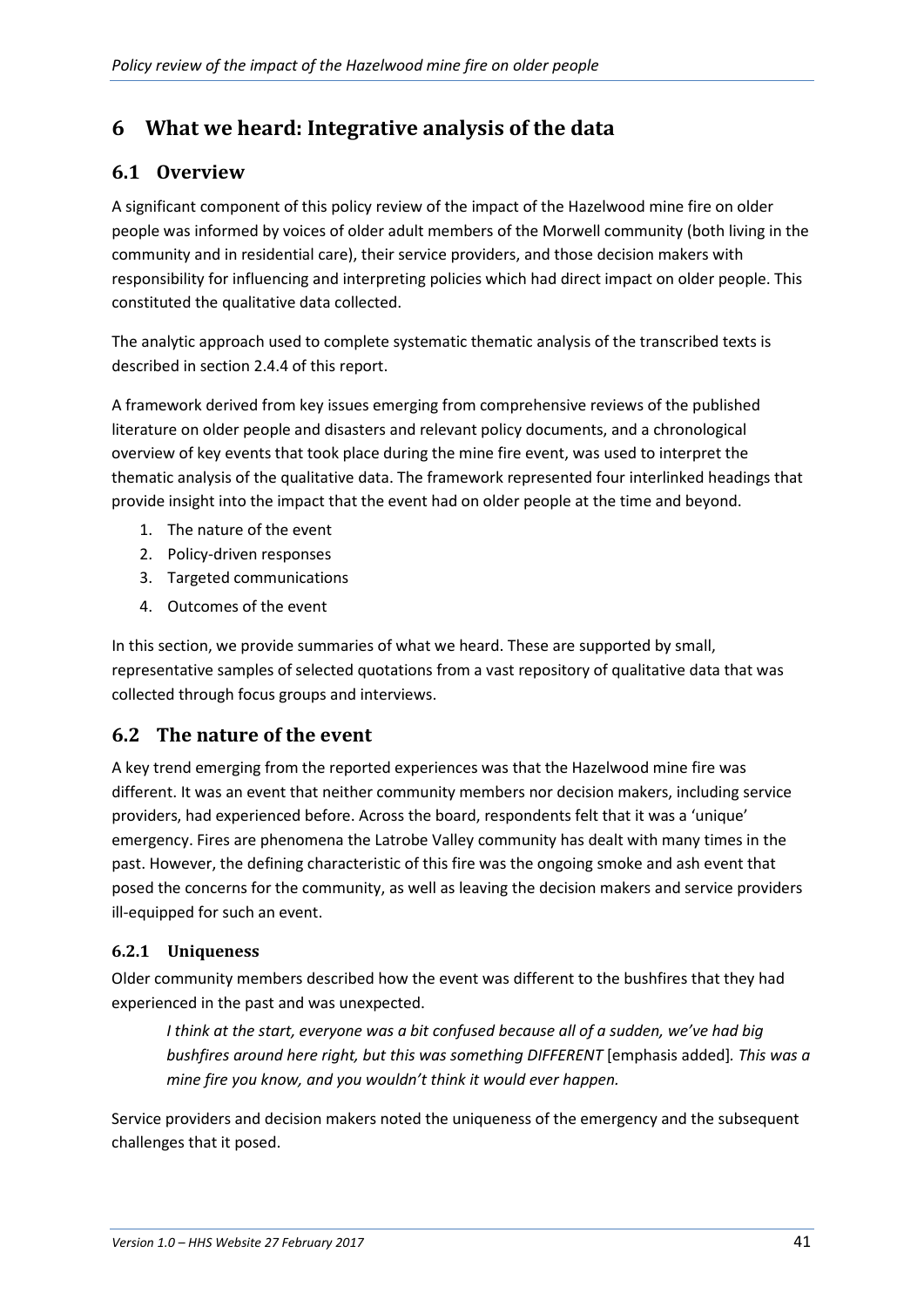# 6 What we heard: Integrative analysis of the data

## 6.1 Overview

A significant component of this policy review of the impact of the Hazelwood mine fire on older people was informed by voices of older adult members of the Morwell community (both living in the community and in residential care), their service providers, and those decision makers with responsibility for influencing and interpreting policies which had direct impact on older people. This constituted the qualitative data collected.

The analytic approach used to complete systematic thematic analysis of the transcribed texts is described in section 2.4.4 of this report.

A framework derived from key issues emerging from comprehensive reviews of the published literature on older people and disasters and relevant policy documents, and a chronological overview of key events that took place during the mine fire event, was used to interpret the thematic analysis of the qualitative data. The framework represented four interlinked headings that provide insight into the impact that the event had on older people at the time and beyond.

1. The nature of the event
2. Policy-driven responses
3. Targeted communications
4. Outcomes of the event

In this section, we provide summaries of what we heard. These are supported by small, representative samples of selected quotations from a vast repository of qualitative data that was collected through focus groups and interviews.

## 6.2 The nature of the event

A key trend emerging from the reported experiences was that the Hazelwood mine fire was different. It was an event that neither community members nor decision makers, including service providers, had experienced before. Across the board, respondents felt that it was a 'unique' emergency. Fires are phenomena the Latrobe Valley community has dealt with many times in the past. However, the defining characteristic of this fire was the ongoing smoke and ash event that posed the concerns for the community, as well as leaving the decision makers and service providers ill-equipped for such an event.

### 6.2.1 Uniqueness

Older community members described how the event was different to the bushfires that they had experienced in the past and was unexpected.

> *I think at the start, everyone was a bit confused because all of a sudden, we've had big bushfires around here right, but this was something DIFFERENT* [emphasis added]*. This was a mine fire you know, and you wouldn't think it would ever happen.*

Service providers and decision makers noted the uniqueness of the emergency and the subsequent challenges that it posed.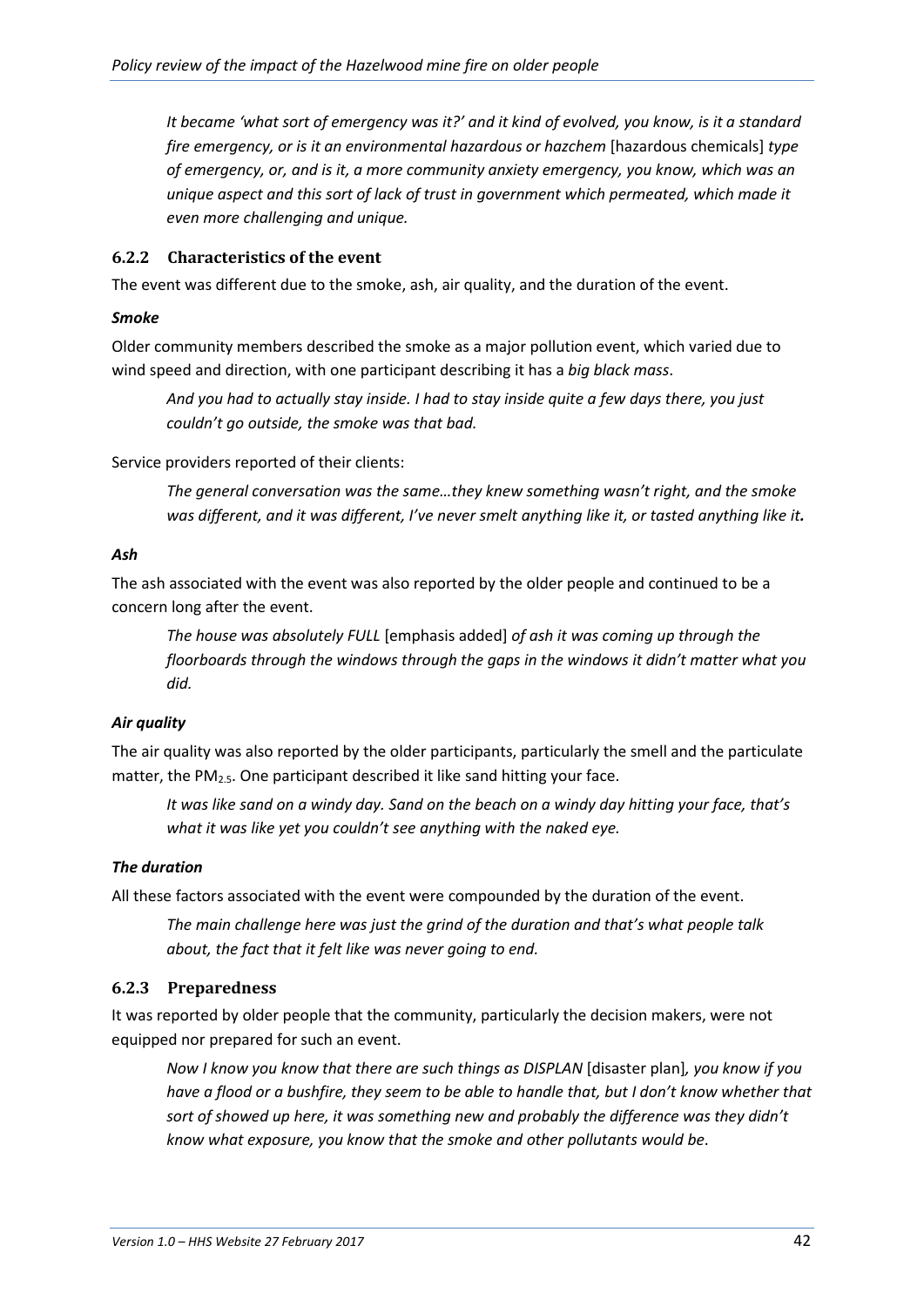*It became 'what sort of emergency was it?' and it kind of evolved, you know, is it a standard fire emergency, or is it an environmental hazardous or hazchem* [hazardous chemicals] *type of emergency, or, and is it, a more community anxiety emergency, you know, which was an unique aspect and this sort of lack of trust in government which permeated, which made it even more challenging and unique.*

### 6.2.2 Characteristics of the event

The event was different due to the smoke, ash, air quality, and the duration of the event.

***Smoke***

Older community members described the smoke as a major pollution event, which varied due to wind speed and direction, with one participant describing it has a *big black mass*.

> *And you had to actually stay inside. I had to stay inside quite a few days there, you just couldn't go outside, the smoke was that bad.*

Service providers reported of their clients:

> *The general conversation was the same…they knew something wasn't right, and the smoke was different, and it was different, I've never smelt anything like it, or tasted anything like it.*

***Ash***

The ash associated with the event was also reported by the older people and continued to be a concern long after the event.

> *The house was absolutely FULL* [emphasis added] *of ash it was coming up through the floorboards through the windows through the gaps in the windows it didn't matter what you did.*

***Air quality***

The air quality was also reported by the older participants, particularly the smell and the particulate matter, the $PM_{2.5}$. One participant described it like sand hitting your face.

> *It was like sand on a windy day. Sand on the beach on a windy day hitting your face, that's what it was like yet you couldn't see anything with the naked eye.*

***The duration***

All these factors associated with the event were compounded by the duration of the event.

> *The main challenge here was just the grind of the duration and that's what people talk about, the fact that it felt like was never going to end.*

### 6.2.3 Preparedness

It was reported by older people that the community, particularly the decision makers, were not equipped nor prepared for such an event.

> *Now I know you know that there are such things as DISPLAN* [disaster plan]*, you know if you have a flood or a bushfire, they seem to be able to handle that, but I don't know whether that sort of showed up here, it was something new and probably the difference was they didn't know what exposure, you know that the smoke and other pollutants would be*.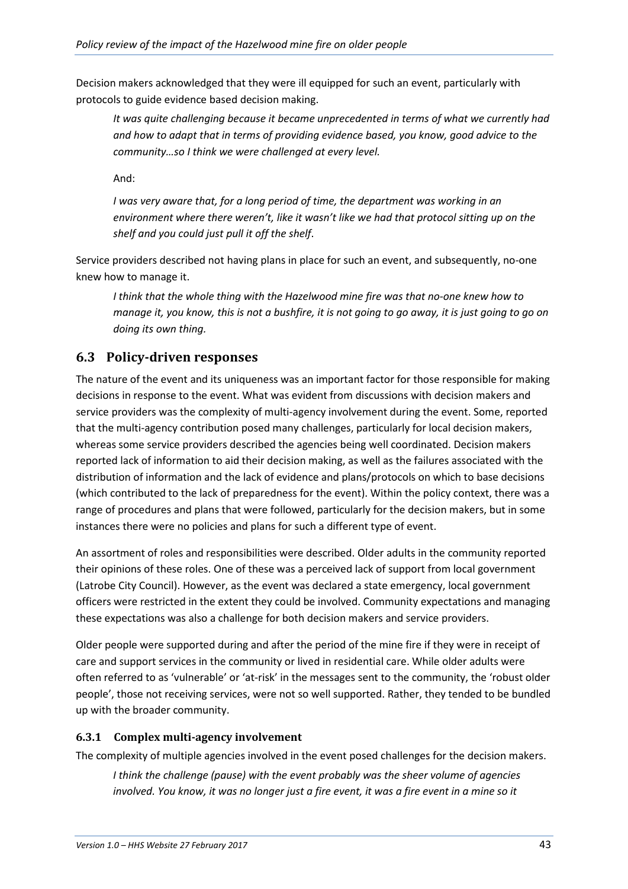Decision makers acknowledged that they were ill equipped for such an event, particularly with protocols to guide evidence based decision making.

> *It was quite challenging because it became unprecedented in terms of what we currently had and how to adapt that in terms of providing evidence based, you know, good advice to the community…so I think we were challenged at every level.*
>
> And:
>
> *I was very aware that, for a long period of time, the department was working in an environment where there weren't, like it wasn't like we had that protocol sitting up on the shelf and you could just pull it off the shelf.*

Service providers described not having plans in place for such an event, and subsequently, no-one knew how to manage it.

> *I think that the whole thing with the Hazelwood mine fire was that no-one knew how to manage it, you know, this is not a bushfire, it is not going to go away, it is just going to go on doing its own thing.*

## 6.3 Policy-driven responses

The nature of the event and its uniqueness was an important factor for those responsible for making decisions in response to the event. What was evident from discussions with decision makers and service providers was the complexity of multi-agency involvement during the event. Some, reported that the multi-agency contribution posed many challenges, particularly for local decision makers, whereas some service providers described the agencies being well coordinated. Decision makers reported lack of information to aid their decision making, as well as the failures associated with the distribution of information and the lack of evidence and plans/protocols on which to base decisions (which contributed to the lack of preparedness for the event). Within the policy context, there was a range of procedures and plans that were followed, particularly for the decision makers, but in some instances there were no policies and plans for such a different type of event.

An assortment of roles and responsibilities were described. Older adults in the community reported their opinions of these roles. One of these was a perceived lack of support from local government (Latrobe City Council). However, as the event was declared a state emergency, local government officers were restricted in the extent they could be involved. Community expectations and managing these expectations was also a challenge for both decision makers and service providers.

Older people were supported during and after the period of the mine fire if they were in receipt of care and support services in the community or lived in residential care. While older adults were often referred to as 'vulnerable' or 'at-risk' in the messages sent to the community, the 'robust older people', those not receiving services, were not so well supported. Rather, they tended to be bundled up with the broader community.

### 6.3.1 Complex multi-agency involvement

The complexity of multiple agencies involved in the event posed challenges for the decision makers.

> *I think the challenge (pause) with the event probably was the sheer volume of agencies involved. You know, it was no longer just a fire event, it was a fire event in a mine so it*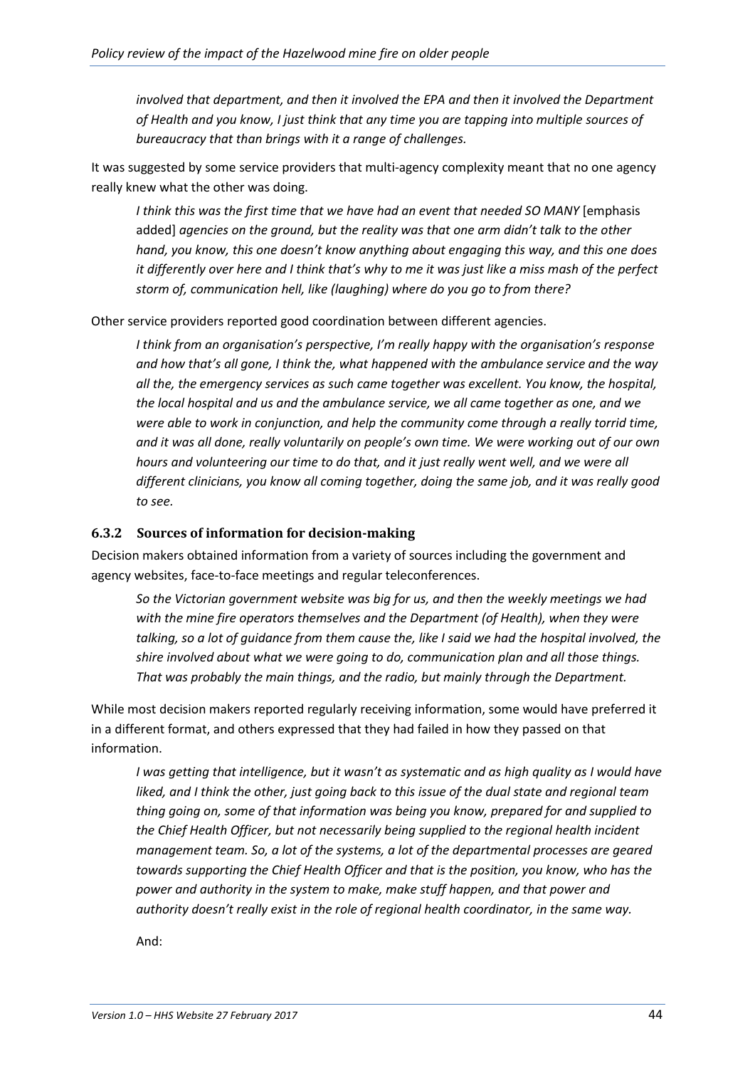*involved that department, and then it involved the EPA and then it involved the Department of Health and you know, I just think that any time you are tapping into multiple sources of bureaucracy that than brings with it a range of challenges.*

It was suggested by some service providers that multi-agency complexity meant that no one agency really knew what the other was doing.

> *I think this was the first time that we have had an event that needed SO MANY* [emphasis added] *agencies on the ground, but the reality was that one arm didn't talk to the other hand, you know, this one doesn't know anything about engaging this way, and this one does it differently over here and I think that's why to me it was just like a miss mash of the perfect storm of, communication hell, like (laughing) where do you go to from there?*

Other service providers reported good coordination between different agencies.

> *I think from an organisation's perspective, I'm really happy with the organisation's response and how that's all gone, I think the, what happened with the ambulance service and the way all the, the emergency services as such came together was excellent. You know, the hospital, the local hospital and us and the ambulance service, we all came together as one, and we were able to work in conjunction, and help the community come through a really torrid time, and it was all done, really voluntarily on people's own time. We were working out of our own hours and volunteering our time to do that, and it just really went well, and we were all different clinicians, you know all coming together, doing the same job, and it was really good to see.*

### 6.3.2 Sources of information for decision-making

Decision makers obtained information from a variety of sources including the government and agency websites, face-to-face meetings and regular teleconferences.

> *So the Victorian government website was big for us, and then the weekly meetings we had with the mine fire operators themselves and the Department (of Health), when they were talking, so a lot of guidance from them cause the, like I said we had the hospital involved, the shire involved about what we were going to do, communication plan and all those things. That was probably the main things, and the radio, but mainly through the Department.*

While most decision makers reported regularly receiving information, some would have preferred it in a different format, and others expressed that they had failed in how they passed on that information.

> *I was getting that intelligence, but it wasn't as systematic and as high quality as I would have liked, and I think the other, just going back to this issue of the dual state and regional team thing going on, some of that information was being you know, prepared for and supplied to the Chief Health Officer, but not necessarily being supplied to the regional health incident management team. So, a lot of the systems, a lot of the departmental processes are geared towards supporting the Chief Health Officer and that is the position, you know, who has the power and authority in the system to make, make stuff happen, and that power and authority doesn't really exist in the role of regional health coordinator, in the same way.*
>
> And: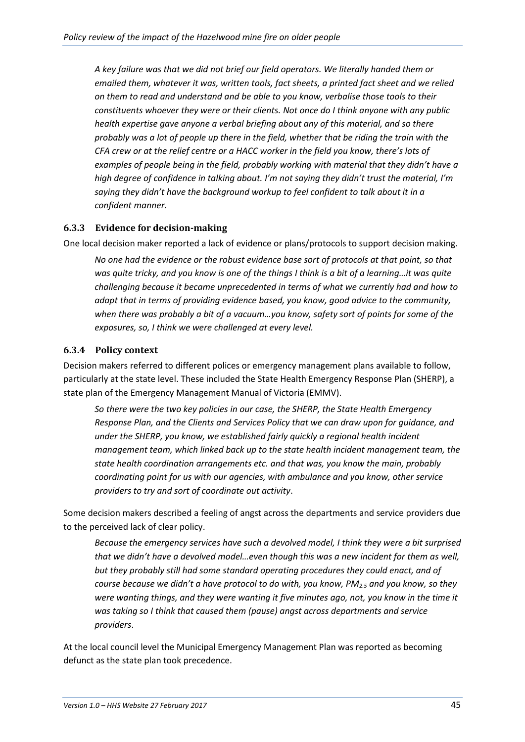> *A key failure was that we did not brief our field operators. We literally handed them or emailed them, whatever it was, written tools, fact sheets, a printed fact sheet and we relied on them to read and understand and be able to you know, verbalise those tools to their constituents whoever they were or their clients. Not once do I think anyone with any public health expertise gave anyone a verbal briefing about any of this material, and so there probably was a lot of people up there in the field, whether that be riding the train with the CFA crew or at the relief centre or a HACC worker in the field you know, there's lots of examples of people being in the field, probably working with material that they didn't have a high degree of confidence in talking about. I'm not saying they didn't trust the material, I'm saying they didn't have the background workup to feel confident to talk about it in a confident manner.*

### 6.3.3 Evidence for decision-making

One local decision maker reported a lack of evidence or plans/protocols to support decision making.

> *No one had the evidence or the robust evidence base sort of protocols at that point, so that was quite tricky, and you know is one of the things I think is a bit of a learning…it was quite challenging because it became unprecedented in terms of what we currently had and how to adapt that in terms of providing evidence based, you know, good advice to the community, when there was probably a bit of a vacuum…you know, safety sort of points for some of the exposures, so, I think we were challenged at every level.*

### 6.3.4 Policy context

Decision makers referred to different polices or emergency management plans available to follow, particularly at the state level. These included the State Health Emergency Response Plan (SHERP), a state plan of the Emergency Management Manual of Victoria (EMMV).

> *So there were the two key policies in our case, the SHERP, the State Health Emergency Response Plan, and the Clients and Services Policy that we can draw upon for guidance, and under the SHERP, you know, we established fairly quickly a regional health incident management team, which linked back up to the state health incident management team, the state health coordination arrangements etc. and that was, you know the main, probably coordinating point for us with our agencies, with ambulance and you know, other service providers to try and sort of coordinate out activity*.

Some decision makers described a feeling of angst across the departments and service providers due to the perceived lack of clear policy.

> *Because the emergency services have such a devolved model, I think they were a bit surprised that we didn't have a devolved model…even though this was a new incident for them as well, but they probably still had some standard operating procedures they could enact, and of course because we didn't a have protocol to do with, you know, $PM_{2.5}$ and you know, so they were wanting things, and they were wanting it five minutes ago, not, you know in the time it was taking so I think that caused them (pause) angst across departments and service providers*.

At the local council level the Municipal Emergency Management Plan was reported as becoming defunct as the state plan took precedence.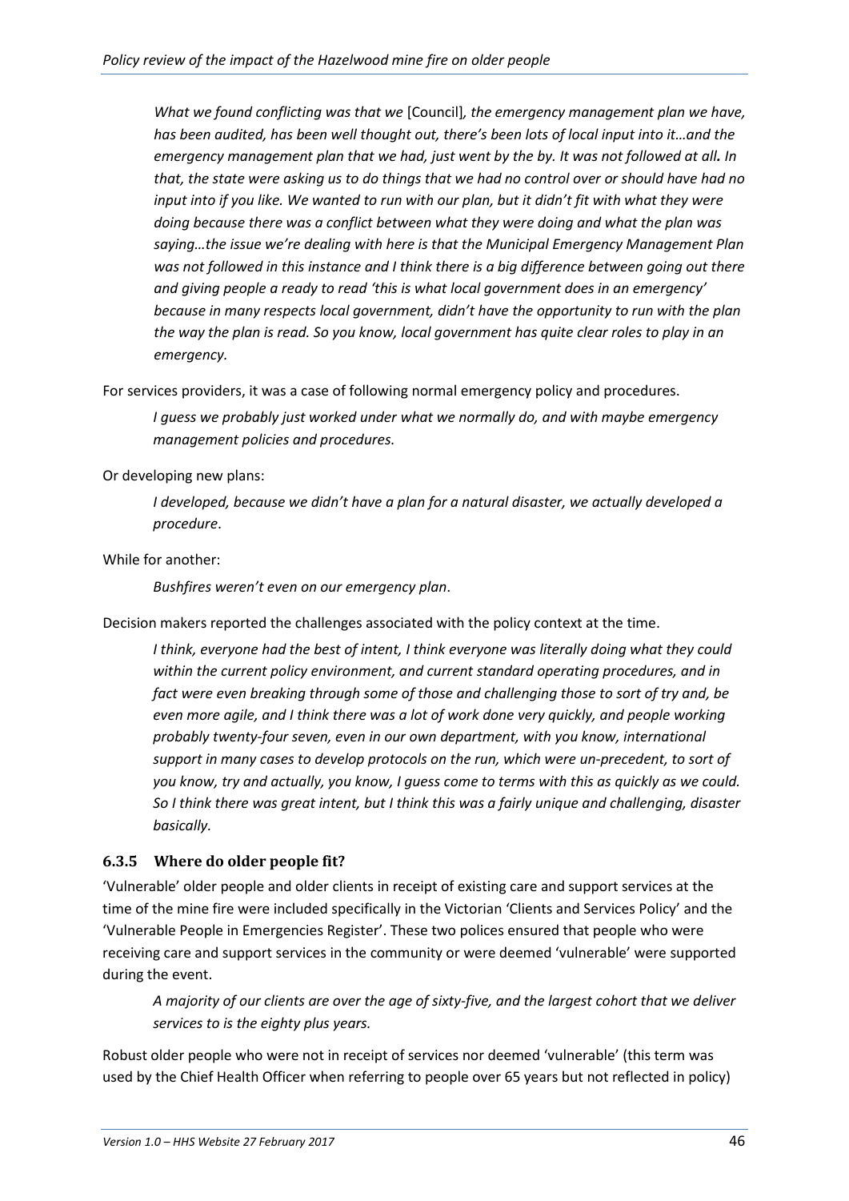*What we found conflicting was that we* [Council]*, the emergency management plan we have, has been audited, has been well thought out, there's been lots of local input into it…and the emergency management plan that we had, just went by the by. It was not followed at all. In that, the state were asking us to do things that we had no control over or should have had no input into if you like. We wanted to run with our plan, but it didn't fit with what they were doing because there was a conflict between what they were doing and what the plan was saying…the issue we're dealing with here is that the Municipal Emergency Management Plan was not followed in this instance and I think there is a big difference between going out there and giving people a ready to read 'this is what local government does in an emergency' because in many respects local government, didn't have the opportunity to run with the plan the way the plan is read. So you know, local government has quite clear roles to play in an emergency.*

For services providers, it was a case of following normal emergency policy and procedures.

*I guess we probably just worked under what we normally do, and with maybe emergency management policies and procedures.*

Or developing new plans:

*I developed, because we didn't have a plan for a natural disaster, we actually developed a procedure*.

While for another:

*Bushfires weren't even on our emergency plan*.

Decision makers reported the challenges associated with the policy context at the time.

*I think, everyone had the best of intent, I think everyone was literally doing what they could within the current policy environment, and current standard operating procedures, and in fact were even breaking through some of those and challenging those to sort of try and, be even more agile, and I think there was a lot of work done very quickly, and people working probably twenty-four seven, even in our own department, with you know, international support in many cases to develop protocols on the run, which were un-precedent, to sort of you know, try and actually, you know, I guess come to terms with this as quickly as we could. So I think there was great intent, but I think this was a fairly unique and challenging, disaster basically.*

### 6.3.5 Where do older people fit?

'Vulnerable' older people and older clients in receipt of existing care and support services at the time of the mine fire were included specifically in the Victorian 'Clients and Services Policy' and the 'Vulnerable People in Emergencies Register'. These two polices ensured that people who were receiving care and support services in the community or were deemed 'vulnerable' were supported during the event.

*A majority of our clients are over the age of sixty-five, and the largest cohort that we deliver services to is the eighty plus years.*

Robust older people who were not in receipt of services nor deemed 'vulnerable' (this term was used by the Chief Health Officer when referring to people over 65 years but not reflected in policy)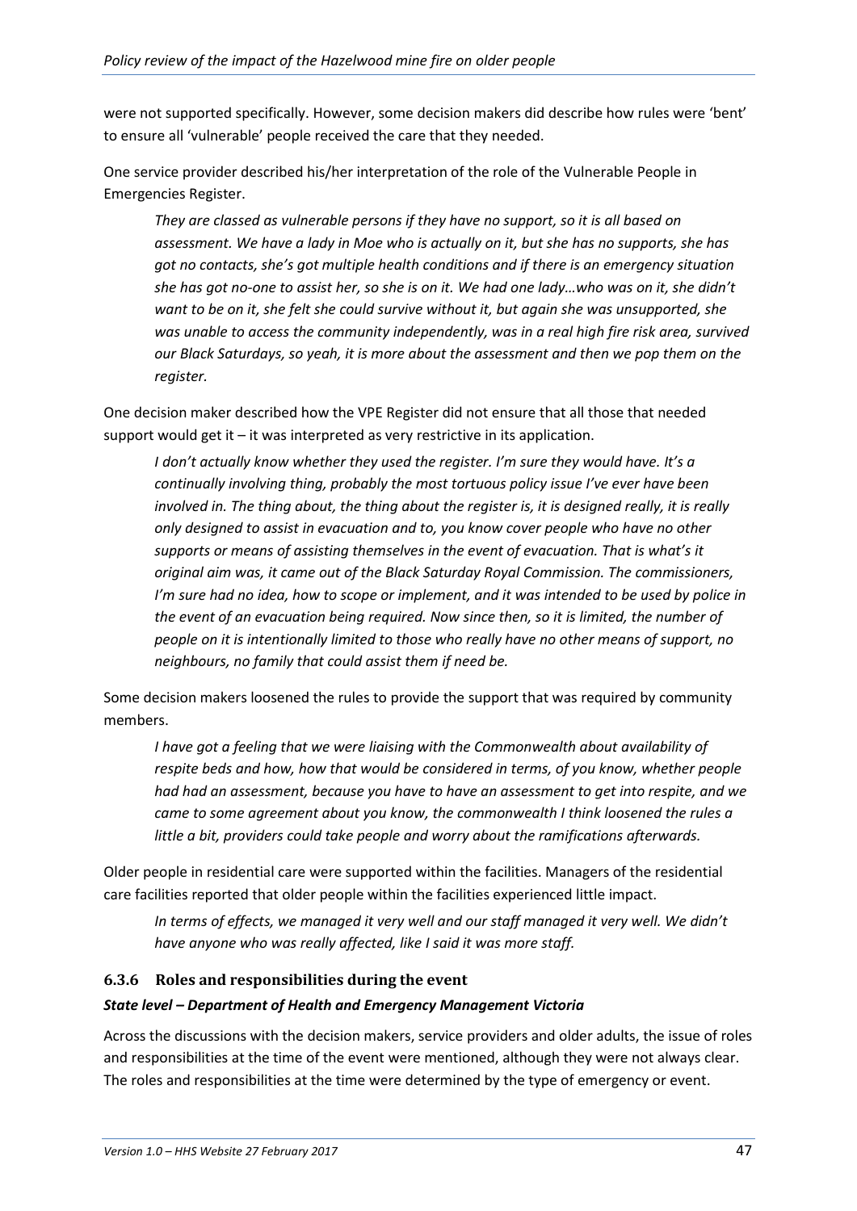were not supported specifically. However, some decision makers did describe how rules were 'bent' to ensure all 'vulnerable' people received the care that they needed.

One service provider described his/her interpretation of the role of the Vulnerable People in Emergencies Register.

> *They are classed as vulnerable persons if they have no support, so it is all based on assessment. We have a lady in Moe who is actually on it, but she has no supports, she has got no contacts, she's got multiple health conditions and if there is an emergency situation she has got no-one to assist her, so she is on it. We had one lady…who was on it, she didn't want to be on it, she felt she could survive without it, but again she was unsupported, she was unable to access the community independently, was in a real high fire risk area, survived our Black Saturdays, so yeah, it is more about the assessment and then we pop them on the register.*

One decision maker described how the VPE Register did not ensure that all those that needed support would get it – it was interpreted as very restrictive in its application.

> *I don't actually know whether they used the register. I'm sure they would have. It's a continually involving thing, probably the most tortuous policy issue I've ever have been involved in. The thing about, the thing about the register is, it is designed really, it is really only designed to assist in evacuation and to, you know cover people who have no other supports or means of assisting themselves in the event of evacuation. That is what's it original aim was, it came out of the Black Saturday Royal Commission. The commissioners, I'm sure had no idea, how to scope or implement, and it was intended to be used by police in the event of an evacuation being required. Now since then, so it is limited, the number of people on it is intentionally limited to those who really have no other means of support, no neighbours, no family that could assist them if need be.*

Some decision makers loosened the rules to provide the support that was required by community members.

> *I have got a feeling that we were liaising with the Commonwealth about availability of respite beds and how, how that would be considered in terms, of you know, whether people had had an assessment, because you have to have an assessment to get into respite, and we came to some agreement about you know, the commonwealth I think loosened the rules a little a bit, providers could take people and worry about the ramifications afterwards.*

Older people in residential care were supported within the facilities. Managers of the residential care facilities reported that older people within the facilities experienced little impact.

> *In terms of effects, we managed it very well and our staff managed it very well. We didn't have anyone who was really affected, like I said it was more staff.*

### 6.3.6 Roles and responsibilities during the event

***State level – Department of Health and Emergency Management Victoria***

Across the discussions with the decision makers, service providers and older adults, the issue of roles and responsibilities at the time of the event were mentioned, although they were not always clear. The roles and responsibilities at the time were determined by the type of emergency or event.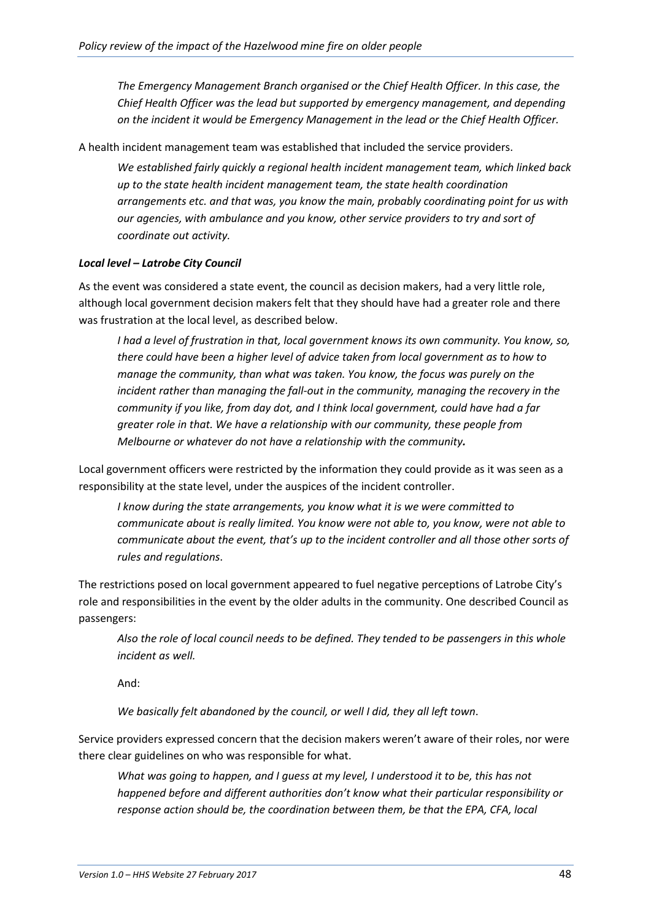*The Emergency Management Branch organised or the Chief Health Officer. In this case, the Chief Health Officer was the lead but supported by emergency management, and depending on the incident it would be Emergency Management in the lead or the Chief Health Officer.*

A health incident management team was established that included the service providers.

> *We established fairly quickly a regional health incident management team, which linked back up to the state health incident management team, the state health coordination arrangements etc. and that was, you know the main, probably coordinating point for us with our agencies, with ambulance and you know, other service providers to try and sort of coordinate out activity.*

***Local level – Latrobe City Council***

As the event was considered a state event, the council as decision makers, had a very little role, although local government decision makers felt that they should have had a greater role and there was frustration at the local level, as described below.

> *I had a level of frustration in that, local government knows its own community. You know, so, there could have been a higher level of advice taken from local government as to how to manage the community, than what was taken. You know, the focus was purely on the incident rather than managing the fall-out in the community, managing the recovery in the community if you like, from day dot, and I think local government, could have had a far greater role in that. We have a relationship with our community, these people from Melbourne or whatever do not have a relationship with the community.*

Local government officers were restricted by the information they could provide as it was seen as a responsibility at the state level, under the auspices of the incident controller.

> *I know during the state arrangements, you know what it is we were committed to communicate about is really limited. You know were not able to, you know, were not able to communicate about the event, that's up to the incident controller and all those other sorts of rules and regulations*.

The restrictions posed on local government appeared to fuel negative perceptions of Latrobe City's role and responsibilities in the event by the older adults in the community. One described Council as passengers:

> *Also the role of local council needs to be defined. They tended to be passengers in this whole incident as well.*
>
> And:
>
> *We basically felt abandoned by the council, or well I did, they all left town*.

Service providers expressed concern that the decision makers weren't aware of their roles, nor were there clear guidelines on who was responsible for what.

> *What was going to happen, and I guess at my level, I understood it to be, this has not happened before and different authorities don't know what their particular responsibility or response action should be, the coordination between them, be that the EPA, CFA, local*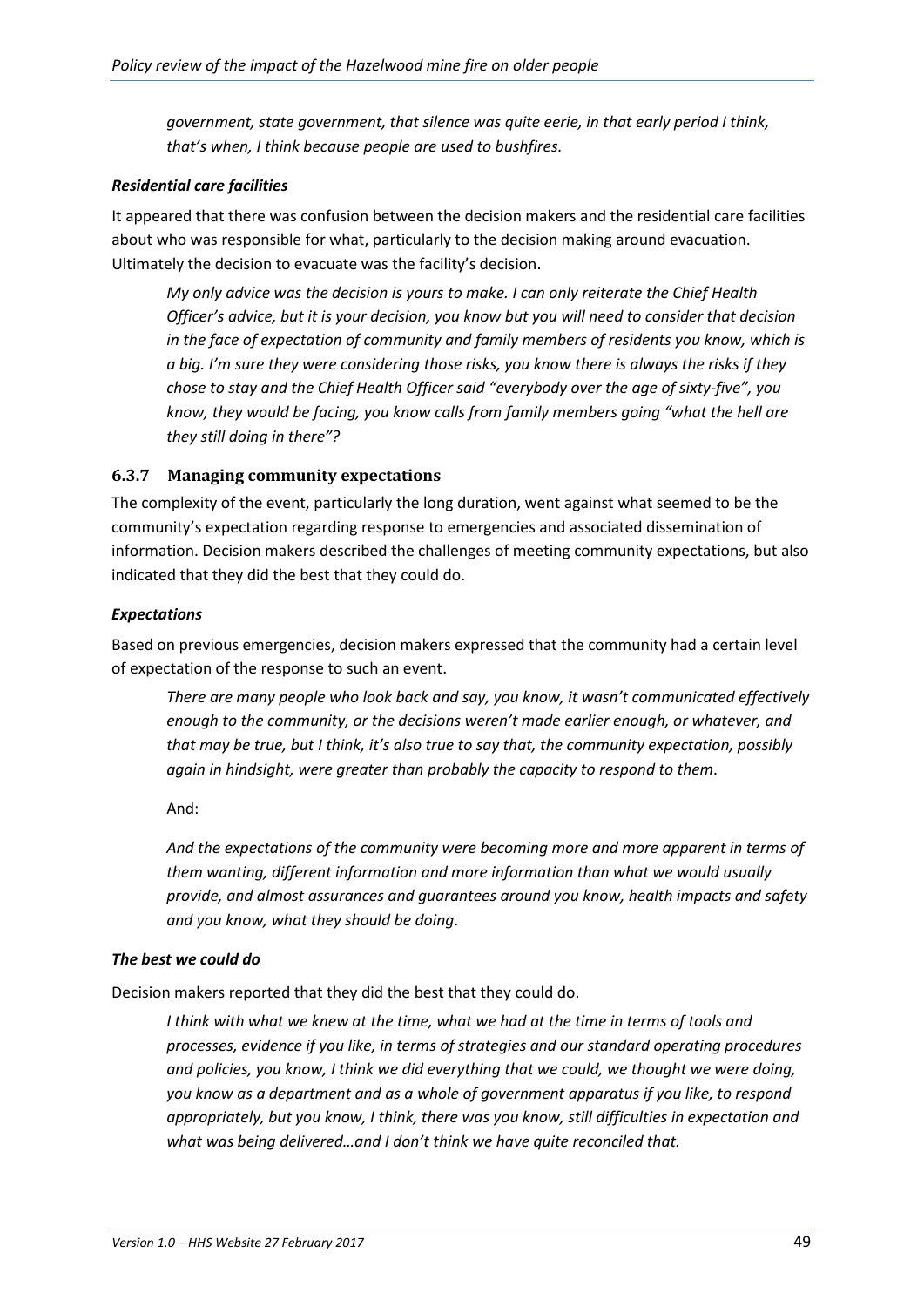*government, state government, that silence was quite eerie, in that early period I think, that's when, I think because people are used to bushfires.*

#### *Residential care facilities*

It appeared that there was confusion between the decision makers and the residential care facilities about who was responsible for what, particularly to the decision making around evacuation. Ultimately the decision to evacuate was the facility's decision.

> *My only advice was the decision is yours to make. I can only reiterate the Chief Health Officer's advice, but it is your decision, you know but you will need to consider that decision in the face of expectation of community and family members of residents you know, which is a big. I'm sure they were considering those risks, you know there is always the risks if they chose to stay and the Chief Health Officer said "everybody over the age of sixty-five", you know, they would be facing, you know calls from family members going "what the hell are they still doing in there"?*

### 6.3.7 Managing community expectations

The complexity of the event, particularly the long duration, went against what seemed to be the community's expectation regarding response to emergencies and associated dissemination of information. Decision makers described the challenges of meeting community expectations, but also indicated that they did the best that they could do.

#### *Expectations*

Based on previous emergencies, decision makers expressed that the community had a certain level of expectation of the response to such an event.

> *There are many people who look back and say, you know, it wasn't communicated effectively enough to the community, or the decisions weren't made earlier enough, or whatever, and that may be true, but I think, it's also true to say that, the community expectation, possibly again in hindsight, were greater than probably the capacity to respond to them*.
>
> And:
>
> *And the expectations of the community were becoming more and more apparent in terms of them wanting, different information and more information than what we would usually provide, and almost assurances and guarantees around you know, health impacts and safety and you know, what they should be doing*.

#### *The best we could do*

Decision makers reported that they did the best that they could do.

> *I think with what we knew at the time, what we had at the time in terms of tools and processes, evidence if you like, in terms of strategies and our standard operating procedures and policies, you know, I think we did everything that we could, we thought we were doing, you know as a department and as a whole of government apparatus if you like, to respond appropriately, but you know, I think, there was you know, still difficulties in expectation and what was being delivered…and I don't think we have quite reconciled that.*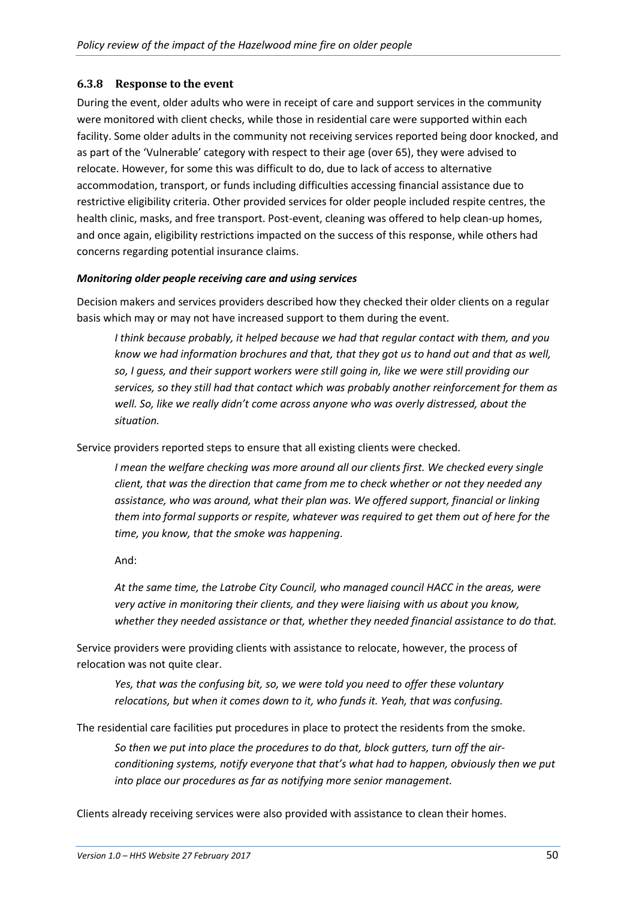### 6.3.8 Response to the event

During the event, older adults who were in receipt of care and support services in the community were monitored with client checks, while those in residential care were supported within each facility. Some older adults in the community not receiving services reported being door knocked, and as part of the 'Vulnerable' category with respect to their age (over 65), they were advised to relocate. However, for some this was difficult to do, due to lack of access to alternative accommodation, transport, or funds including difficulties accessing financial assistance due to restrictive eligibility criteria. Other provided services for older people included respite centres, the health clinic, masks, and free transport. Post-event, cleaning was offered to help clean-up homes, and once again, eligibility restrictions impacted on the success of this response, while others had concerns regarding potential insurance claims.

***Monitoring older people receiving care and using services***

Decision makers and services providers described how they checked their older clients on a regular basis which may or may not have increased support to them during the event.

> *I think because probably, it helped because we had that regular contact with them, and you know we had information brochures and that, that they got us to hand out and that as well, so, I guess, and their support workers were still going in, like we were still providing our services, so they still had that contact which was probably another reinforcement for them as well. So, like we really didn't come across anyone who was overly distressed, about the situation.*

Service providers reported steps to ensure that all existing clients were checked.

> *I mean the welfare checking was more around all our clients first. We checked every single client, that was the direction that came from me to check whether or not they needed any assistance, who was around, what their plan was. We offered support, financial or linking them into formal supports or respite, whatever was required to get them out of here for the time, you know, that the smoke was happening.*
>
> And:
>
> *At the same time, the Latrobe City Council, who managed council HACC in the areas, were very active in monitoring their clients, and they were liaising with us about you know, whether they needed assistance or that, whether they needed financial assistance to do that.*

Service providers were providing clients with assistance to relocate, however, the process of relocation was not quite clear.

> *Yes, that was the confusing bit, so, we were told you need to offer these voluntary relocations, but when it comes down to it, who funds it. Yeah, that was confusing.*

The residential care facilities put procedures in place to protect the residents from the smoke.

> *So then we put into place the procedures to do that, block gutters, turn off the air-conditioning systems, notify everyone that that's what had to happen, obviously then we put into place our procedures as far as notifying more senior management.*

Clients already receiving services were also provided with assistance to clean their homes.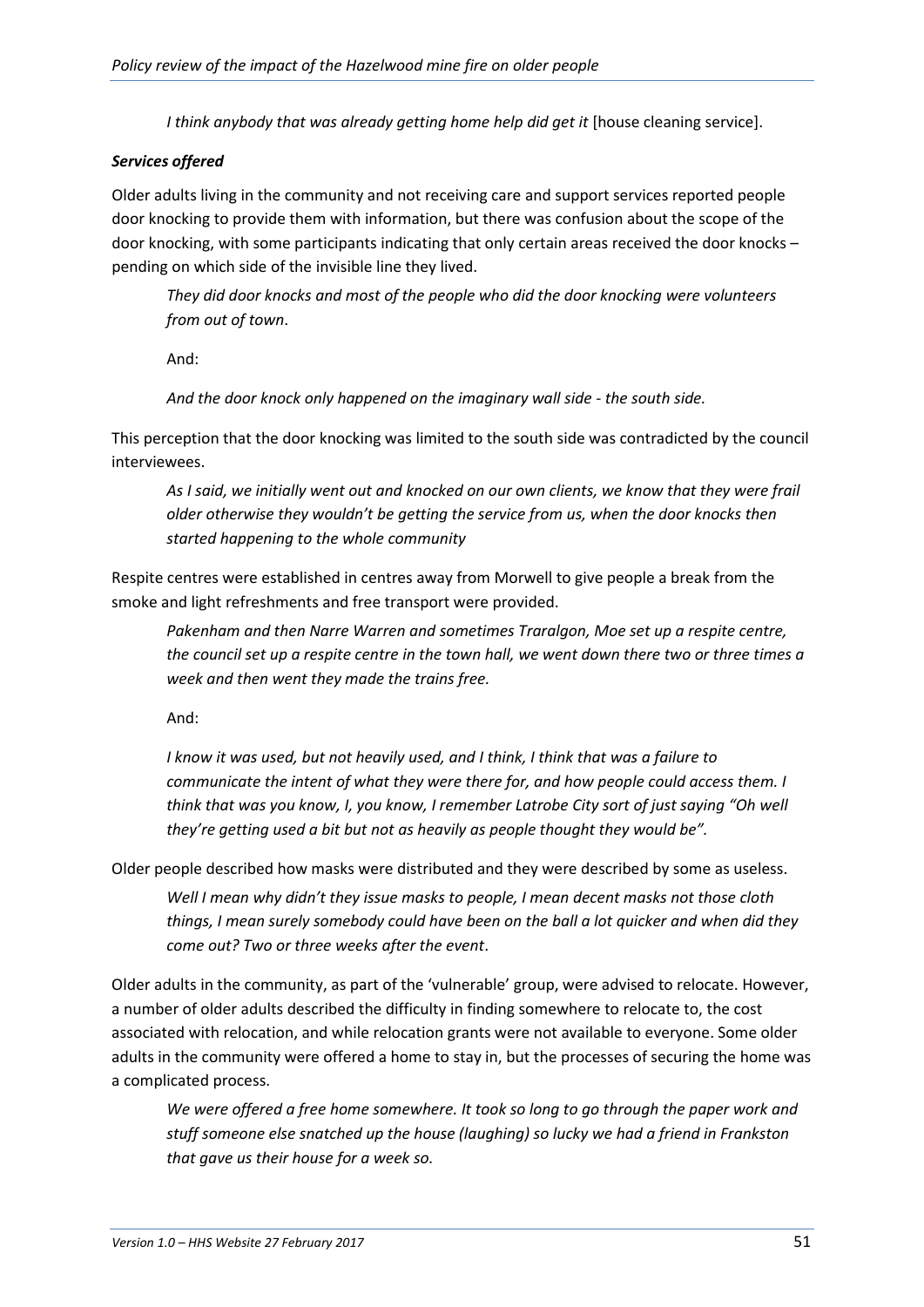*I think anybody that was already getting home help did get it* [house cleaning service].

***Services offered***

Older adults living in the community and not receiving care and support services reported people door knocking to provide them with information, but there was confusion about the scope of the door knocking, with some participants indicating that only certain areas received the door knocks – pending on which side of the invisible line they lived.

> *They did door knocks and most of the people who did the door knocking were volunteers from out of town*.
>
> And:
>
> *And the door knock only happened on the imaginary wall side - the south side.*

This perception that the door knocking was limited to the south side was contradicted by the council interviewees.

> *As I said, we initially went out and knocked on our own clients, we know that they were frail older otherwise they wouldn't be getting the service from us, when the door knocks then started happening to the whole community*

Respite centres were established in centres away from Morwell to give people a break from the smoke and light refreshments and free transport were provided.

> *Pakenham and then Narre Warren and sometimes Traralgon, Moe set up a respite centre, the council set up a respite centre in the town hall, we went down there two or three times a week and then went they made the trains free.*
>
> And:
>
> *I know it was used, but not heavily used, and I think, I think that was a failure to communicate the intent of what they were there for, and how people could access them. I think that was you know, I, you know, I remember Latrobe City sort of just saying "Oh well they're getting used a bit but not as heavily as people thought they would be".*

Older people described how masks were distributed and they were described by some as useless.

> *Well I mean why didn't they issue masks to people, I mean decent masks not those cloth things, I mean surely somebody could have been on the ball a lot quicker and when did they come out? Two or three weeks after the event*.

Older adults in the community, as part of the 'vulnerable' group, were advised to relocate. However, a number of older adults described the difficulty in finding somewhere to relocate to, the cost associated with relocation, and while relocation grants were not available to everyone. Some older adults in the community were offered a home to stay in, but the processes of securing the home was a complicated process.

> *We were offered a free home somewhere. It took so long to go through the paper work and stuff someone else snatched up the house (laughing) so lucky we had a friend in Frankston that gave us their house for a week so.*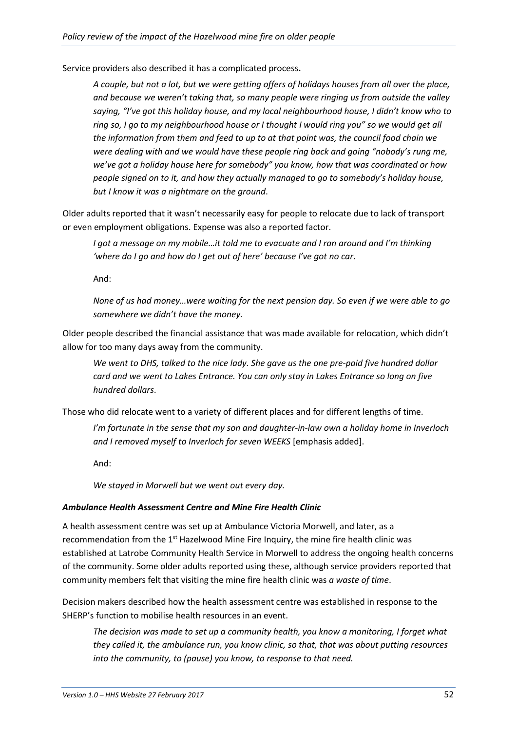Service providers also described it has a complicated process**.**

> *A couple, but not a lot, but we were getting offers of holidays houses from all over the place, and because we weren't taking that, so many people were ringing us from outside the valley saying, "I've got this holiday house, and my local neighbourhood house, I didn't know who to ring so, I go to my neighbourhood house or I thought I would ring you" so we would get all the information from them and feed to up to at that point was, the council food chain we were dealing with and we would have these people ring back and going "nobody's rung me, we've got a holiday house here for somebody" you know, how that was coordinated or how people signed on to it, and how they actually managed to go to somebody's holiday house, but I know it was a nightmare on the ground*.

Older adults reported that it wasn't necessarily easy for people to relocate due to lack of transport or even employment obligations. Expense was also a reported factor.

> *I got a message on my mobile…it told me to evacuate and I ran around and I'm thinking 'where do I go and how do I get out of here' because I've got no car*.
>
> And:
>
> *None of us had money…were waiting for the next pension day. So even if we were able to go somewhere we didn't have the money.*

Older people described the financial assistance that was made available for relocation, which didn't allow for too many days away from the community.

> *We went to DHS, talked to the nice lady. She gave us the one pre-paid five hundred dollar card and we went to Lakes Entrance. You can only stay in Lakes Entrance so long on five hundred dollars*.

Those who did relocate went to a variety of different places and for different lengths of time.

> *I'm fortunate in the sense that my son and daughter-in-law own a holiday home in Inverloch and I removed myself to Inverloch for seven WEEKS* [emphasis added].
>
> And:
>
> *We stayed in Morwell but we went out every day.*

***Ambulance Health Assessment Centre and Mine Fire Health Clinic***

A health assessment centre was set up at Ambulance Victoria Morwell, and later, as a recommendation from the 1st Hazelwood Mine Fire Inquiry, the mine fire health clinic was established at Latrobe Community Health Service in Morwell to address the ongoing health concerns of the community. Some older adults reported using these, although service providers reported that community members felt that visiting the mine fire health clinic was *a waste of time*.

Decision makers described how the health assessment centre was established in response to the SHERP's function to mobilise health resources in an event.

> *The decision was made to set up a community health, you know a monitoring, I forget what they called it, the ambulance run, you know clinic, so that, that was about putting resources into the community, to (pause) you know, to response to that need.*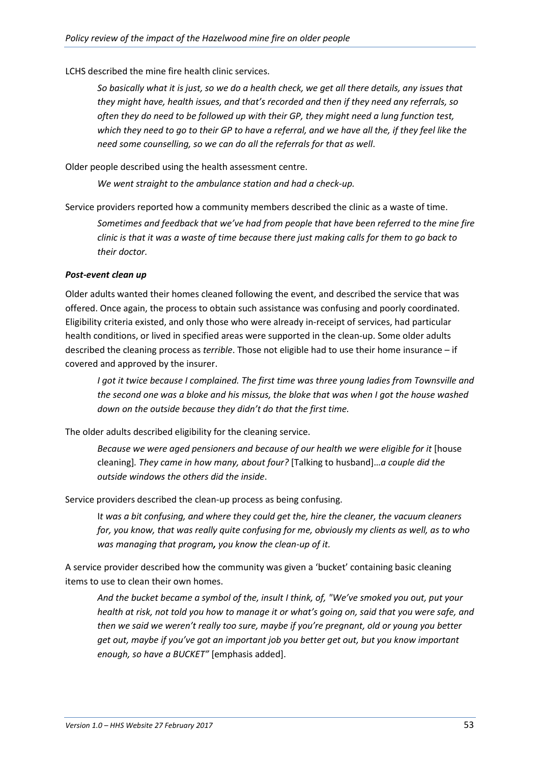LCHS described the mine fire health clinic services.

> *So basically what it is just, so we do a health check, we get all there details, any issues that they might have, health issues, and that's recorded and then if they need any referrals, so often they do need to be followed up with their GP, they might need a lung function test, which they need to go to their GP to have a referral, and we have all the, if they feel like the need some counselling, so we can do all the referrals for that as well*.

Older people described using the health assessment centre.

> *We went straight to the ambulance station and had a check-up.*

Service providers reported how a community members described the clinic as a waste of time.

> *Sometimes and feedback that we've had from people that have been referred to the mine fire clinic is that it was a waste of time because there just making calls for them to go back to their doctor.*

***Post-event clean up***

Older adults wanted their homes cleaned following the event, and described the service that was offered. Once again, the process to obtain such assistance was confusing and poorly coordinated. Eligibility criteria existed, and only those who were already in-receipt of services, had particular health conditions, or lived in specified areas were supported in the clean-up. Some older adults described the cleaning process as *terrible*. Those not eligible had to use their home insurance – if covered and approved by the insurer.

> *I got it twice because I complained. The first time was three young ladies from Townsville and the second one was a bloke and his missus, the bloke that was when I got the house washed down on the outside because they didn't do that the first time.*

The older adults described eligibility for the cleaning service.

> *Because we were aged pensioners and because of our health we were eligible for it* [house cleaning]*. They came in how many, about four?* [Talking to husband]…*a couple did the outside windows the others did the inside*.

Service providers described the clean-up process as being confusing.

> I*t was a bit confusing, and where they could get the, hire the cleaner, the vacuum cleaners for, you know, that was really quite confusing for me, obviously my clients as well, as to who was managing that program***,** *you know the clean-up of it.*

A service provider described how the community was given a 'bucket' containing basic cleaning items to use to clean their own homes.

> *And the bucket became a symbol of the, insult I think, of, "We've smoked you out, put your health at risk, not told you how to manage it or what's going on, said that you were safe, and then we said we weren't really too sure, maybe if you're pregnant, old or young you better get out, maybe if you've got an important job you better get out, but you know important enough, so have a BUCKET"* [emphasis added].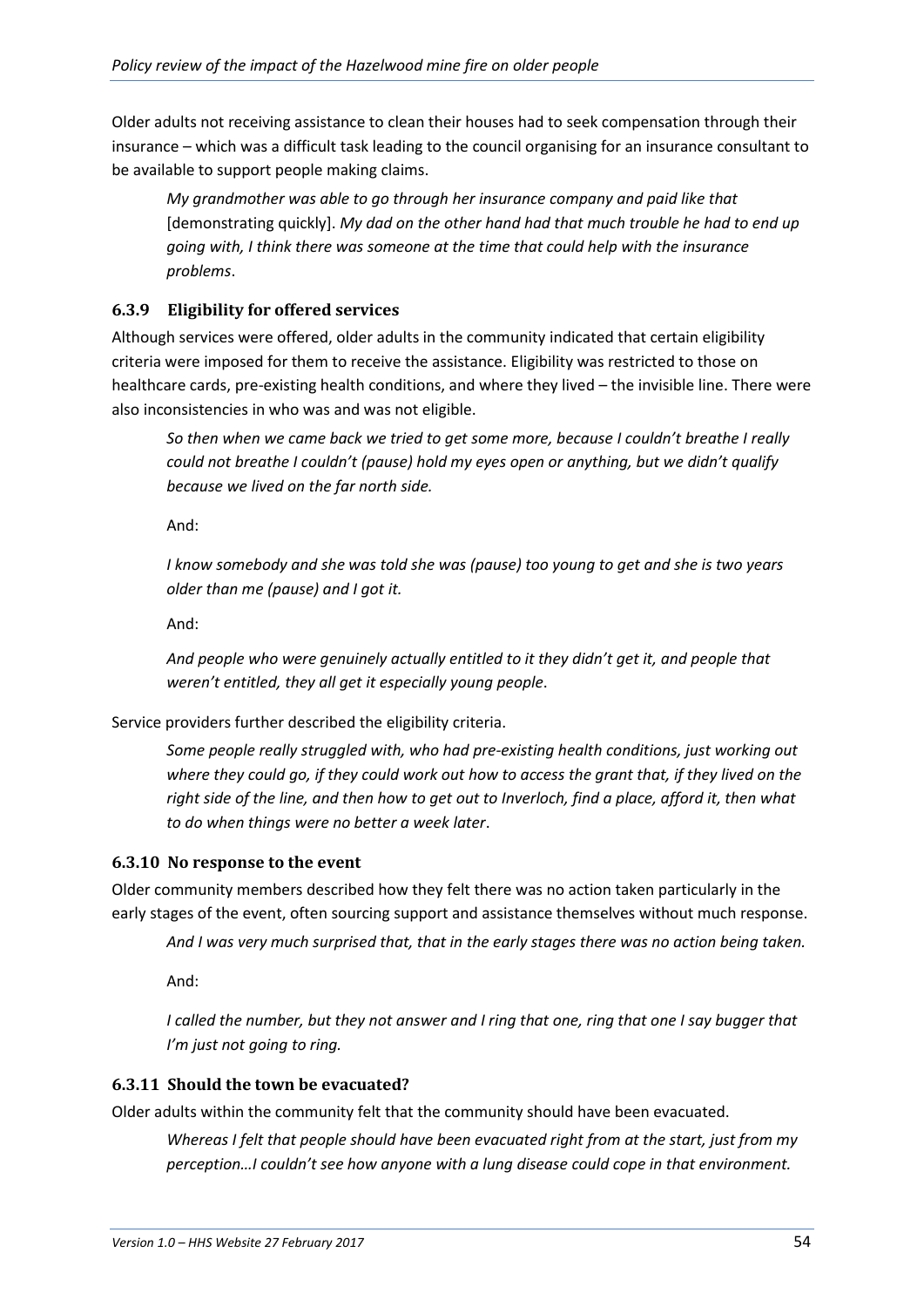Older adults not receiving assistance to clean their houses had to seek compensation through their insurance – which was a difficult task leading to the council organising for an insurance consultant to be available to support people making claims.

> *My grandmother was able to go through her insurance company and paid like that* [demonstrating quickly]. *My dad on the other hand had that much trouble he had to end up going with, I think there was someone at the time that could help with the insurance problems*.

### 6.3.9 Eligibility for offered services

Although services were offered, older adults in the community indicated that certain eligibility criteria were imposed for them to receive the assistance. Eligibility was restricted to those on healthcare cards, pre-existing health conditions, and where they lived – the invisible line. There were also inconsistencies in who was and was not eligible.

> *So then when we came back we tried to get some more, because I couldn't breathe I really could not breathe I couldn't (pause) hold my eyes open or anything, but we didn't qualify because we lived on the far north side.*
>
> And:
>
> *I know somebody and she was told she was (pause) too young to get and she is two years older than me (pause) and I got it.*
>
> And:
>
> *And people who were genuinely actually entitled to it they didn't get it, and people that weren't entitled, they all get it especially young people*.

Service providers further described the eligibility criteria.

> *Some people really struggled with, who had pre-existing health conditions, just working out where they could go, if they could work out how to access the grant that, if they lived on the right side of the line, and then how to get out to Inverloch, find a place, afford it, then what to do when things were no better a week later*.

### 6.3.10 No response to the event

Older community members described how they felt there was no action taken particularly in the early stages of the event, often sourcing support and assistance themselves without much response.

> *And I was very much surprised that, that in the early stages there was no action being taken.*
>
> And:
>
> *I called the number, but they not answer and I ring that one, ring that one I say bugger that I'm just not going to ring.*

### 6.3.11 Should the town be evacuated?

Older adults within the community felt that the community should have been evacuated.

> *Whereas I felt that people should have been evacuated right from at the start, just from my perception…I couldn't see how anyone with a lung disease could cope in that environment.*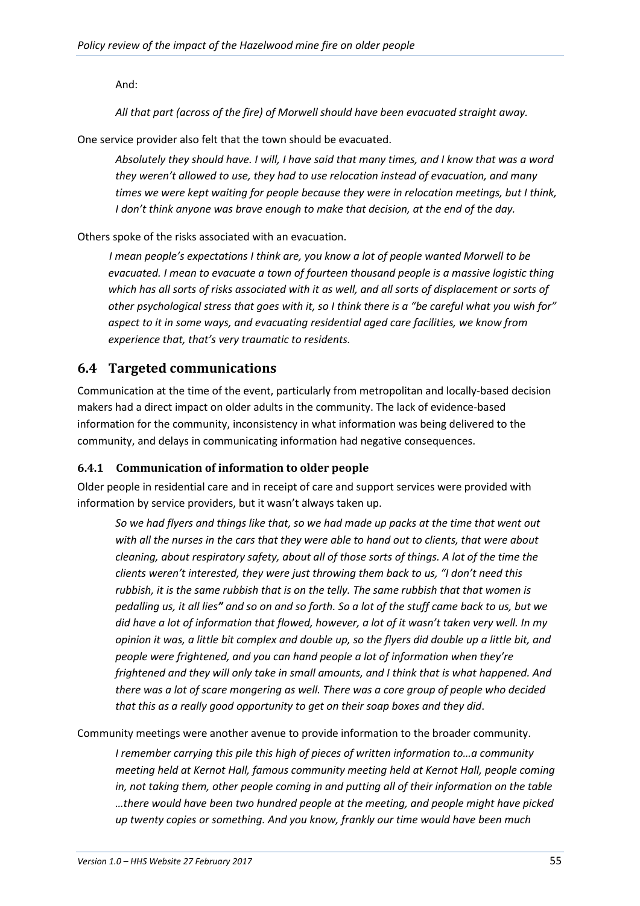And:

*All that part (across of the fire) of Morwell should have been evacuated straight away.*

One service provider also felt that the town should be evacuated.

> *Absolutely they should have. I will, I have said that many times, and I know that was a word they weren't allowed to use, they had to use relocation instead of evacuation, and many times we were kept waiting for people because they were in relocation meetings, but I think, I don't think anyone was brave enough to make that decision, at the end of the day.*

Others spoke of the risks associated with an evacuation.

> *I mean people's expectations I think are, you know a lot of people wanted Morwell to be evacuated. I mean to evacuate a town of fourteen thousand people is a massive logistic thing which has all sorts of risks associated with it as well, and all sorts of displacement or sorts of other psychological stress that goes with it, so I think there is a "be careful what you wish for" aspect to it in some ways, and evacuating residential aged care facilities, we know from experience that, that's very traumatic to residents.*

## 6.4 Targeted communications

Communication at the time of the event, particularly from metropolitan and locally-based decision makers had a direct impact on older adults in the community. The lack of evidence-based information for the community, inconsistency in what information was being delivered to the community, and delays in communicating information had negative consequences.

### 6.4.1 Communication of information to older people

Older people in residential care and in receipt of care and support services were provided with information by service providers, but it wasn't always taken up.

> *So we had flyers and things like that, so we had made up packs at the time that went out with all the nurses in the cars that they were able to hand out to clients, that were about cleaning, about respiratory safety, about all of those sorts of things. A lot of the time the clients weren't interested, they were just throwing them back to us, "I don't need this rubbish, it is the same rubbish that is on the telly. The same rubbish that that women is pedalling us, it all lies" and so on and so forth. So a lot of the stuff came back to us, but we did have a lot of information that flowed, however, a lot of it wasn't taken very well. In my opinion it was, a little bit complex and double up, so the flyers did double up a little bit, and people were frightened, and you can hand people a lot of information when they're frightened and they will only take in small amounts, and I think that is what happened. And there was a lot of scare mongering as well. There was a core group of people who decided that this as a really good opportunity to get on their soap boxes and they did.*

Community meetings were another avenue to provide information to the broader community.

> *I remember carrying this pile this high of pieces of written information to…a community meeting held at Kernot Hall, famous community meeting held at Kernot Hall, people coming in, not taking them, other people coming in and putting all of their information on the table …there would have been two hundred people at the meeting, and people might have picked up twenty copies or something. And you know, frankly our time would have been much*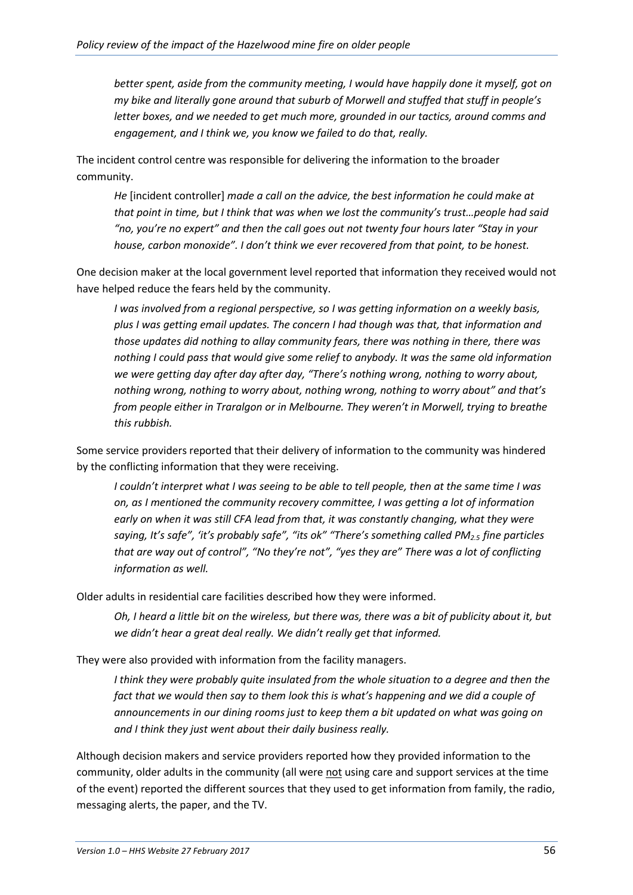*better spent, aside from the community meeting, I would have happily done it myself, got on my bike and literally gone around that suburb of Morwell and stuffed that stuff in people's letter boxes, and we needed to get much more, grounded in our tactics, around comms and engagement, and I think we, you know we failed to do that, really.*

The incident control centre was responsible for delivering the information to the broader community.

> *He* [incident controller] *made a call on the advice, the best information he could make at that point in time, but I think that was when we lost the community's trust…people had said "no, you're no expert" and then the call goes out not twenty four hours later "Stay in your house, carbon monoxide". I don't think we ever recovered from that point, to be honest.*

One decision maker at the local government level reported that information they received would not have helped reduce the fears held by the community.

> *I was involved from a regional perspective, so I was getting information on a weekly basis, plus I was getting email updates. The concern I had though was that, that information and those updates did nothing to allay community fears, there was nothing in there, there was nothing I could pass that would give some relief to anybody. It was the same old information we were getting day after day after day, "There's nothing wrong, nothing to worry about, nothing wrong, nothing to worry about, nothing wrong, nothing to worry about" and that's from people either in Traralgon or in Melbourne. They weren't in Morwell, trying to breathe this rubbish.*

Some service providers reported that their delivery of information to the community was hindered by the conflicting information that they were receiving.

> *I couldn't interpret what I was seeing to be able to tell people, then at the same time I was on, as I mentioned the community recovery committee, I was getting a lot of information early on when it was still CFA lead from that, it was constantly changing, what they were saying, It's safe", 'it's probably safe", "its ok" "There's something called $PM_{2.5}$ fine particles that are way out of control", "No they're not", "yes they are" There was a lot of conflicting information as well.*

Older adults in residential care facilities described how they were informed.

> *Oh, I heard a little bit on the wireless, but there was, there was a bit of publicity about it, but we didn't hear a great deal really. We didn't really get that informed.*

They were also provided with information from the facility managers.

> *I think they were probably quite insulated from the whole situation to a degree and then the fact that we would then say to them look this is what's happening and we did a couple of announcements in our dining rooms just to keep them a bit updated on what was going on and I think they just went about their daily business really.*

Although decision makers and service providers reported how they provided information to the community, older adults in the community (all were <u>not</u> using care and support services at the time of the event) reported the different sources that they used to get information from family, the radio, messaging alerts, the paper, and the TV.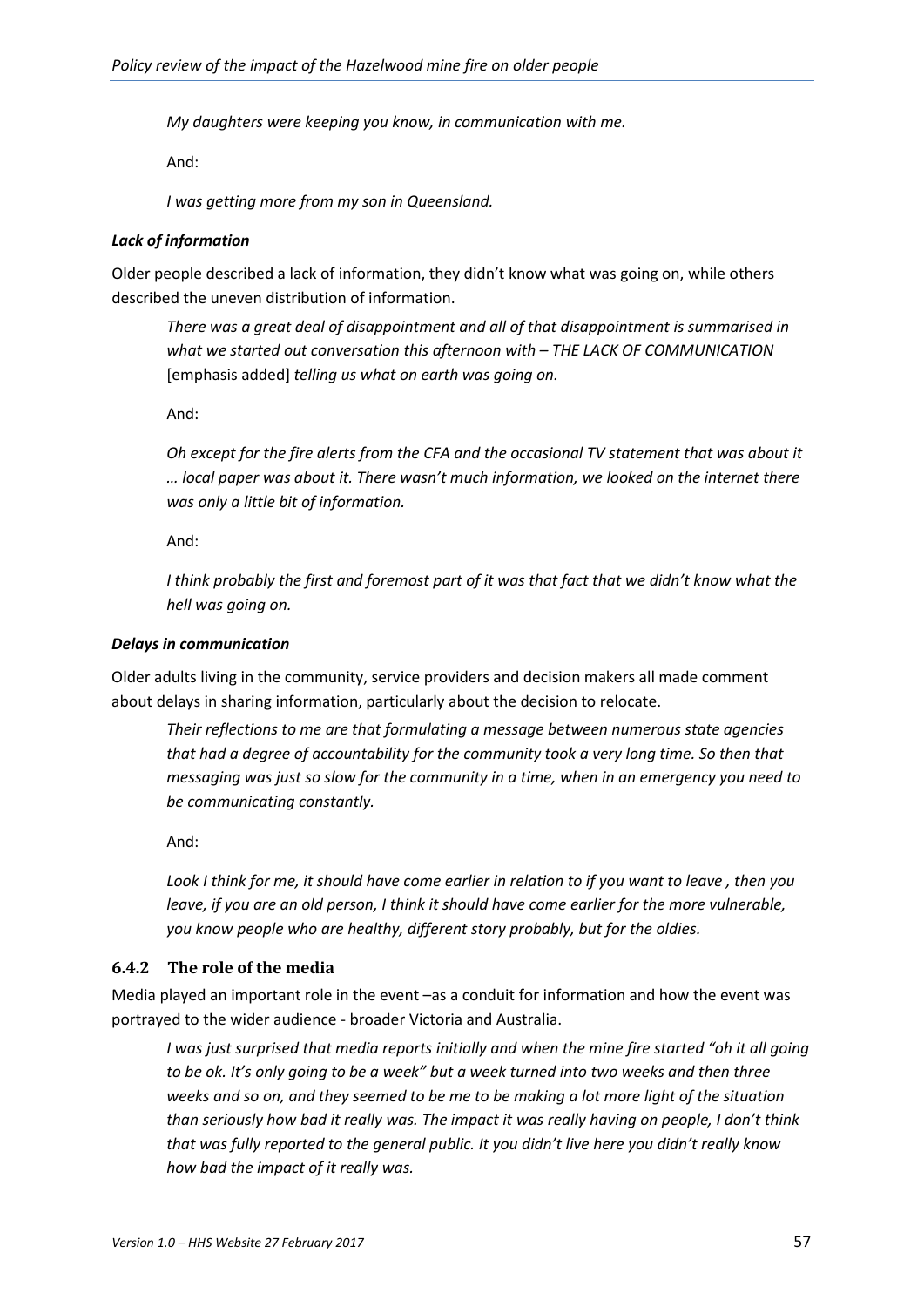*My daughters were keeping you know, in communication with me.*

And:

*I was getting more from my son in Queensland.*

***Lack of information***

Older people described a lack of information, they didn't know what was going on, while others described the uneven distribution of information.

> *There was a great deal of disappointment and all of that disappointment is summarised in what we started out conversation this afternoon with – THE LACK OF COMMUNICATION* [emphasis added] *telling us what on earth was going on.*

And:

> *Oh except for the fire alerts from the CFA and the occasional TV statement that was about it … local paper was about it. There wasn't much information, we looked on the internet there was only a little bit of information.*

And:

> *I think probably the first and foremost part of it was that fact that we didn't know what the hell was going on.*

***Delays in communication***

Older adults living in the community, service providers and decision makers all made comment about delays in sharing information, particularly about the decision to relocate.

> *Their reflections to me are that formulating a message between numerous state agencies that had a degree of accountability for the community took a very long time. So then that messaging was just so slow for the community in a time, when in an emergency you need to be communicating constantly.*

And:

> *Look I think for me, it should have come earlier in relation to if you want to leave , then you leave, if you are an old person, I think it should have come earlier for the more vulnerable, you know people who are healthy, different story probably, but for the oldies.*

### 6.4.2 The role of the media

Media played an important role in the event –as a conduit for information and how the event was portrayed to the wider audience - broader Victoria and Australia.

> *I was just surprised that media reports initially and when the mine fire started "oh it all going to be ok. It's only going to be a week" but a week turned into two weeks and then three weeks and so on, and they seemed to be me to be making a lot more light of the situation than seriously how bad it really was. The impact it was really having on people, I don't think that was fully reported to the general public. It you didn't live here you didn't really know how bad the impact of it really was.*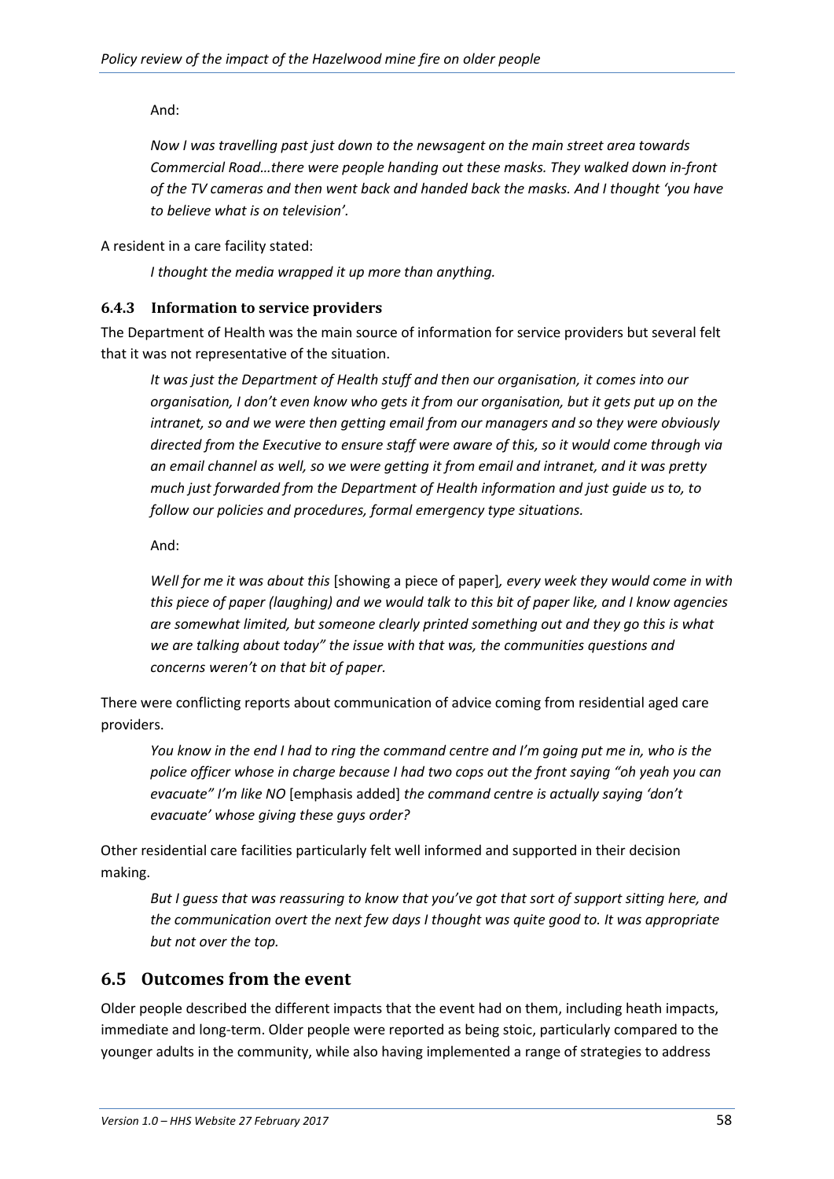And:

> *Now I was travelling past just down to the newsagent on the main street area towards Commercial Road…there were people handing out these masks. They walked down in-front of the TV cameras and then went back and handed back the masks. And I thought 'you have to believe what is on television'.*

A resident in a care facility stated:

> *I thought the media wrapped it up more than anything.*

### 6.4.3 Information to service providers

The Department of Health was the main source of information for service providers but several felt that it was not representative of the situation.

> *It was just the Department of Health stuff and then our organisation, it comes into our organisation, I don't even know who gets it from our organisation, but it gets put up on the intranet, so and we were then getting email from our managers and so they were obviously directed from the Executive to ensure staff were aware of this, so it would come through via an email channel as well, so we were getting it from email and intranet, and it was pretty much just forwarded from the Department of Health information and just guide us to, to follow our policies and procedures, formal emergency type situations.*

And:

> *Well for me it was about this* [showing a piece of paper]*, every week they would come in with this piece of paper (laughing) and we would talk to this bit of paper like, and I know agencies are somewhat limited, but someone clearly printed something out and they go this is what we are talking about today" the issue with that was, the communities questions and concerns weren't on that bit of paper.*

There were conflicting reports about communication of advice coming from residential aged care providers.

> *You know in the end I had to ring the command centre and I'm going put me in, who is the police officer whose in charge because I had two cops out the front saying "oh yeah you can evacuate" I'm like NO* [emphasis added] *the command centre is actually saying 'don't evacuate' whose giving these guys order?*

Other residential care facilities particularly felt well informed and supported in their decision making.

> *But I guess that was reassuring to know that you've got that sort of support sitting here, and the communication overt the next few days I thought was quite good to. It was appropriate but not over the top.*

## 6.5 Outcomes from the event

Older people described the different impacts that the event had on them, including heath impacts, immediate and long-term. Older people were reported as being stoic, particularly compared to the younger adults in the community, while also having implemented a range of strategies to address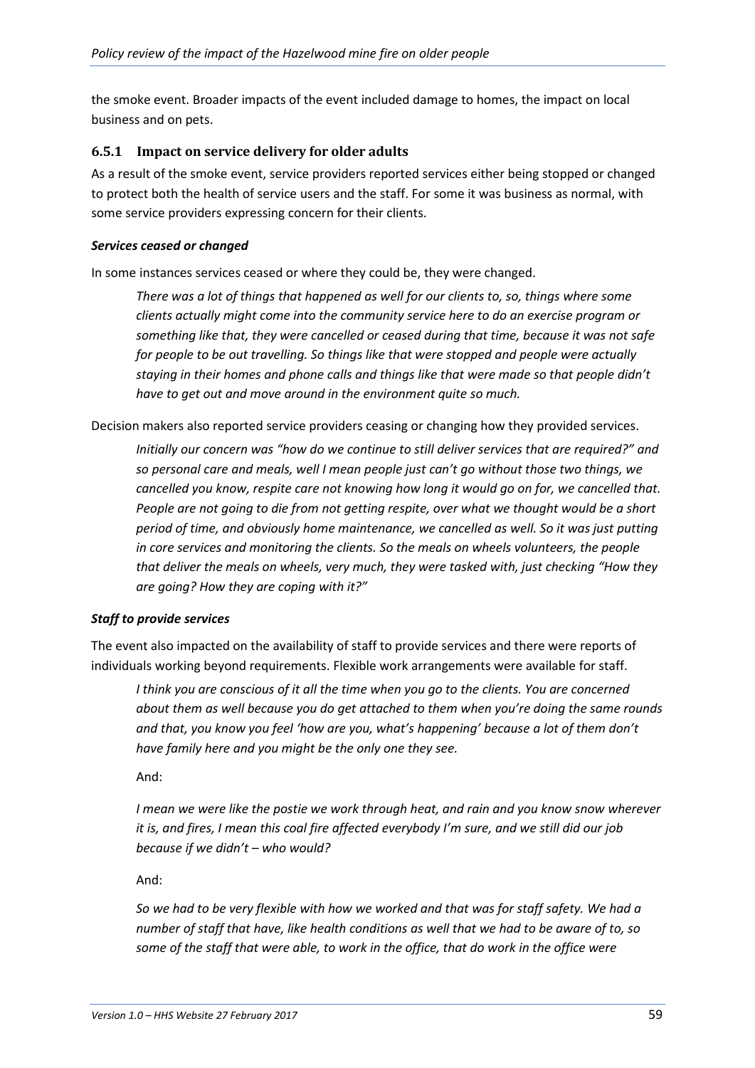the smoke event. Broader impacts of the event included damage to homes, the impact on local business and on pets.

### 6.5.1 Impact on service delivery for older adults

As a result of the smoke event, service providers reported services either being stopped or changed to protect both the health of service users and the staff. For some it was business as normal, with some service providers expressing concern for their clients.

#### *Services ceased or changed*

In some instances services ceased or where they could be, they were changed.

> *There was a lot of things that happened as well for our clients to, so, things where some clients actually might come into the community service here to do an exercise program or something like that, they were cancelled or ceased during that time, because it was not safe for people to be out travelling. So things like that were stopped and people were actually staying in their homes and phone calls and things like that were made so that people didn't have to get out and move around in the environment quite so much.*

Decision makers also reported service providers ceasing or changing how they provided services.

> *Initially our concern was "how do we continue to still deliver services that are required?" and so personal care and meals, well I mean people just can't go without those two things, we cancelled you know, respite care not knowing how long it would go on for, we cancelled that. People are not going to die from not getting respite, over what we thought would be a short period of time, and obviously home maintenance, we cancelled as well. So it was just putting in core services and monitoring the clients. So the meals on wheels volunteers, the people that deliver the meals on wheels, very much, they were tasked with, just checking "How they are going? How they are coping with it?"*

#### *Staff to provide services*

The event also impacted on the availability of staff to provide services and there were reports of individuals working beyond requirements. Flexible work arrangements were available for staff.

> *I think you are conscious of it all the time when you go to the clients. You are concerned about them as well because you do get attached to them when you're doing the same rounds and that, you know you feel 'how are you, what's happening' because a lot of them don't have family here and you might be the only one they see.*
>
> And:
>
> *I mean we were like the postie we work through heat, and rain and you know snow wherever it is, and fires, I mean this coal fire affected everybody I'm sure, and we still did our job because if we didn't – who would?*
>
> And:
>
> *So we had to be very flexible with how we worked and that was for staff safety. We had a number of staff that have, like health conditions as well that we had to be aware of to, so some of the staff that were able, to work in the office, that do work in the office were*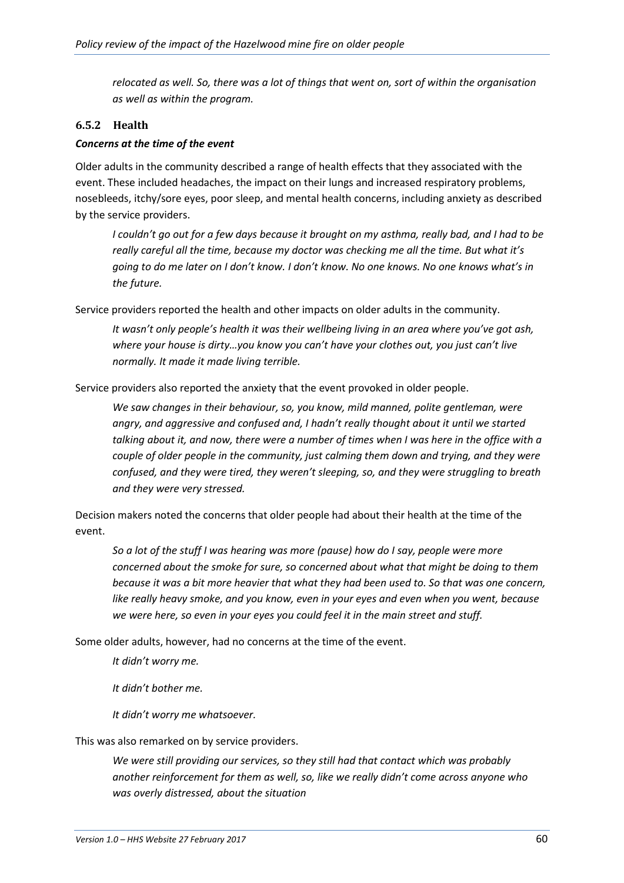*relocated as well. So, there was a lot of things that went on, sort of within the organisation as well as within the program.*

### 6.5.2 Health

***Concerns at the time of the event***

Older adults in the community described a range of health effects that they associated with the event. These included headaches, the impact on their lungs and increased respiratory problems, nosebleeds, itchy/sore eyes, poor sleep, and mental health concerns, including anxiety as described by the service providers.

> *I couldn't go out for a few days because it brought on my asthma, really bad, and I had to be really careful all the time, because my doctor was checking me all the time. But what it's going to do me later on I don't know. I don't know. No one knows. No one knows what's in the future.*

Service providers reported the health and other impacts on older adults in the community.

> *It wasn't only people's health it was their wellbeing living in an area where you've got ash, where your house is dirty…you know you can't have your clothes out, you just can't live normally. It made it made living terrible.*

Service providers also reported the anxiety that the event provoked in older people.

> *We saw changes in their behaviour, so, you know, mild manned, polite gentleman, were angry, and aggressive and confused and, I hadn't really thought about it until we started talking about it, and now, there were a number of times when I was here in the office with a couple of older people in the community, just calming them down and trying, and they were confused, and they were tired, they weren't sleeping, so, and they were struggling to breath and they were very stressed.*

Decision makers noted the concerns that older people had about their health at the time of the event.

> *So a lot of the stuff I was hearing was more (pause) how do I say, people were more concerned about the smoke for sure, so concerned about what that might be doing to them because it was a bit more heavier that what they had been used to. So that was one concern, like really heavy smoke, and you know, even in your eyes and even when you went, because we were here, so even in your eyes you could feel it in the main street and stuff.*

Some older adults, however, had no concerns at the time of the event.

> *It didn't worry me.*
>
> *It didn't bother me.*
>
> *It didn't worry me whatsoever.*

This was also remarked on by service providers.

> *We were still providing our services, so they still had that contact which was probably another reinforcement for them as well, so, like we really didn't come across anyone who was overly distressed, about the situation*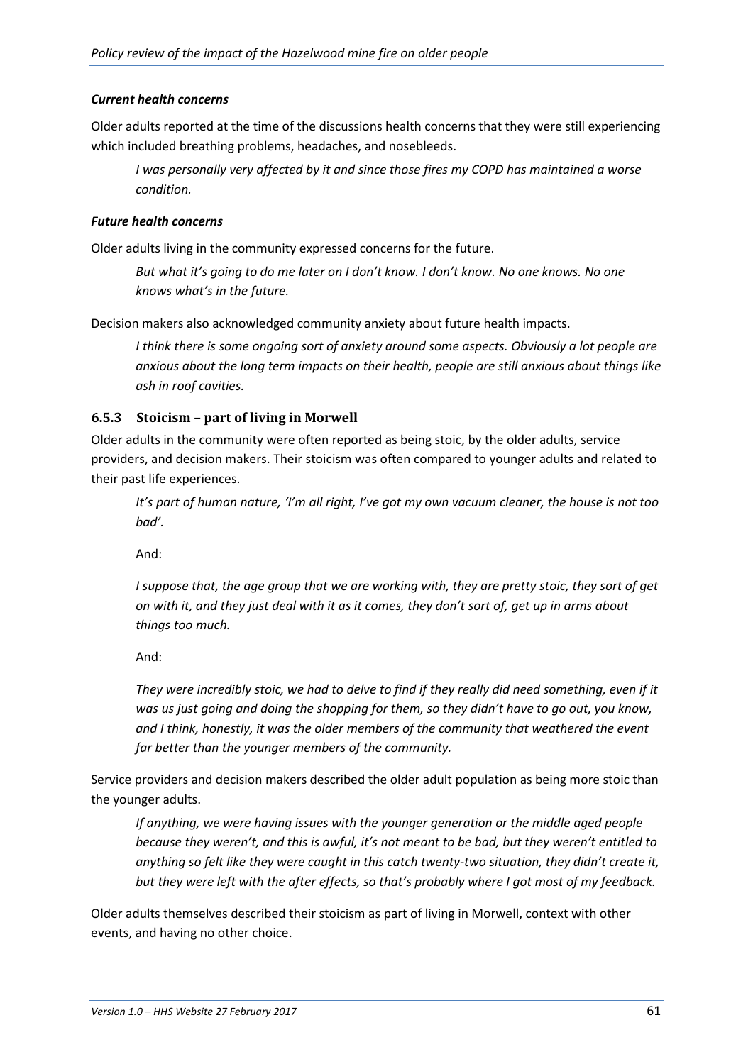#### *Current health concerns*

Older adults reported at the time of the discussions health concerns that they were still experiencing which included breathing problems, headaches, and nosebleeds.

> *I was personally very affected by it and since those fires my COPD has maintained a worse condition.*

#### *Future health concerns*

Older adults living in the community expressed concerns for the future.

> *But what it's going to do me later on I don't know. I don't know. No one knows. No one knows what's in the future.*

Decision makers also acknowledged community anxiety about future health impacts.

> *I think there is some ongoing sort of anxiety around some aspects. Obviously a lot people are anxious about the long term impacts on their health, people are still anxious about things like ash in roof cavities.*

### 6.5.3 Stoicism – part of living in Morwell

Older adults in the community were often reported as being stoic, by the older adults, service providers, and decision makers. Their stoicism was often compared to younger adults and related to their past life experiences.

> *It's part of human nature, 'I'm all right, I've got my own vacuum cleaner, the house is not too bad'.*
>
> And:
>
> *I suppose that, the age group that we are working with, they are pretty stoic, they sort of get on with it, and they just deal with it as it comes, they don't sort of, get up in arms about things too much.*
>
> And:
>
> *They were incredibly stoic, we had to delve to find if they really did need something, even if it was us just going and doing the shopping for them, so they didn't have to go out, you know, and I think, honestly, it was the older members of the community that weathered the event far better than the younger members of the community.*

Service providers and decision makers described the older adult population as being more stoic than the younger adults.

> *If anything, we were having issues with the younger generation or the middle aged people because they weren't, and this is awful, it's not meant to be bad, but they weren't entitled to anything so felt like they were caught in this catch twenty-two situation, they didn't create it, but they were left with the after effects, so that's probably where I got most of my feedback.*

Older adults themselves described their stoicism as part of living in Morwell, context with other events, and having no other choice.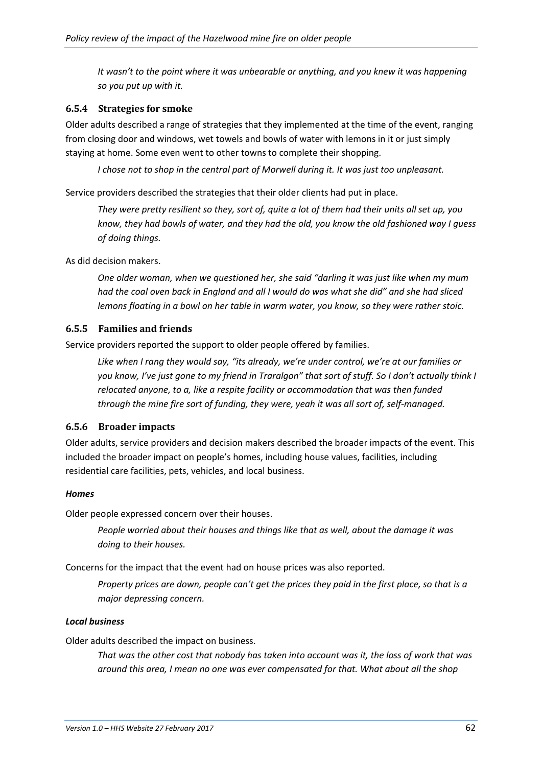*It wasn't to the point where it was unbearable or anything, and you knew it was happening so you put up with it.*

### 6.5.4 Strategies for smoke

Older adults described a range of strategies that they implemented at the time of the event, ranging from closing door and windows, wet towels and bowls of water with lemons in it or just simply staying at home. Some even went to other towns to complete their shopping.

> *I chose not to shop in the central part of Morwell during it. It was just too unpleasant.*

Service providers described the strategies that their older clients had put in place.

> *They were pretty resilient so they, sort of, quite a lot of them had their units all set up, you know, they had bowls of water, and they had the old, you know the old fashioned way I guess of doing things.*

As did decision makers.

> *One older woman, when we questioned her, she said "darling it was just like when my mum had the coal oven back in England and all I would do was what she did" and she had sliced lemons floating in a bowl on her table in warm water, you know, so they were rather stoic.*

### 6.5.5 Families and friends

Service providers reported the support to older people offered by families.

> *Like when I rang they would say, "its already, we're under control, we're at our families or you know, I've just gone to my friend in Traralgon" that sort of stuff. So I don't actually think I relocated anyone, to a, like a respite facility or accommodation that was then funded through the mine fire sort of funding, they were, yeah it was all sort of, self-managed.*

### 6.5.6 Broader impacts

Older adults, service providers and decision makers described the broader impacts of the event. This included the broader impact on people's homes, including house values, facilities, including residential care facilities, pets, vehicles, and local business.

***Homes***

Older people expressed concern over their houses.

> *People worried about their houses and things like that as well, about the damage it was doing to their houses.*

Concerns for the impact that the event had on house prices was also reported.

> *Property prices are down, people can't get the prices they paid in the first place, so that is a major depressing concern.*

***Local business***

Older adults described the impact on business.

> *That was the other cost that nobody has taken into account was it, the loss of work that was around this area, I mean no one was ever compensated for that. What about all the shop*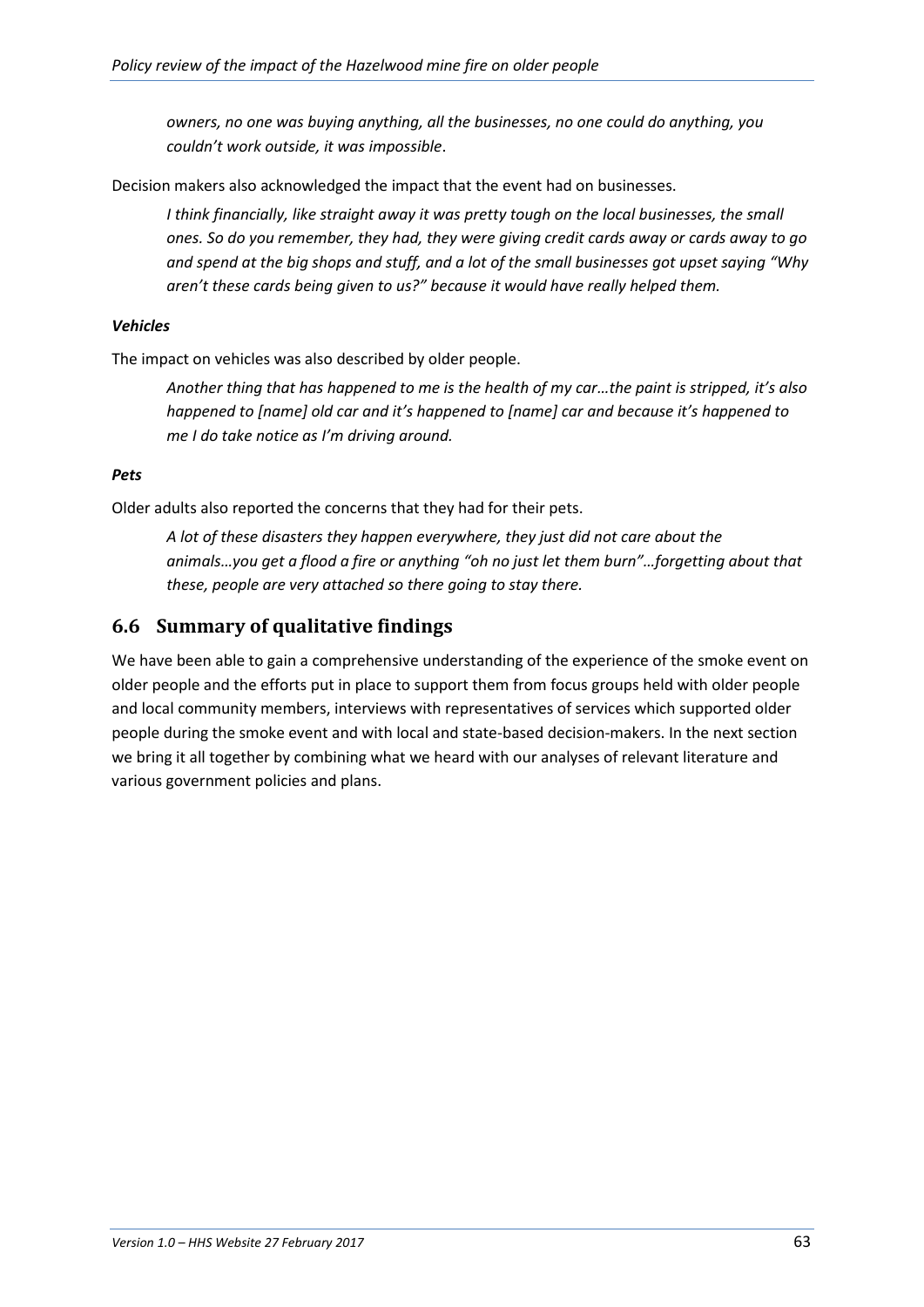*owners, no one was buying anything, all the businesses, no one could do anything, you couldn't work outside, it was impossible*.

Decision makers also acknowledged the impact that the event had on businesses.

> *I think financially, like straight away it was pretty tough on the local businesses, the small ones. So do you remember, they had, they were giving credit cards away or cards away to go and spend at the big shops and stuff, and a lot of the small businesses got upset saying "Why aren't these cards being given to us?" because it would have really helped them.*

***Vehicles***

The impact on vehicles was also described by older people.

> *Another thing that has happened to me is the health of my car…the paint is stripped, it's also happened to [name] old car and it's happened to [name] car and because it's happened to me I do take notice as I'm driving around.*

***Pets***

Older adults also reported the concerns that they had for their pets.

> *A lot of these disasters they happen everywhere, they just did not care about the animals…you get a flood a fire or anything "oh no just let them burn"…forgetting about that these, people are very attached so there going to stay there.*

## 6.6 Summary of qualitative findings

We have been able to gain a comprehensive understanding of the experience of the smoke event on older people and the efforts put in place to support them from focus groups held with older people and local community members, interviews with representatives of services which supported older people during the smoke event and with local and state-based decision-makers. In the next section we bring it all together by combining what we heard with our analyses of relevant literature and various government policies and plans.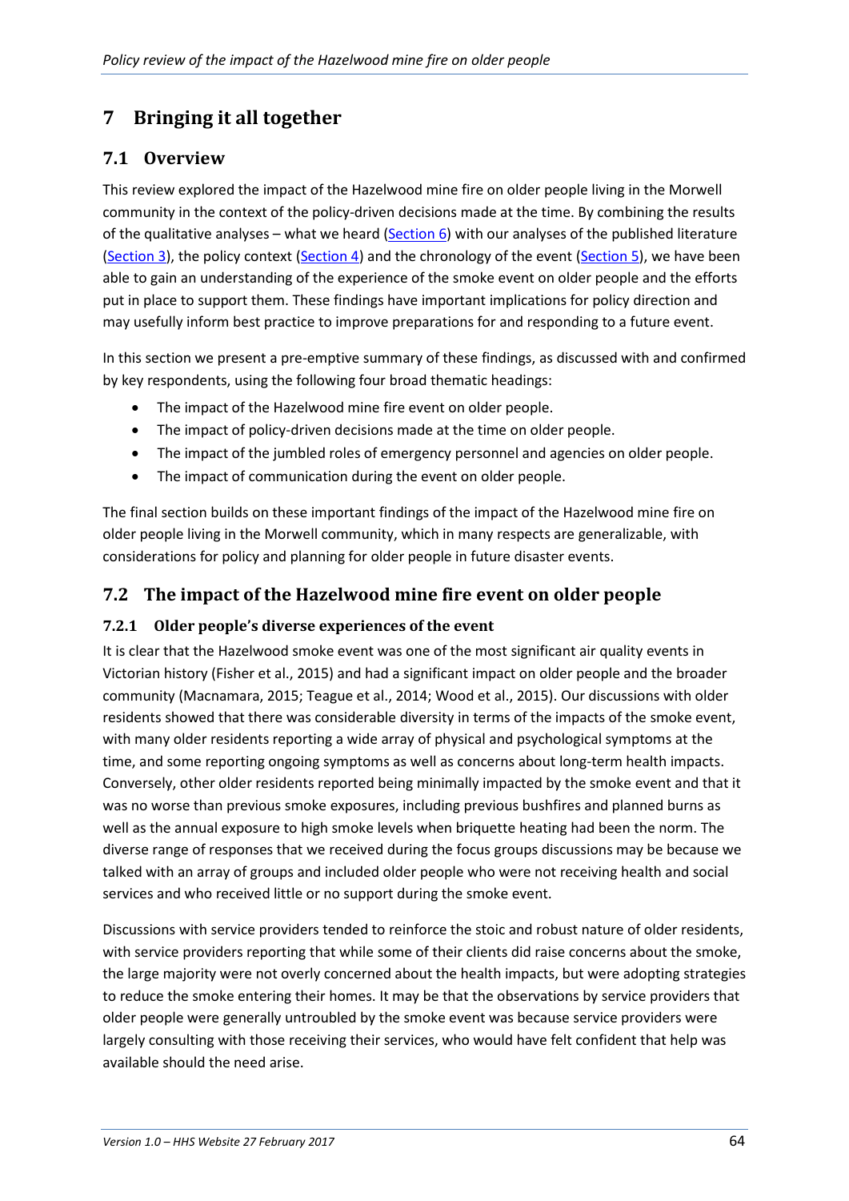# 7 Bringing it all together

## 7.1 Overview

This review explored the impact of the Hazelwood mine fire on older people living in the Morwell community in the context of the policy-driven decisions made at the time. By combining the results of the qualitative analyses – what we heard (Section 6) with our analyses of the published literature (Section 3), the policy context (Section 4) and the chronology of the event (Section 5), we have been able to gain an understanding of the experience of the smoke event on older people and the efforts put in place to support them. These findings have important implications for policy direction and may usefully inform best practice to improve preparations for and responding to a future event.

In this section we present a pre-emptive summary of these findings, as discussed with and confirmed by key respondents, using the following four broad thematic headings:

- The impact of the Hazelwood mine fire event on older people.
- The impact of policy-driven decisions made at the time on older people.
- The impact of the jumbled roles of emergency personnel and agencies on older people.
- The impact of communication during the event on older people.

The final section builds on these important findings of the impact of the Hazelwood mine fire on older people living in the Morwell community, which in many respects are generalizable, with considerations for policy and planning for older people in future disaster events.

## 7.2 The impact of the Hazelwood mine fire event on older people

### 7.2.1 Older people's diverse experiences of the event

It is clear that the Hazelwood smoke event was one of the most significant air quality events in Victorian history (Fisher et al., 2015) and had a significant impact on older people and the broader community (Macnamara, 2015; Teague et al., 2014; Wood et al., 2015). Our discussions with older residents showed that there was considerable diversity in terms of the impacts of the smoke event, with many older residents reporting a wide array of physical and psychological symptoms at the time, and some reporting ongoing symptoms as well as concerns about long-term health impacts. Conversely, other older residents reported being minimally impacted by the smoke event and that it was no worse than previous smoke exposures, including previous bushfires and planned burns as well as the annual exposure to high smoke levels when briquette heating had been the norm. The diverse range of responses that we received during the focus groups discussions may be because we talked with an array of groups and included older people who were not receiving health and social services and who received little or no support during the smoke event.

Discussions with service providers tended to reinforce the stoic and robust nature of older residents, with service providers reporting that while some of their clients did raise concerns about the smoke, the large majority were not overly concerned about the health impacts, but were adopting strategies to reduce the smoke entering their homes. It may be that the observations by service providers that older people were generally untroubled by the smoke event was because service providers were largely consulting with those receiving their services, who would have felt confident that help was available should the need arise.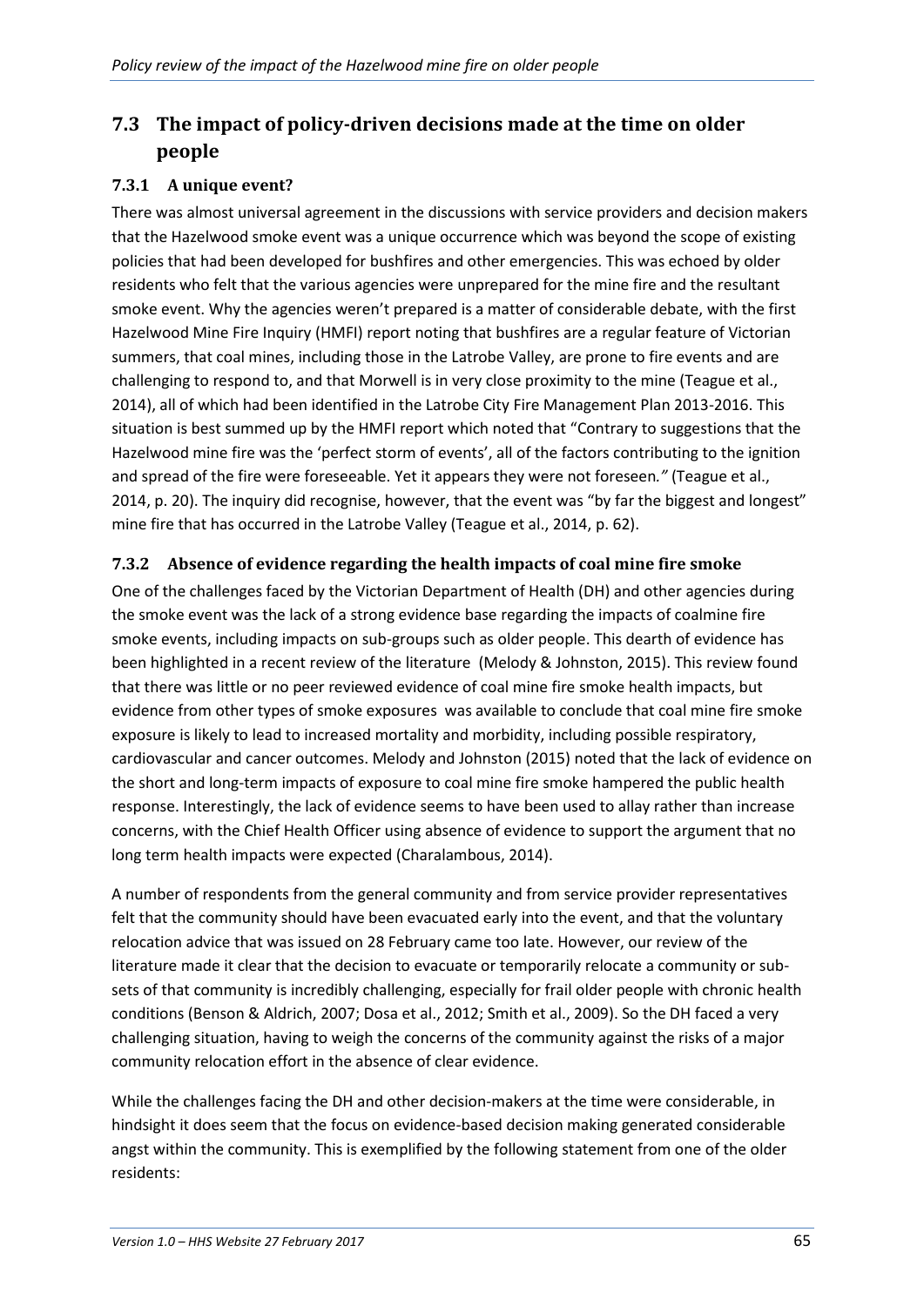## 7.3 The impact of policy-driven decisions made at the time on older people

### 7.3.1 A unique event?

There was almost universal agreement in the discussions with service providers and decision makers that the Hazelwood smoke event was a unique occurrence which was beyond the scope of existing policies that had been developed for bushfires and other emergencies. This was echoed by older residents who felt that the various agencies were unprepared for the mine fire and the resultant smoke event. Why the agencies weren't prepared is a matter of considerable debate, with the first Hazelwood Mine Fire Inquiry (HMFI) report noting that bushfires are a regular feature of Victorian summers, that coal mines, including those in the Latrobe Valley, are prone to fire events and are challenging to respond to, and that Morwell is in very close proximity to the mine (Teague et al., 2014), all of which had been identified in the Latrobe City Fire Management Plan 2013-2016. This situation is best summed up by the HMFI report which noted that "Contrary to suggestions that the Hazelwood mine fire was the 'perfect storm of events', all of the factors contributing to the ignition and spread of the fire were foreseeable. Yet it appears they were not foreseen*."* (Teague et al., 2014, p. 20). The inquiry did recognise, however, that the event was "by far the biggest and longest" mine fire that has occurred in the Latrobe Valley (Teague et al., 2014, p. 62).

### 7.3.2 Absence of evidence regarding the health impacts of coal mine fire smoke

One of the challenges faced by the Victorian Department of Health (DH) and other agencies during the smoke event was the lack of a strong evidence base regarding the impacts of coalmine fire smoke events, including impacts on sub-groups such as older people. This dearth of evidence has been highlighted in a recent review of the literature (Melody & Johnston, 2015). This review found that there was little or no peer reviewed evidence of coal mine fire smoke health impacts, but evidence from other types of smoke exposures was available to conclude that coal mine fire smoke exposure is likely to lead to increased mortality and morbidity, including possible respiratory, cardiovascular and cancer outcomes. Melody and Johnston (2015) noted that the lack of evidence on the short and long-term impacts of exposure to coal mine fire smoke hampered the public health response. Interestingly, the lack of evidence seems to have been used to allay rather than increase concerns, with the Chief Health Officer using absence of evidence to support the argument that no long term health impacts were expected (Charalambous, 2014).

A number of respondents from the general community and from service provider representatives felt that the community should have been evacuated early into the event, and that the voluntary relocation advice that was issued on 28 February came too late. However, our review of the literature made it clear that the decision to evacuate or temporarily relocate a community or sub-sets of that community is incredibly challenging, especially for frail older people with chronic health conditions (Benson & Aldrich, 2007; Dosa et al., 2012; Smith et al., 2009). So the DH faced a very challenging situation, having to weigh the concerns of the community against the risks of a major community relocation effort in the absence of clear evidence.

While the challenges facing the DH and other decision-makers at the time were considerable, in hindsight it does seem that the focus on evidence-based decision making generated considerable angst within the community. This is exemplified by the following statement from one of the older residents: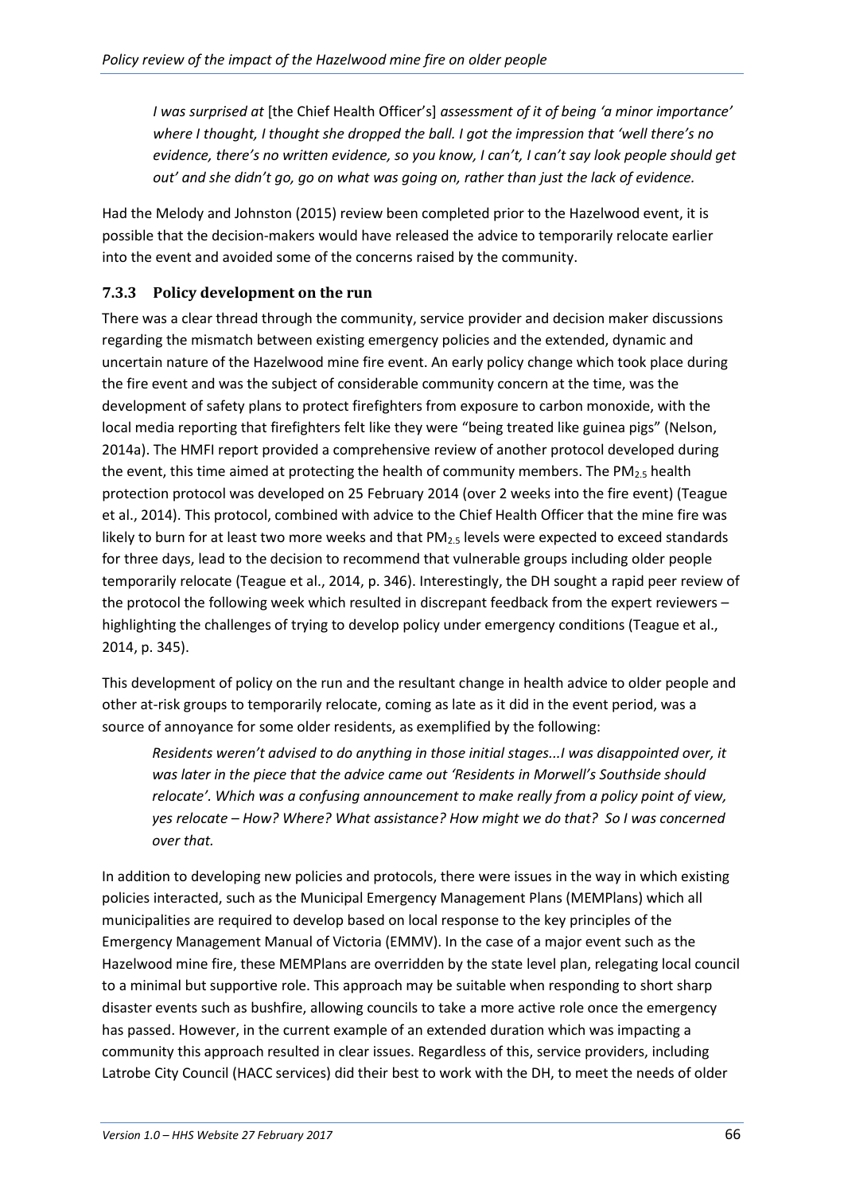*I was surprised at* [the Chief Health Officer's] *assessment of it of being 'a minor importance' where I thought, I thought she dropped the ball. I got the impression that 'well there's no evidence, there's no written evidence, so you know, I can't, I can't say look people should get out' and she didn't go, go on what was going on, rather than just the lack of evidence.*

Had the Melody and Johnston (2015) review been completed prior to the Hazelwood event, it is possible that the decision-makers would have released the advice to temporarily relocate earlier into the event and avoided some of the concerns raised by the community.

### 7.3.3 Policy development on the run

There was a clear thread through the community, service provider and decision maker discussions regarding the mismatch between existing emergency policies and the extended, dynamic and uncertain nature of the Hazelwood mine fire event. An early policy change which took place during the fire event and was the subject of considerable community concern at the time, was the development of safety plans to protect firefighters from exposure to carbon monoxide, with the local media reporting that firefighters felt like they were "being treated like guinea pigs" (Nelson, 2014a). The HMFI report provided a comprehensive review of another protocol developed during the event, this time aimed at protecting the health of community members. The $PM_{2.5}$ health protection protocol was developed on 25 February 2014 (over 2 weeks into the fire event) (Teague et al., 2014). This protocol, combined with advice to the Chief Health Officer that the mine fire was likely to burn for at least two more weeks and that $PM_{2.5}$ levels were expected to exceed standards for three days, lead to the decision to recommend that vulnerable groups including older people temporarily relocate (Teague et al., 2014, p. 346). Interestingly, the DH sought a rapid peer review of the protocol the following week which resulted in discrepant feedback from the expert reviewers – highlighting the challenges of trying to develop policy under emergency conditions (Teague et al., 2014, p. 345).

This development of policy on the run and the resultant change in health advice to older people and other at-risk groups to temporarily relocate, coming as late as it did in the event period, was a source of annoyance for some older residents, as exemplified by the following:

*Residents weren't advised to do anything in those initial stages...I was disappointed over, it was later in the piece that the advice came out 'Residents in Morwell's Southside should relocate'. Which was a confusing announcement to make really from a policy point of view, yes relocate – How? Where? What assistance? How might we do that? So I was concerned over that.*

In addition to developing new policies and protocols, there were issues in the way in which existing policies interacted, such as the Municipal Emergency Management Plans (MEMPlans) which all municipalities are required to develop based on local response to the key principles of the Emergency Management Manual of Victoria (EMMV). In the case of a major event such as the Hazelwood mine fire, these MEMPlans are overridden by the state level plan, relegating local council to a minimal but supportive role. This approach may be suitable when responding to short sharp disaster events such as bushfire, allowing councils to take a more active role once the emergency has passed. However, in the current example of an extended duration which was impacting a community this approach resulted in clear issues. Regardless of this, service providers, including Latrobe City Council (HACC services) did their best to work with the DH, to meet the needs of older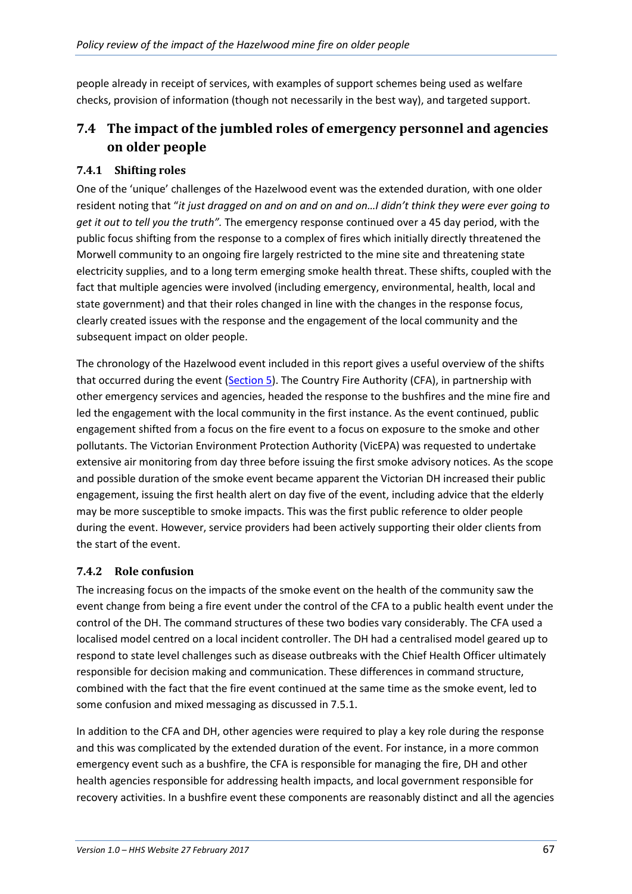people already in receipt of services, with examples of support schemes being used as welfare checks, provision of information (though not necessarily in the best way), and targeted support.

## 7.4 The impact of the jumbled roles of emergency personnel and agencies on older people

### 7.4.1 Shifting roles

One of the 'unique' challenges of the Hazelwood event was the extended duration, with one older resident noting that "*it just dragged on and on and on and on…I didn't think they were ever going to get it out to tell you the truth".* The emergency response continued over a 45 day period, with the public focus shifting from the response to a complex of fires which initially directly threatened the Morwell community to an ongoing fire largely restricted to the mine site and threatening state electricity supplies, and to a long term emerging smoke health threat. These shifts, coupled with the fact that multiple agencies were involved (including emergency, environmental, health, local and state government) and that their roles changed in line with the changes in the response focus, clearly created issues with the response and the engagement of the local community and the subsequent impact on older people.

The chronology of the Hazelwood event included in this report gives a useful overview of the shifts that occurred during the event (Section 5). The Country Fire Authority (CFA), in partnership with other emergency services and agencies, headed the response to the bushfires and the mine fire and led the engagement with the local community in the first instance. As the event continued, public engagement shifted from a focus on the fire event to a focus on exposure to the smoke and other pollutants. The Victorian Environment Protection Authority (VicEPA) was requested to undertake extensive air monitoring from day three before issuing the first smoke advisory notices. As the scope and possible duration of the smoke event became apparent the Victorian DH increased their public engagement, issuing the first health alert on day five of the event, including advice that the elderly may be more susceptible to smoke impacts. This was the first public reference to older people during the event. However, service providers had been actively supporting their older clients from the start of the event.

### 7.4.2 Role confusion

The increasing focus on the impacts of the smoke event on the health of the community saw the event change from being a fire event under the control of the CFA to a public health event under the control of the DH. The command structures of these two bodies vary considerably. The CFA used a localised model centred on a local incident controller. The DH had a centralised model geared up to respond to state level challenges such as disease outbreaks with the Chief Health Officer ultimately responsible for decision making and communication. These differences in command structure, combined with the fact that the fire event continued at the same time as the smoke event, led to some confusion and mixed messaging as discussed in 7.5.1.

In addition to the CFA and DH, other agencies were required to play a key role during the response and this was complicated by the extended duration of the event. For instance, in a more common emergency event such as a bushfire, the CFA is responsible for managing the fire, DH and other health agencies responsible for addressing health impacts, and local government responsible for recovery activities. In a bushfire event these components are reasonably distinct and all the agencies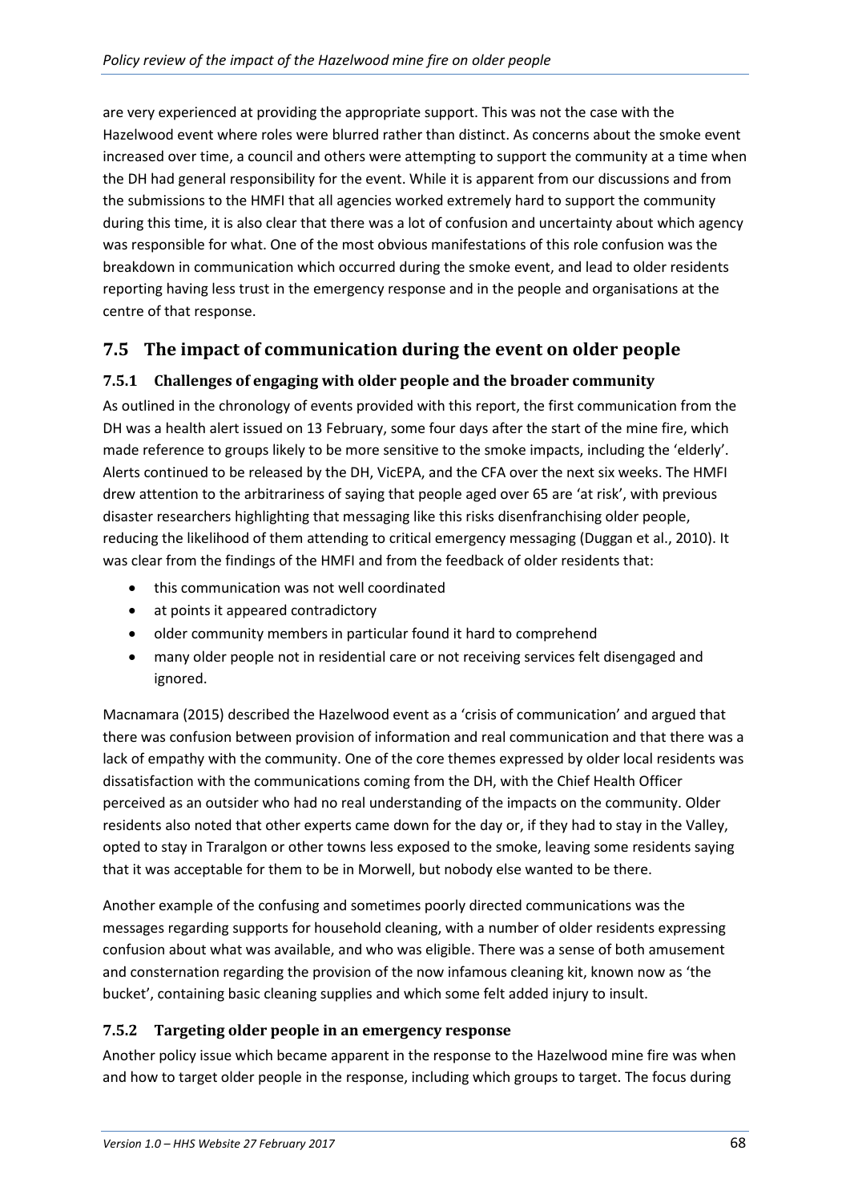are very experienced at providing the appropriate support. This was not the case with the Hazelwood event where roles were blurred rather than distinct. As concerns about the smoke event increased over time, a council and others were attempting to support the community at a time when the DH had general responsibility for the event. While it is apparent from our discussions and from the submissions to the HMFI that all agencies worked extremely hard to support the community during this time, it is also clear that there was a lot of confusion and uncertainty about which agency was responsible for what. One of the most obvious manifestations of this role confusion was the breakdown in communication which occurred during the smoke event, and lead to older residents reporting having less trust in the emergency response and in the people and organisations at the centre of that response.

## 7.5 The impact of communication during the event on older people

### 7.5.1 Challenges of engaging with older people and the broader community

As outlined in the chronology of events provided with this report, the first communication from the DH was a health alert issued on 13 February, some four days after the start of the mine fire, which made reference to groups likely to be more sensitive to the smoke impacts, including the 'elderly'. Alerts continued to be released by the DH, VicEPA, and the CFA over the next six weeks. The HMFI drew attention to the arbitrariness of saying that people aged over 65 are 'at risk', with previous disaster researchers highlighting that messaging like this risks disenfranchising older people, reducing the likelihood of them attending to critical emergency messaging (Duggan et al., 2010). It was clear from the findings of the HMFI and from the feedback of older residents that:

- this communication was not well coordinated
- at points it appeared contradictory
- older community members in particular found it hard to comprehend
- many older people not in residential care or not receiving services felt disengaged and ignored.

Macnamara (2015) described the Hazelwood event as a 'crisis of communication' and argued that there was confusion between provision of information and real communication and that there was a lack of empathy with the community. One of the core themes expressed by older local residents was dissatisfaction with the communications coming from the DH, with the Chief Health Officer perceived as an outsider who had no real understanding of the impacts on the community. Older residents also noted that other experts came down for the day or, if they had to stay in the Valley, opted to stay in Traralgon or other towns less exposed to the smoke, leaving some residents saying that it was acceptable for them to be in Morwell, but nobody else wanted to be there.

Another example of the confusing and sometimes poorly directed communications was the messages regarding supports for household cleaning, with a number of older residents expressing confusion about what was available, and who was eligible. There was a sense of both amusement and consternation regarding the provision of the now infamous cleaning kit, known now as 'the bucket', containing basic cleaning supplies and which some felt added injury to insult.

### 7.5.2 Targeting older people in an emergency response

Another policy issue which became apparent in the response to the Hazelwood mine fire was when and how to target older people in the response, including which groups to target. The focus during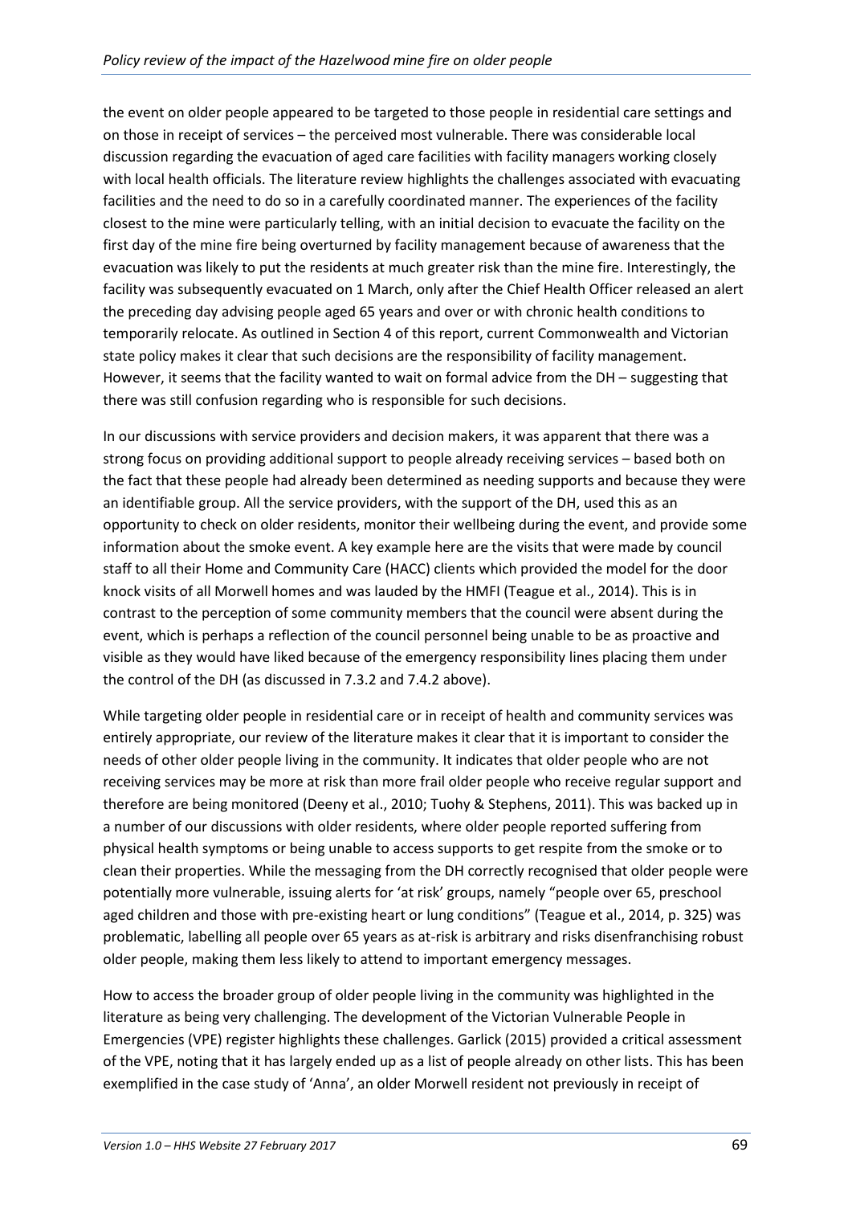the event on older people appeared to be targeted to those people in residential care settings and on those in receipt of services – the perceived most vulnerable. There was considerable local discussion regarding the evacuation of aged care facilities with facility managers working closely with local health officials. The literature review highlights the challenges associated with evacuating facilities and the need to do so in a carefully coordinated manner. The experiences of the facility closest to the mine were particularly telling, with an initial decision to evacuate the facility on the first day of the mine fire being overturned by facility management because of awareness that the evacuation was likely to put the residents at much greater risk than the mine fire. Interestingly, the facility was subsequently evacuated on 1 March, only after the Chief Health Officer released an alert the preceding day advising people aged 65 years and over or with chronic health conditions to temporarily relocate. As outlined in Section 4 of this report, current Commonwealth and Victorian state policy makes it clear that such decisions are the responsibility of facility management. However, it seems that the facility wanted to wait on formal advice from the DH – suggesting that there was still confusion regarding who is responsible for such decisions.

In our discussions with service providers and decision makers, it was apparent that there was a strong focus on providing additional support to people already receiving services – based both on the fact that these people had already been determined as needing supports and because they were an identifiable group. All the service providers, with the support of the DH, used this as an opportunity to check on older residents, monitor their wellbeing during the event, and provide some information about the smoke event. A key example here are the visits that were made by council staff to all their Home and Community Care (HACC) clients which provided the model for the door knock visits of all Morwell homes and was lauded by the HMFI (Teague et al., 2014). This is in contrast to the perception of some community members that the council were absent during the event, which is perhaps a reflection of the council personnel being unable to be as proactive and visible as they would have liked because of the emergency responsibility lines placing them under the control of the DH (as discussed in 7.3.2 and 7.4.2 above).

While targeting older people in residential care or in receipt of health and community services was entirely appropriate, our review of the literature makes it clear that it is important to consider the needs of other older people living in the community. It indicates that older people who are not receiving services may be more at risk than more frail older people who receive regular support and therefore are being monitored (Deeny et al., 2010; Tuohy & Stephens, 2011). This was backed up in a number of our discussions with older residents, where older people reported suffering from physical health symptoms or being unable to access supports to get respite from the smoke or to clean their properties. While the messaging from the DH correctly recognised that older people were potentially more vulnerable, issuing alerts for 'at risk' groups, namely "people over 65, preschool aged children and those with pre-existing heart or lung conditions" (Teague et al., 2014, p. 325) was problematic, labelling all people over 65 years as at-risk is arbitrary and risks disenfranchising robust older people, making them less likely to attend to important emergency messages.

How to access the broader group of older people living in the community was highlighted in the literature as being very challenging. The development of the Victorian Vulnerable People in Emergencies (VPE) register highlights these challenges. Garlick (2015) provided a critical assessment of the VPE, noting that it has largely ended up as a list of people already on other lists. This has been exemplified in the case study of 'Anna', an older Morwell resident not previously in receipt of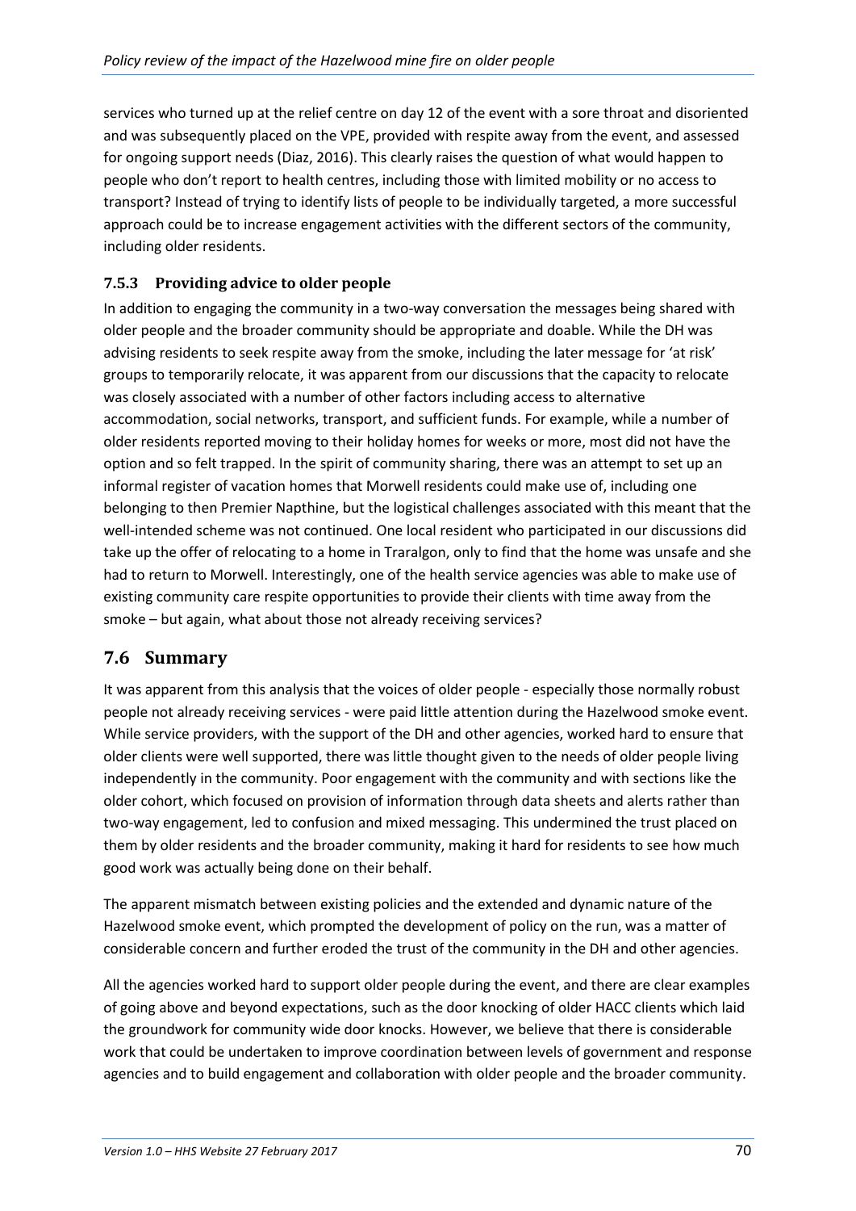services who turned up at the relief centre on day 12 of the event with a sore throat and disoriented and was subsequently placed on the VPE, provided with respite away from the event, and assessed for ongoing support needs (Diaz, 2016). This clearly raises the question of what would happen to people who don't report to health centres, including those with limited mobility or no access to transport? Instead of trying to identify lists of people to be individually targeted, a more successful approach could be to increase engagement activities with the different sectors of the community, including older residents.

### 7.5.3 Providing advice to older people

In addition to engaging the community in a two-way conversation the messages being shared with older people and the broader community should be appropriate and doable. While the DH was advising residents to seek respite away from the smoke, including the later message for 'at risk' groups to temporarily relocate, it was apparent from our discussions that the capacity to relocate was closely associated with a number of other factors including access to alternative accommodation, social networks, transport, and sufficient funds. For example, while a number of older residents reported moving to their holiday homes for weeks or more, most did not have the option and so felt trapped. In the spirit of community sharing, there was an attempt to set up an informal register of vacation homes that Morwell residents could make use of, including one belonging to then Premier Napthine, but the logistical challenges associated with this meant that the well-intended scheme was not continued. One local resident who participated in our discussions did take up the offer of relocating to a home in Traralgon, only to find that the home was unsafe and she had to return to Morwell. Interestingly, one of the health service agencies was able to make use of existing community care respite opportunities to provide their clients with time away from the smoke – but again, what about those not already receiving services?

## 7.6 Summary

It was apparent from this analysis that the voices of older people - especially those normally robust people not already receiving services - were paid little attention during the Hazelwood smoke event. While service providers, with the support of the DH and other agencies, worked hard to ensure that older clients were well supported, there was little thought given to the needs of older people living independently in the community. Poor engagement with the community and with sections like the older cohort, which focused on provision of information through data sheets and alerts rather than two-way engagement, led to confusion and mixed messaging. This undermined the trust placed on them by older residents and the broader community, making it hard for residents to see how much good work was actually being done on their behalf.

The apparent mismatch between existing policies and the extended and dynamic nature of the Hazelwood smoke event, which prompted the development of policy on the run, was a matter of considerable concern and further eroded the trust of the community in the DH and other agencies.

All the agencies worked hard to support older people during the event, and there are clear examples of going above and beyond expectations, such as the door knocking of older HACC clients which laid the groundwork for community wide door knocks. However, we believe that there is considerable work that could be undertaken to improve coordination between levels of government and response agencies and to build engagement and collaboration with older people and the broader community.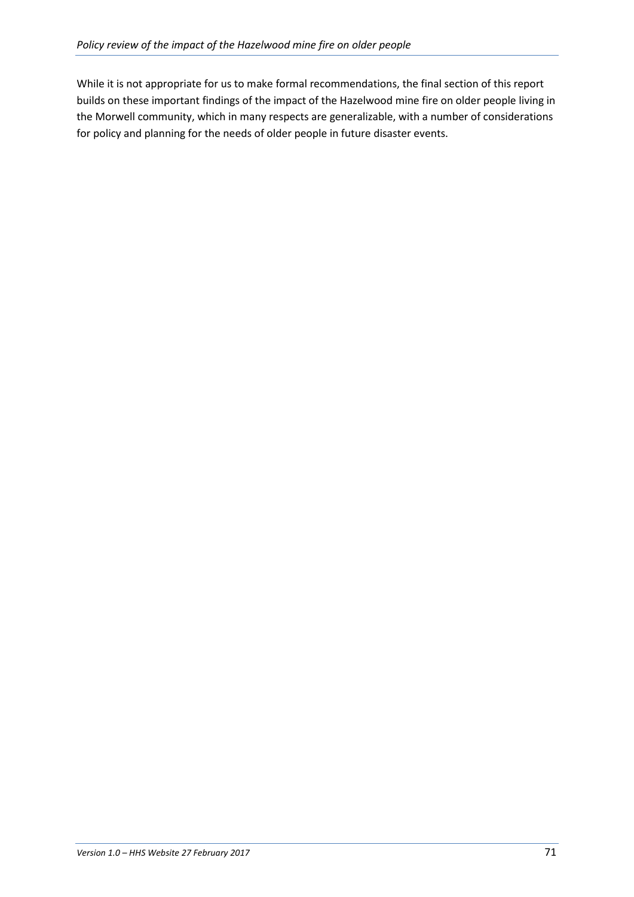While it is not appropriate for us to make formal recommendations, the final section of this report builds on these important findings of the impact of the Hazelwood mine fire on older people living in the Morwell community, which in many respects are generalizable, with a number of considerations for policy and planning for the needs of older people in future disaster events.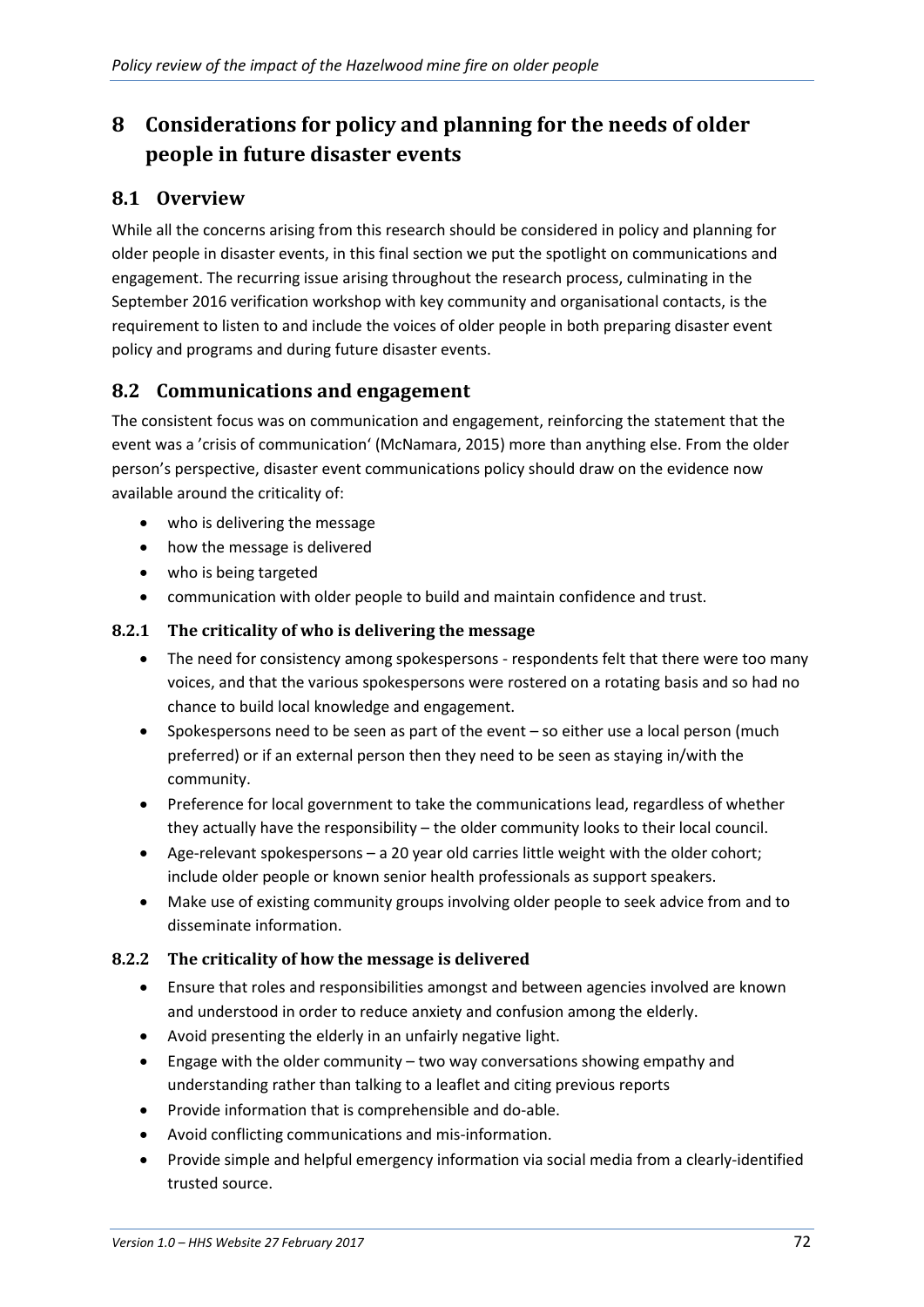# 8 Considerations for policy and planning for the needs of older people in future disaster events

## 8.1 Overview

While all the concerns arising from this research should be considered in policy and planning for older people in disaster events, in this final section we put the spotlight on communications and engagement. The recurring issue arising throughout the research process, culminating in the September 2016 verification workshop with key community and organisational contacts, is the requirement to listen to and include the voices of older people in both preparing disaster event policy and programs and during future disaster events.

## 8.2 Communications and engagement

The consistent focus was on communication and engagement, reinforcing the statement that the event was a 'crisis of communication' (McNamara, 2015) more than anything else. From the older person's perspective, disaster event communications policy should draw on the evidence now available around the criticality of:

- who is delivering the message
- how the message is delivered
- who is being targeted
- communication with older people to build and maintain confidence and trust.

### 8.2.1 The criticality of who is delivering the message

- The need for consistency among spokespersons - respondents felt that there were too many voices, and that the various spokespersons were rostered on a rotating basis and so had no chance to build local knowledge and engagement.
- Spokespersons need to be seen as part of the event – so either use a local person (much preferred) or if an external person then they need to be seen as staying in/with the community.
- Preference for local government to take the communications lead, regardless of whether they actually have the responsibility – the older community looks to their local council.
- Age-relevant spokespersons – a 20 year old carries little weight with the older cohort; include older people or known senior health professionals as support speakers.
- Make use of existing community groups involving older people to seek advice from and to disseminate information.

### 8.2.2 The criticality of how the message is delivered

- Ensure that roles and responsibilities amongst and between agencies involved are known and understood in order to reduce anxiety and confusion among the elderly.
- Avoid presenting the elderly in an unfairly negative light.
- Engage with the older community – two way conversations showing empathy and understanding rather than talking to a leaflet and citing previous reports
- Provide information that is comprehensible and do-able.
- Avoid conflicting communications and mis-information.
- Provide simple and helpful emergency information via social media from a clearly-identified trusted source.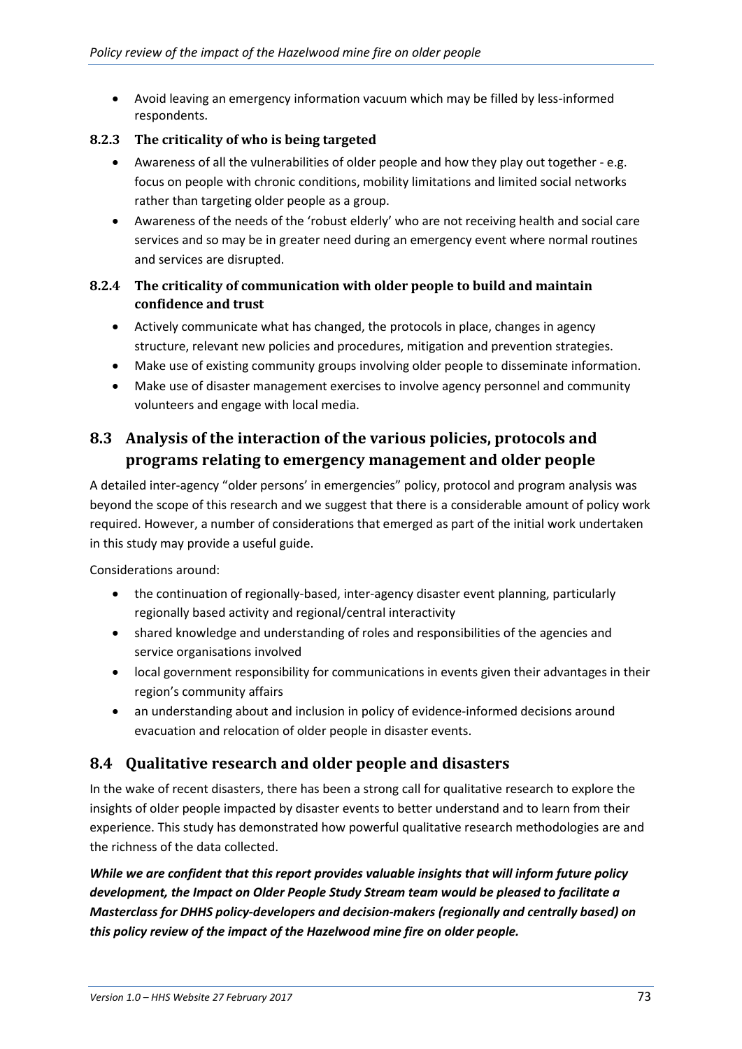- Avoid leaving an emergency information vacuum which may be filled by less-informed respondents.

### 8.2.3 The criticality of who is being targeted

- Awareness of all the vulnerabilities of older people and how they play out together - e.g. focus on people with chronic conditions, mobility limitations and limited social networks rather than targeting older people as a group.
- Awareness of the needs of the 'robust elderly' who are not receiving health and social care services and so may be in greater need during an emergency event where normal routines and services are disrupted.

### 8.2.4 The criticality of communication with older people to build and maintain confidence and trust

- Actively communicate what has changed, the protocols in place, changes in agency structure, relevant new policies and procedures, mitigation and prevention strategies.
- Make use of existing community groups involving older people to disseminate information.
- Make use of disaster management exercises to involve agency personnel and community volunteers and engage with local media.

## 8.3 Analysis of the interaction of the various policies, protocols and programs relating to emergency management and older people

A detailed inter-agency "older persons' in emergencies" policy, protocol and program analysis was beyond the scope of this research and we suggest that there is a considerable amount of policy work required. However, a number of considerations that emerged as part of the initial work undertaken in this study may provide a useful guide.

Considerations around:

- the continuation of regionally-based, inter-agency disaster event planning, particularly regionally based activity and regional/central interactivity
- shared knowledge and understanding of roles and responsibilities of the agencies and service organisations involved
- local government responsibility for communications in events given their advantages in their region's community affairs
- an understanding about and inclusion in policy of evidence-informed decisions around evacuation and relocation of older people in disaster events.

## 8.4 Qualitative research and older people and disasters

In the wake of recent disasters, there has been a strong call for qualitative research to explore the insights of older people impacted by disaster events to better understand and to learn from their experience. This study has demonstrated how powerful qualitative research methodologies are and the richness of the data collected.

***While we are confident that this report provides valuable insights that will inform future policy development, the Impact on Older People Study Stream team would be pleased to facilitate a Masterclass for DHHS policy-developers and decision-makers (regionally and centrally based) on this policy review of the impact of the Hazelwood mine fire on older people.***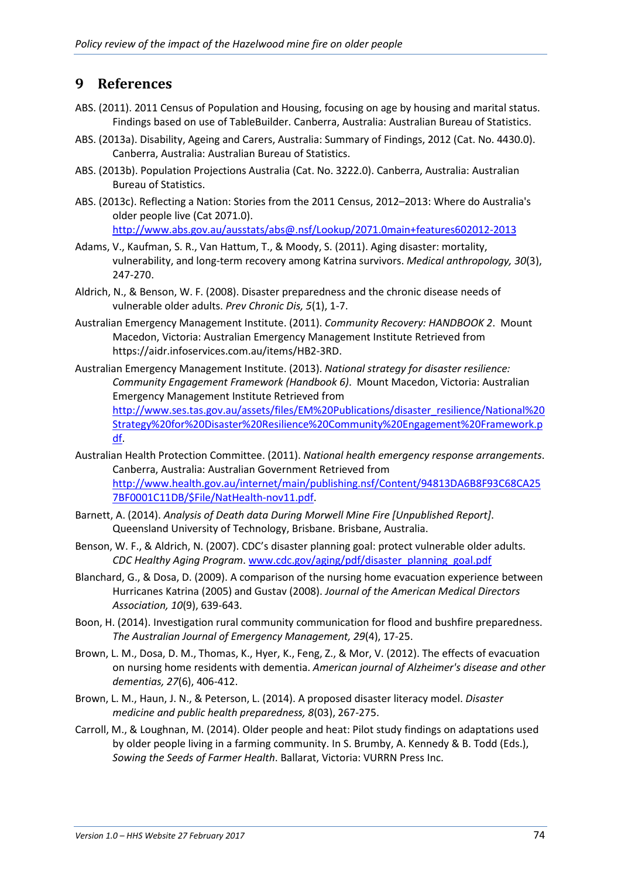## 9 References

ABS. (2011). 2011 Census of Population and Housing, focusing on age by housing and marital status. Findings based on use of TableBuilder. Canberra, Australia: Australian Bureau of Statistics.

ABS. (2013a). Disability, Ageing and Carers, Australia: Summary of Findings, 2012 (Cat. No. 4430.0). Canberra, Australia: Australian Bureau of Statistics.

ABS. (2013b). Population Projections Australia (Cat. No. 3222.0). Canberra, Australia: Australian Bureau of Statistics.

ABS. (2013c). Reflecting a Nation: Stories from the 2011 Census, 2012–2013: Where do Australia's older people live (Cat 2071.0). http://www.abs.gov.au/ausstats/abs@.nsf/Lookup/2071.0main+features602012-2013

Adams, V., Kaufman, S. R., Van Hattum, T., & Moody, S. (2011). Aging disaster: mortality, vulnerability, and long-term recovery among Katrina survivors. *Medical anthropology, 30*(3), 247-270.

Aldrich, N., & Benson, W. F. (2008). Disaster preparedness and the chronic disease needs of vulnerable older adults. *Prev Chronic Dis, 5*(1), 1-7.

Australian Emergency Management Institute. (2011). *Community Recovery: HANDBOOK 2*. Mount Macedon, Victoria: Australian Emergency Management Institute Retrieved from https://aidr.infoservices.com.au/items/HB2-3RD.

Australian Emergency Management Institute. (2013). *National strategy for disaster resilience: Community Engagement Framework (Handbook 6)*. Mount Macedon, Victoria: Australian Emergency Management Institute Retrieved from http://www.ses.tas.gov.au/assets/files/EM%20Publications/disaster_resilience/National%20Strategy%20for%20Disaster%20Resilience%20Community%20Engagement%20Framework.pdf.

Australian Health Protection Committee. (2011). *National health emergency response arrangements*. Canberra, Australia: Australian Government Retrieved from http://www.health.gov.au/internet/main/publishing.nsf/Content/94813DA6B8F93C68CA257BF0001C11DB/$File/NatHealth-nov11.pdf.

Barnett, A. (2014). *Analysis of Death data During Morwell Mine Fire [Unpublished Report]*. Queensland University of Technology, Brisbane. Brisbane, Australia.

Benson, W. F., & Aldrich, N. (2007). CDC's disaster planning goal: protect vulnerable older adults. *CDC Healthy Aging Program*. www.cdc.gov/aging/pdf/disaster_planning_goal.pdf

Blanchard, G., & Dosa, D. (2009). A comparison of the nursing home evacuation experience between Hurricanes Katrina (2005) and Gustav (2008). *Journal of the American Medical Directors Association, 10*(9), 639-643.

Boon, H. (2014). Investigation rural community communication for flood and bushfire preparedness. *The Australian Journal of Emergency Management, 29*(4), 17-25.

Brown, L. M., Dosa, D. M., Thomas, K., Hyer, K., Feng, Z., & Mor, V. (2012). The effects of evacuation on nursing home residents with dementia. *American journal of Alzheimer's disease and other dementias, 27*(6), 406-412.

Brown, L. M., Haun, J. N., & Peterson, L. (2014). A proposed disaster literacy model. *Disaster medicine and public health preparedness, 8*(03), 267-275.

Carroll, M., & Loughnan, M. (2014). Older people and heat: Pilot study findings on adaptations used by older people living in a farming community. In S. Brumby, A. Kennedy & B. Todd (Eds.), *Sowing the Seeds of Farmer Health*. Ballarat, Victoria: VURRN Press Inc.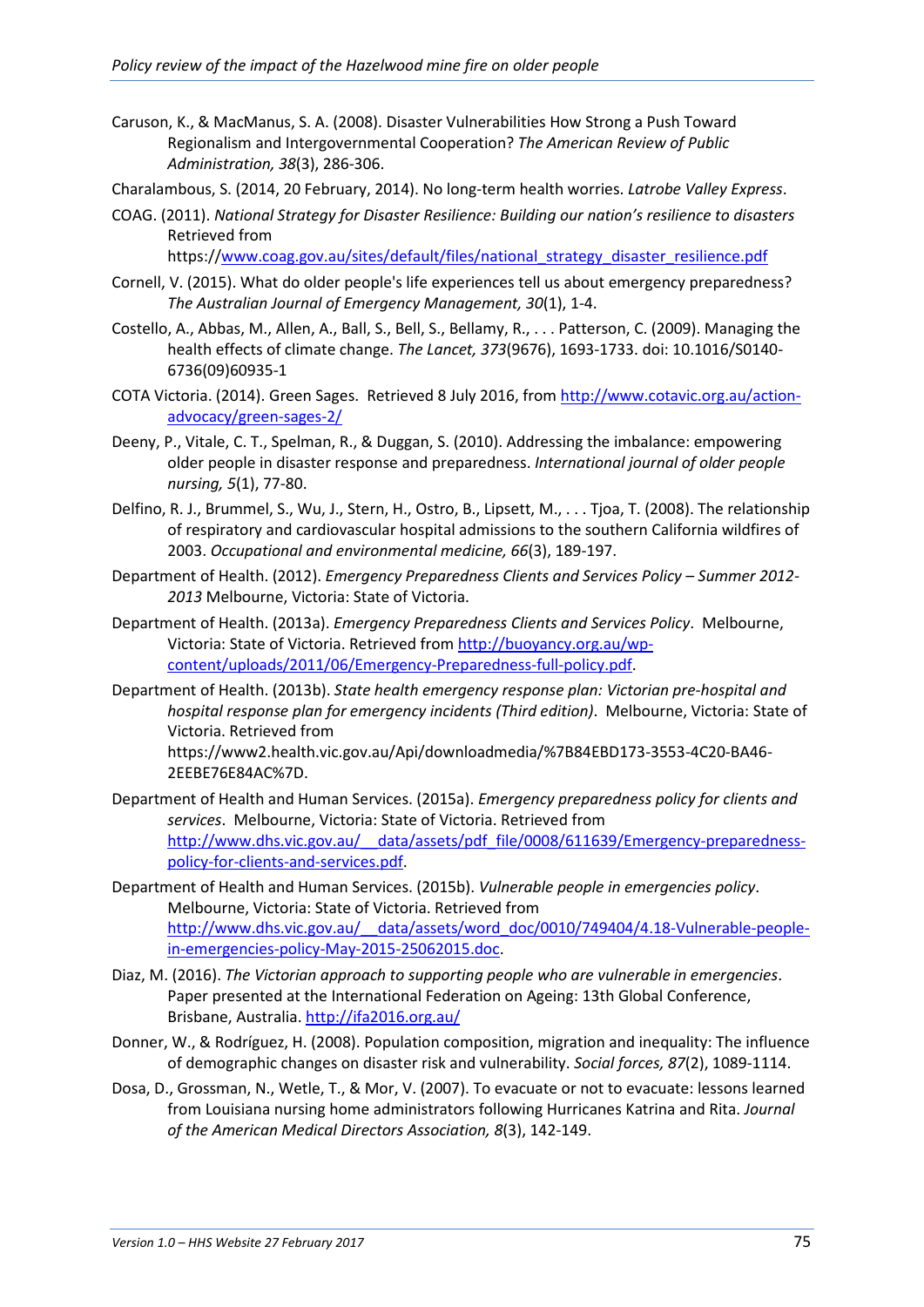Caruson, K., & MacManus, S. A. (2008). Disaster Vulnerabilities How Strong a Push Toward Regionalism and Intergovernmental Cooperation? *The American Review of Public Administration, 38*(3), 286-306.

Charalambous, S. (2014, 20 February, 2014). No long-term health worries. *Latrobe Valley Express*.

COAG. (2011). *National Strategy for Disaster Resilience: Building our nation's resilience to disasters* Retrieved from https://www.coag.gov.au/sites/default/files/national_strategy_disaster_resilience.pdf

Cornell, V. (2015). What do older people's life experiences tell us about emergency preparedness? *The Australian Journal of Emergency Management, 30*(1), 1-4.

Costello, A., Abbas, M., Allen, A., Ball, S., Bell, S., Bellamy, R., . . . Patterson, C. (2009). Managing the health effects of climate change. *The Lancet, 373*(9676), 1693-1733. doi: 10.1016/S0140-6736(09)60935-1

COTA Victoria. (2014). Green Sages. Retrieved 8 July 2016, from http://www.cotavic.org.au/action-advocacy/green-sages-2/

Deeny, P., Vitale, C. T., Spelman, R., & Duggan, S. (2010). Addressing the imbalance: empowering older people in disaster response and preparedness. *International journal of older people nursing, 5*(1), 77-80.

Delfino, R. J., Brummel, S., Wu, J., Stern, H., Ostro, B., Lipsett, M., . . . Tjoa, T. (2008). The relationship of respiratory and cardiovascular hospital admissions to the southern California wildfires of 2003. *Occupational and environmental medicine, 66*(3), 189-197.

Department of Health. (2012). *Emergency Preparedness Clients and Services Policy – Summer 2012-2013* Melbourne, Victoria: State of Victoria.

Department of Health. (2013a). *Emergency Preparedness Clients and Services Policy*. Melbourne, Victoria: State of Victoria. Retrieved from http://buoyancy.org.au/wp-content/uploads/2011/06/Emergency-Preparedness-full-policy.pdf.

Department of Health. (2013b). *State health emergency response plan: Victorian pre-hospital and hospital response plan for emergency incidents (Third edition)*. Melbourne, Victoria: State of Victoria. Retrieved from https://www2.health.vic.gov.au/Api/downloadmedia/%7B84EBD173-3553-4C20-BA46-2EEBE76E84AC%7D.

Department of Health and Human Services. (2015a). *Emergency preparedness policy for clients and services*. Melbourne, Victoria: State of Victoria. Retrieved from http://www.dhs.vic.gov.au/__data/assets/pdf_file/0008/611639/Emergency-preparedness-policy-for-clients-and-services.pdf.

Department of Health and Human Services. (2015b). *Vulnerable people in emergencies policy*. Melbourne, Victoria: State of Victoria. Retrieved from http://www.dhs.vic.gov.au/__data/assets/word_doc/0010/749404/4.18-Vulnerable-people-in-emergencies-policy-May-2015-25062015.doc.

Diaz, M. (2016). *The Victorian approach to supporting people who are vulnerable in emergencies*. Paper presented at the International Federation on Ageing: 13th Global Conference, Brisbane, Australia. http://ifa2016.org.au/

Donner, W., & Rodríguez, H. (2008). Population composition, migration and inequality: The influence of demographic changes on disaster risk and vulnerability. *Social forces, 87*(2), 1089-1114.

Dosa, D., Grossman, N., Wetle, T., & Mor, V. (2007). To evacuate or not to evacuate: lessons learned from Louisiana nursing home administrators following Hurricanes Katrina and Rita. *Journal of the American Medical Directors Association, 8*(3), 142-149.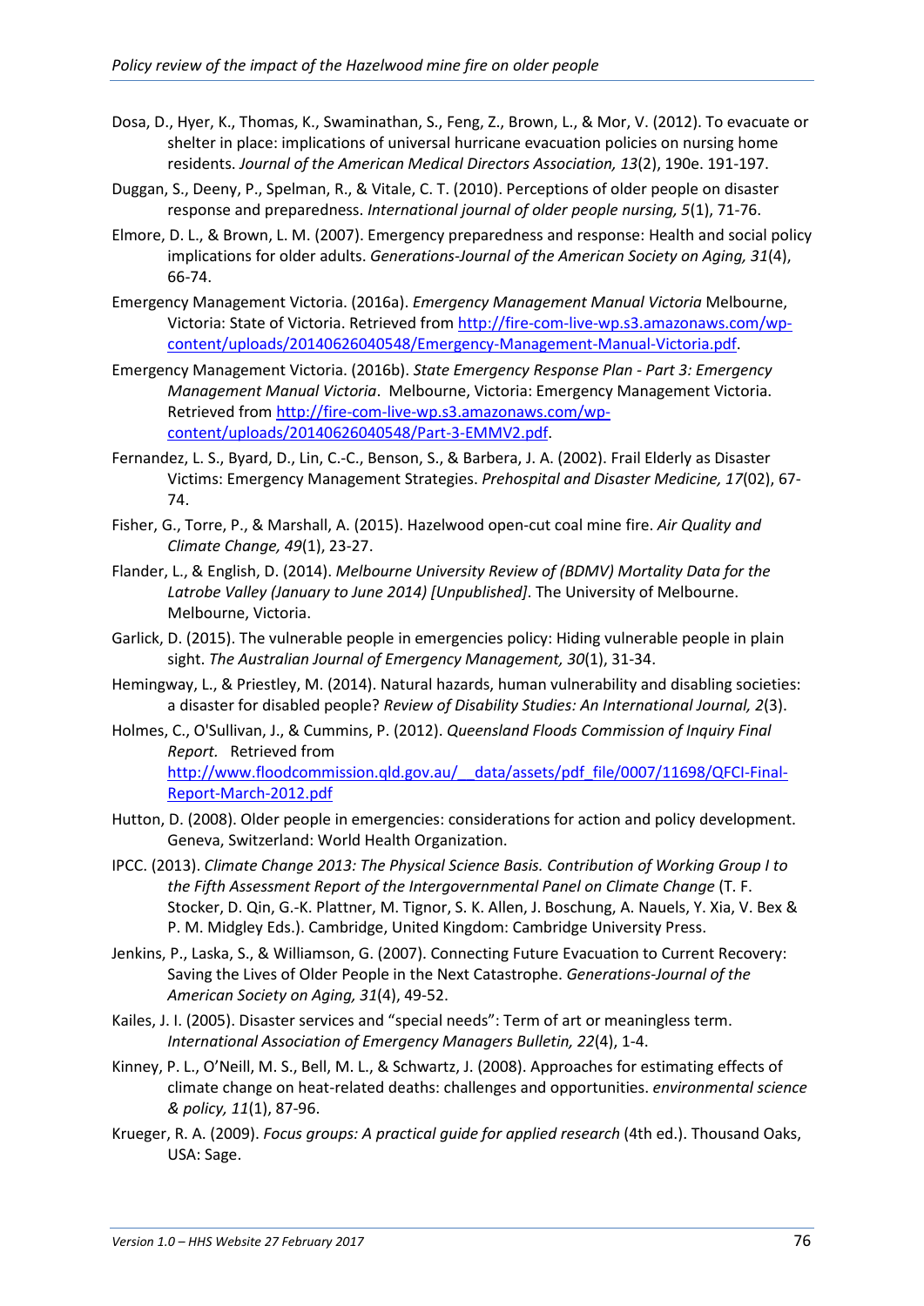Dosa, D., Hyer, K., Thomas, K., Swaminathan, S., Feng, Z., Brown, L., & Mor, V. (2012). To evacuate or shelter in place: implications of universal hurricane evacuation policies on nursing home residents. *Journal of the American Medical Directors Association, 13*(2), 190e. 191-197.

Duggan, S., Deeny, P., Spelman, R., & Vitale, C. T. (2010). Perceptions of older people on disaster response and preparedness. *International journal of older people nursing, 5*(1), 71-76.

Elmore, D. L., & Brown, L. M. (2007). Emergency preparedness and response: Health and social policy implications for older adults. *Generations-Journal of the American Society on Aging, 31*(4), 66-74.

Emergency Management Victoria. (2016a). *Emergency Management Manual Victoria* Melbourne, Victoria: State of Victoria. Retrieved from http://fire-com-live-wp.s3.amazonaws.com/wp-content/uploads/20140626040548/Emergency-Management-Manual-Victoria.pdf.

Emergency Management Victoria. (2016b). *State Emergency Response Plan - Part 3: Emergency Management Manual Victoria*. Melbourne, Victoria: Emergency Management Victoria. Retrieved from http://fire-com-live-wp.s3.amazonaws.com/wp-content/uploads/20140626040548/Part-3-EMMV2.pdf.

Fernandez, L. S., Byard, D., Lin, C.-C., Benson, S., & Barbera, J. A. (2002). Frail Elderly as Disaster Victims: Emergency Management Strategies. *Prehospital and Disaster Medicine, 17*(02), 67-74.

Fisher, G., Torre, P., & Marshall, A. (2015). Hazelwood open-cut coal mine fire. *Air Quality and Climate Change, 49*(1), 23-27.

Flander, L., & English, D. (2014). *Melbourne University Review of (BDMV) Mortality Data for the Latrobe Valley (January to June 2014) [Unpublished]*. The University of Melbourne. Melbourne, Victoria.

Garlick, D. (2015). The vulnerable people in emergencies policy: Hiding vulnerable people in plain sight. *The Australian Journal of Emergency Management, 30*(1), 31-34.

Hemingway, L., & Priestley, M. (2014). Natural hazards, human vulnerability and disabling societies: a disaster for disabled people? *Review of Disability Studies: An International Journal, 2*(3).

Holmes, C., O'Sullivan, J., & Cummins, P. (2012). *Queensland Floods Commission of Inquiry Final Report.* Retrieved from http://www.floodcommission.qld.gov.au/__data/assets/pdf_file/0007/11698/QFCI-Final-Report-March-2012.pdf

Hutton, D. (2008). Older people in emergencies: considerations for action and policy development. Geneva, Switzerland: World Health Organization.

IPCC. (2013). *Climate Change 2013: The Physical Science Basis. Contribution of Working Group I to the Fifth Assessment Report of the Intergovernmental Panel on Climate Change* (T. F. Stocker, D. Qin, G.-K. Plattner, M. Tignor, S. K. Allen, J. Boschung, A. Nauels, Y. Xia, V. Bex & P. M. Midgley Eds.). Cambridge, United Kingdom: Cambridge University Press.

Jenkins, P., Laska, S., & Williamson, G. (2007). Connecting Future Evacuation to Current Recovery: Saving the Lives of Older People in the Next Catastrophe. *Generations-Journal of the American Society on Aging, 31*(4), 49-52.

Kailes, J. I. (2005). Disaster services and "special needs": Term of art or meaningless term. *International Association of Emergency Managers Bulletin, 22*(4), 1-4.

Kinney, P. L., O'Neill, M. S., Bell, M. L., & Schwartz, J. (2008). Approaches for estimating effects of climate change on heat-related deaths: challenges and opportunities. *environmental science & policy, 11*(1), 87-96.

Krueger, R. A. (2009). *Focus groups: A practical guide for applied research* (4th ed.). Thousand Oaks, USA: Sage.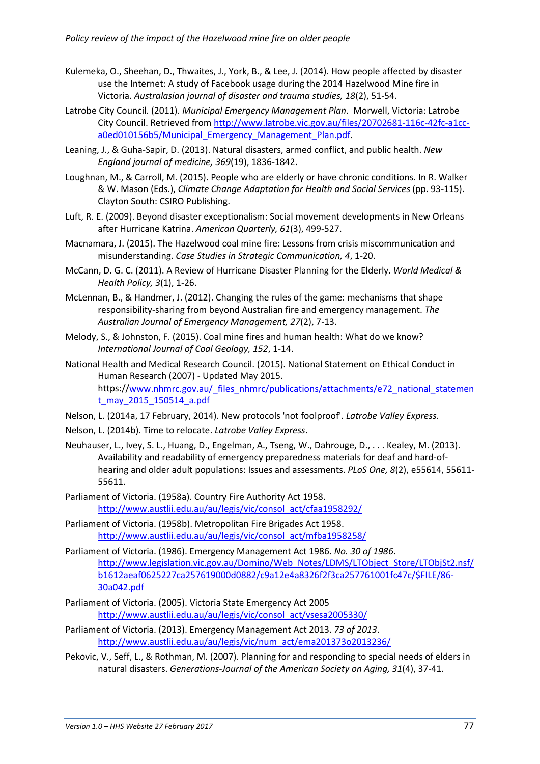Kulemeka, O., Sheehan, D., Thwaites, J., York, B., & Lee, J. (2014). How people affected by disaster use the Internet: A study of Facebook usage during the 2014 Hazelwood Mine fire in Victoria. *Australasian journal of disaster and trauma studies, 18*(2), 51-54.

Latrobe City Council. (2011). *Municipal Emergency Management Plan*. Morwell, Victoria: Latrobe City Council. Retrieved from http://www.latrobe.vic.gov.au/files/20702681-116c-42fc-a1cc-a0ed010156b5/Municipal_Emergency_Management_Plan.pdf.

Leaning, J., & Guha-Sapir, D. (2013). Natural disasters, armed conflict, and public health. *New England journal of medicine, 369*(19), 1836-1842.

Loughnan, M., & Carroll, M. (2015). People who are elderly or have chronic conditions. In R. Walker & W. Mason (Eds.), *Climate Change Adaptation for Health and Social Services* (pp. 93-115). Clayton South: CSIRO Publishing.

Luft, R. E. (2009). Beyond disaster exceptionalism: Social movement developments in New Orleans after Hurricane Katrina. *American Quarterly, 61*(3), 499-527.

Macnamara, J. (2015). The Hazelwood coal mine fire: Lessons from crisis miscommunication and misunderstanding. *Case Studies in Strategic Communication, 4*, 1-20.

McCann, D. G. C. (2011). A Review of Hurricane Disaster Planning for the Elderly. *World Medical & Health Policy, 3*(1), 1-26.

McLennan, B., & Handmer, J. (2012). Changing the rules of the game: mechanisms that shape responsibility-sharing from beyond Australian fire and emergency management. *The Australian Journal of Emergency Management, 27*(2), 7-13.

Melody, S., & Johnston, F. (2015). Coal mine fires and human health: What do we know? *International Journal of Coal Geology, 152*, 1-14.

National Health and Medical Research Council. (2015). National Statement on Ethical Conduct in Human Research (2007) - Updated May 2015. https://www.nhmrc.gov.au/_files_nhmrc/publications/attachments/e72_national_statement_may_2015_150514_a.pdf

Nelson, L. (2014a, 17 February, 2014). New protocols 'not foolproof'. *Latrobe Valley Express*.

Nelson, L. (2014b). Time to relocate. *Latrobe Valley Express*.

Neuhauser, L., Ivey, S. L., Huang, D., Engelman, A., Tseng, W., Dahrouge, D., . . . Kealey, M. (2013). Availability and readability of emergency preparedness materials for deaf and hard-of-hearing and older adult populations: Issues and assessments. *PLoS One, 8*(2), e55614, 55611-55611.

Parliament of Victoria. (1958a). Country Fire Authority Act 1958. http://www.austlii.edu.au/au/legis/vic/consol_act/cfaa1958292/

Parliament of Victoria. (1958b). Metropolitan Fire Brigades Act 1958. http://www.austlii.edu.au/au/legis/vic/consol_act/mfba1958258/

Parliament of Victoria. (1986). Emergency Management Act 1986. *No. 30 of 1986*. http://www.legislation.vic.gov.au/Domino/Web_Notes/LDMS/LTObject_Store/LTObjSt2.nsf/b1612aeaf0625227ca257619000d0882/c9a12e4a8326f2f3ca257761001fc47c/$FILE/86-30a042.pdf

Parliament of Victoria. (2005). Victoria State Emergency Act 2005 http://www.austlii.edu.au/au/legis/vic/consol_act/vsesa2005330/

Parliament of Victoria. (2013). Emergency Management Act 2013. *73 of 2013*. http://www.austlii.edu.au/au/legis/vic/num_act/ema201373o2013236/

Pekovic, V., Seff, L., & Rothman, M. (2007). Planning for and responding to special needs of elders in natural disasters. *Generations-Journal of the American Society on Aging, 31*(4), 37-41.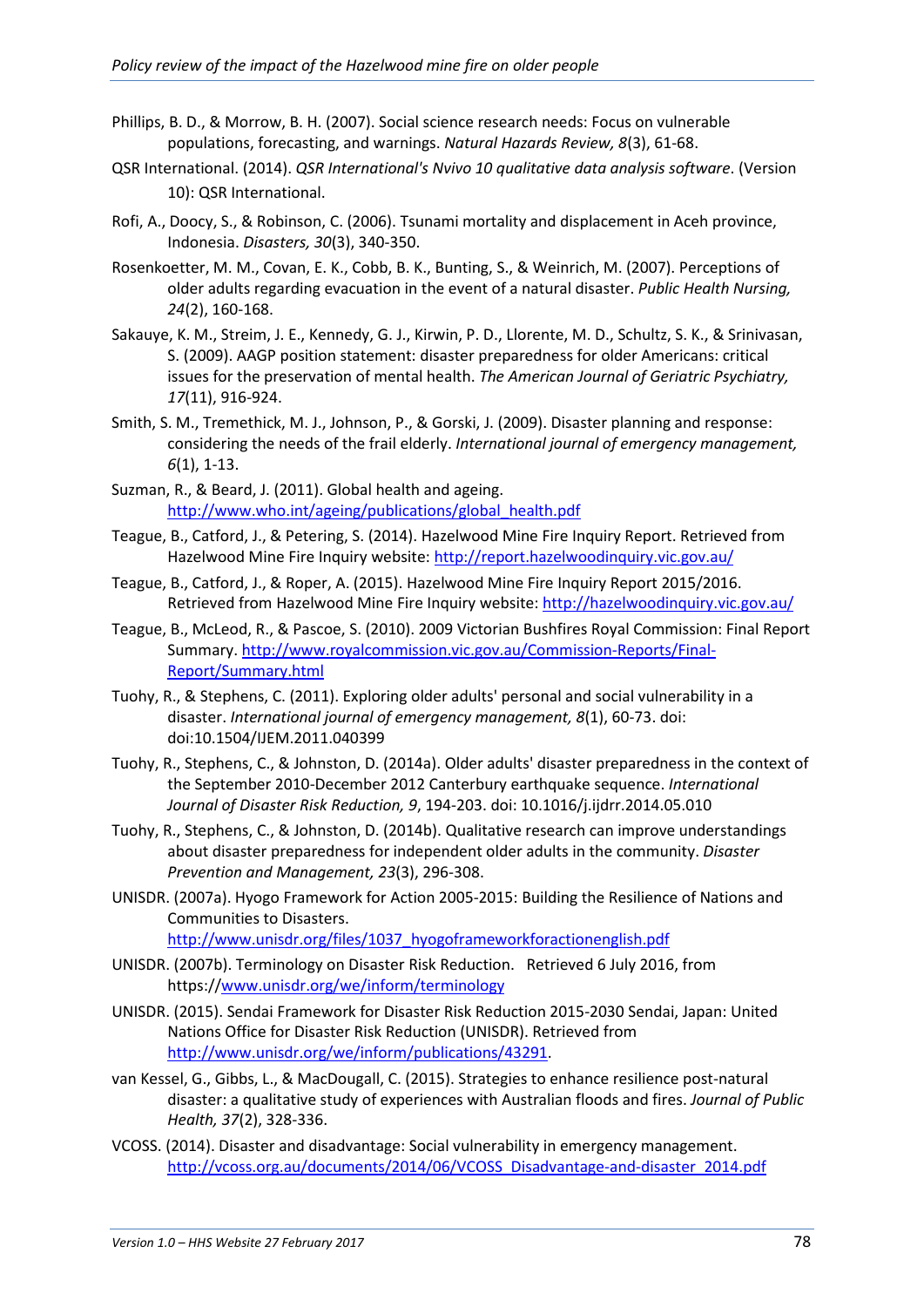Phillips, B. D., & Morrow, B. H. (2007). Social science research needs: Focus on vulnerable populations, forecasting, and warnings. *Natural Hazards Review, 8*(3), 61-68.

QSR International. (2014). *QSR International's Nvivo 10 qualitative data analysis software*. (Version 10): QSR International.

Rofi, A., Doocy, S., & Robinson, C. (2006). Tsunami mortality and displacement in Aceh province, Indonesia. *Disasters, 30*(3), 340-350.

Rosenkoetter, M. M., Covan, E. K., Cobb, B. K., Bunting, S., & Weinrich, M. (2007). Perceptions of older adults regarding evacuation in the event of a natural disaster. *Public Health Nursing, 24*(2), 160-168.

Sakauye, K. M., Streim, J. E., Kennedy, G. J., Kirwin, P. D., Llorente, M. D., Schultz, S. K., & Srinivasan, S. (2009). AAGP position statement: disaster preparedness for older Americans: critical issues for the preservation of mental health. *The American Journal of Geriatric Psychiatry, 17*(11), 916-924.

Smith, S. M., Tremethick, M. J., Johnson, P., & Gorski, J. (2009). Disaster planning and response: considering the needs of the frail elderly. *International journal of emergency management, 6*(1), 1-13.

Suzman, R., & Beard, J. (2011). Global health and ageing. http://www.who.int/ageing/publications/global_health.pdf

Teague, B., Catford, J., & Petering, S. (2014). Hazelwood Mine Fire Inquiry Report. Retrieved from Hazelwood Mine Fire Inquiry website: http://report.hazelwoodinquiry.vic.gov.au/

Teague, B., Catford, J., & Roper, A. (2015). Hazelwood Mine Fire Inquiry Report 2015/2016. Retrieved from Hazelwood Mine Fire Inquiry website: http://hazelwoodinquiry.vic.gov.au/

Teague, B., McLeod, R., & Pascoe, S. (2010). 2009 Victorian Bushfires Royal Commission: Final Report Summary. http://www.royalcommission.vic.gov.au/Commission-Reports/Final-Report/Summary.html

Tuohy, R., & Stephens, C. (2011). Exploring older adults' personal and social vulnerability in a disaster. *International journal of emergency management, 8*(1), 60-73. doi: doi:10.1504/IJEM.2011.040399

Tuohy, R., Stephens, C., & Johnston, D. (2014a). Older adults' disaster preparedness in the context of the September 2010-December 2012 Canterbury earthquake sequence. *International Journal of Disaster Risk Reduction, 9*, 194-203. doi: 10.1016/j.ijdrr.2014.05.010

Tuohy, R., Stephens, C., & Johnston, D. (2014b). Qualitative research can improve understandings about disaster preparedness for independent older adults in the community. *Disaster Prevention and Management, 23*(3), 296-308.

UNISDR. (2007a). Hyogo Framework for Action 2005-2015: Building the Resilience of Nations and Communities to Disasters. http://www.unisdr.org/files/1037_hyogoframeworkforactionenglish.pdf

UNISDR. (2007b). Terminology on Disaster Risk Reduction. Retrieved 6 July 2016, from https://www.unisdr.org/we/inform/terminology

UNISDR. (2015). Sendai Framework for Disaster Risk Reduction 2015-2030 Sendai, Japan: United Nations Office for Disaster Risk Reduction (UNISDR). Retrieved from http://www.unisdr.org/we/inform/publications/43291.

van Kessel, G., Gibbs, L., & MacDougall, C. (2015). Strategies to enhance resilience post-natural disaster: a qualitative study of experiences with Australian floods and fires. *Journal of Public Health, 37*(2), 328-336.

VCOSS. (2014). Disaster and disadvantage: Social vulnerability in emergency management. http://vcoss.org.au/documents/2014/06/VCOSS_Disadvantage-and-disaster_2014.pdf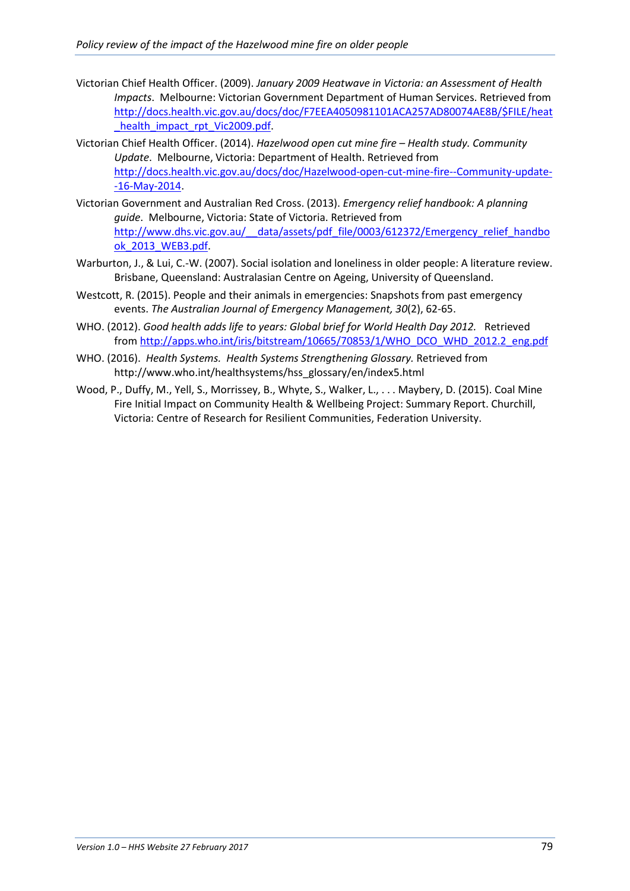Victorian Chief Health Officer. (2009). *January 2009 Heatwave in Victoria: an Assessment of Health Impacts*. Melbourne: Victorian Government Department of Human Services. Retrieved from http://docs.health.vic.gov.au/docs/doc/F7EEA4050981101ACA257AD80074AE8B/$FILE/heat_health_impact_rpt_Vic2009.pdf.

Victorian Chief Health Officer. (2014). *Hazelwood open cut mine fire – Health study. Community Update*. Melbourne, Victoria: Department of Health. Retrieved from http://docs.health.vic.gov.au/docs/doc/Hazelwood-open-cut-mine-fire--Community-update--16-May-2014.

Victorian Government and Australian Red Cross. (2013). *Emergency relief handbook: A planning guide*. Melbourne, Victoria: State of Victoria. Retrieved from http://www.dhs.vic.gov.au/__data/assets/pdf_file/0003/612372/Emergency_relief_handbook_2013_WEB3.pdf.

Warburton, J., & Lui, C.-W. (2007). Social isolation and loneliness in older people: A literature review. Brisbane, Queensland: Australasian Centre on Ageing, University of Queensland.

Westcott, R. (2015). People and their animals in emergencies: Snapshots from past emergency events. *The Australian Journal of Emergency Management, 30*(2), 62-65.

WHO. (2012). *Good health adds life to years: Global brief for World Health Day 2012.* Retrieved from http://apps.who.int/iris/bitstream/10665/70853/1/WHO_DCO_WHD_2012.2_eng.pdf

WHO. (2016). *Health Systems. Health Systems Strengthening Glossary.* Retrieved from http://www.who.int/healthsystems/hss_glossary/en/index5.html

Wood, P., Duffy, M., Yell, S., Morrissey, B., Whyte, S., Walker, L., . . . Maybery, D. (2015). Coal Mine Fire Initial Impact on Community Health & Wellbeing Project: Summary Report. Churchill, Victoria: Centre of Research for Resilient Communities, Federation University.